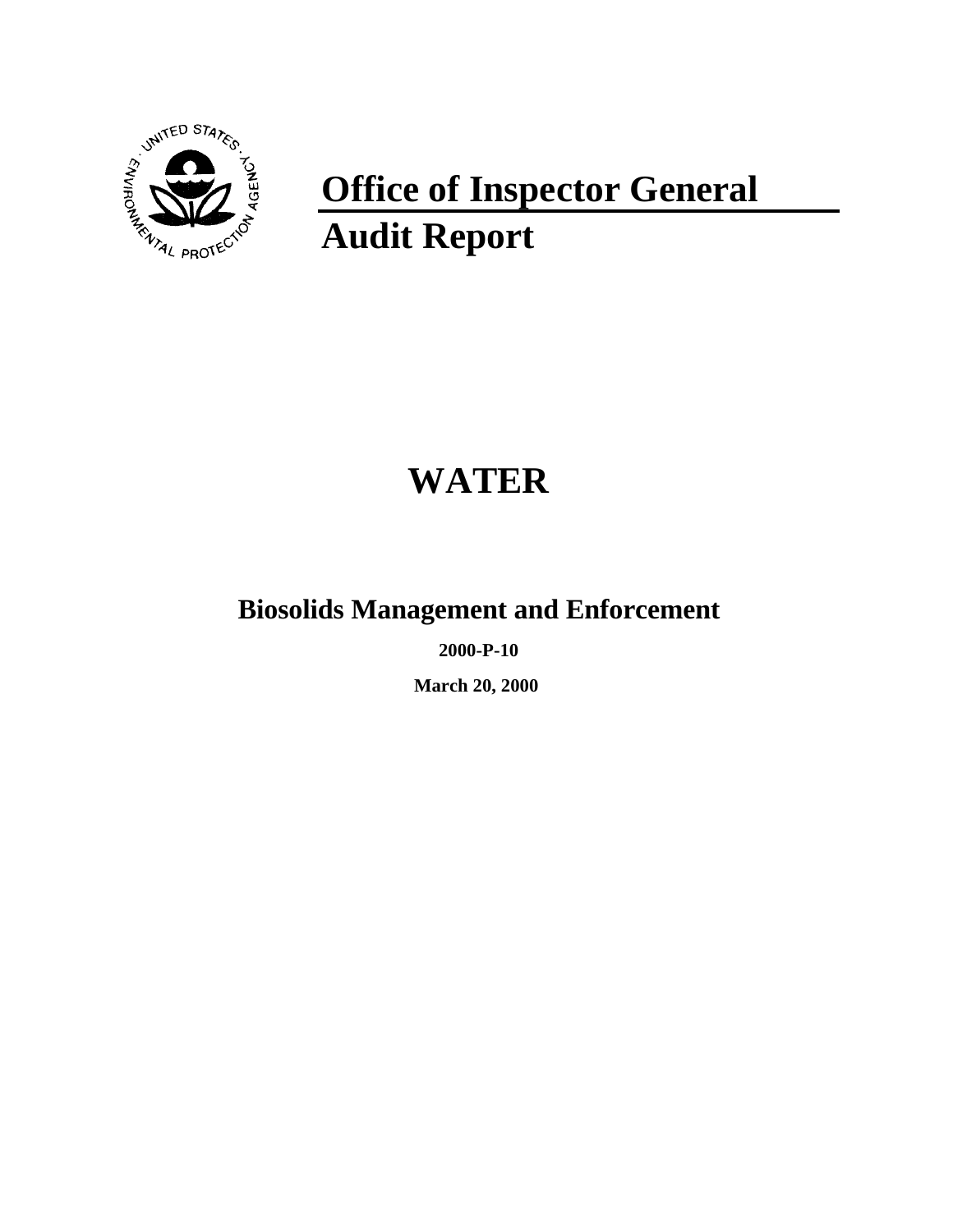# Office of Inspector General

# Audit Report

# WATER

## Biosolids Management and Enforcement

**2000-P-10**

**March 20, 2000**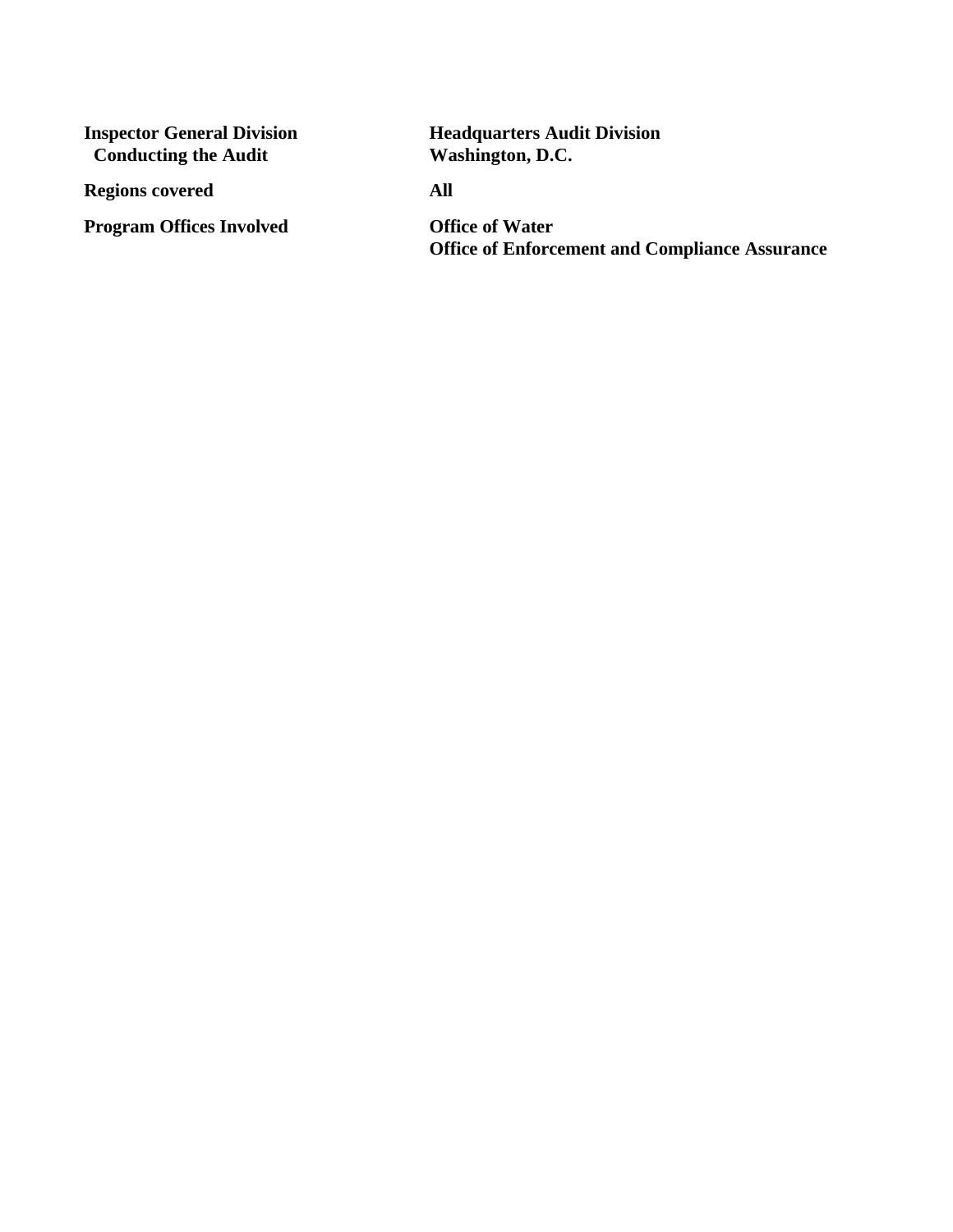| | |
|---|---|
| **Inspector General Division Conducting the Audit** | **Headquarters Audit Division Washington, D.C.** |
| **Regions covered** | **All** |
| **Program Offices Involved** | **Office of Water**<br>**Office of Enforcement and Compliance Assurance** |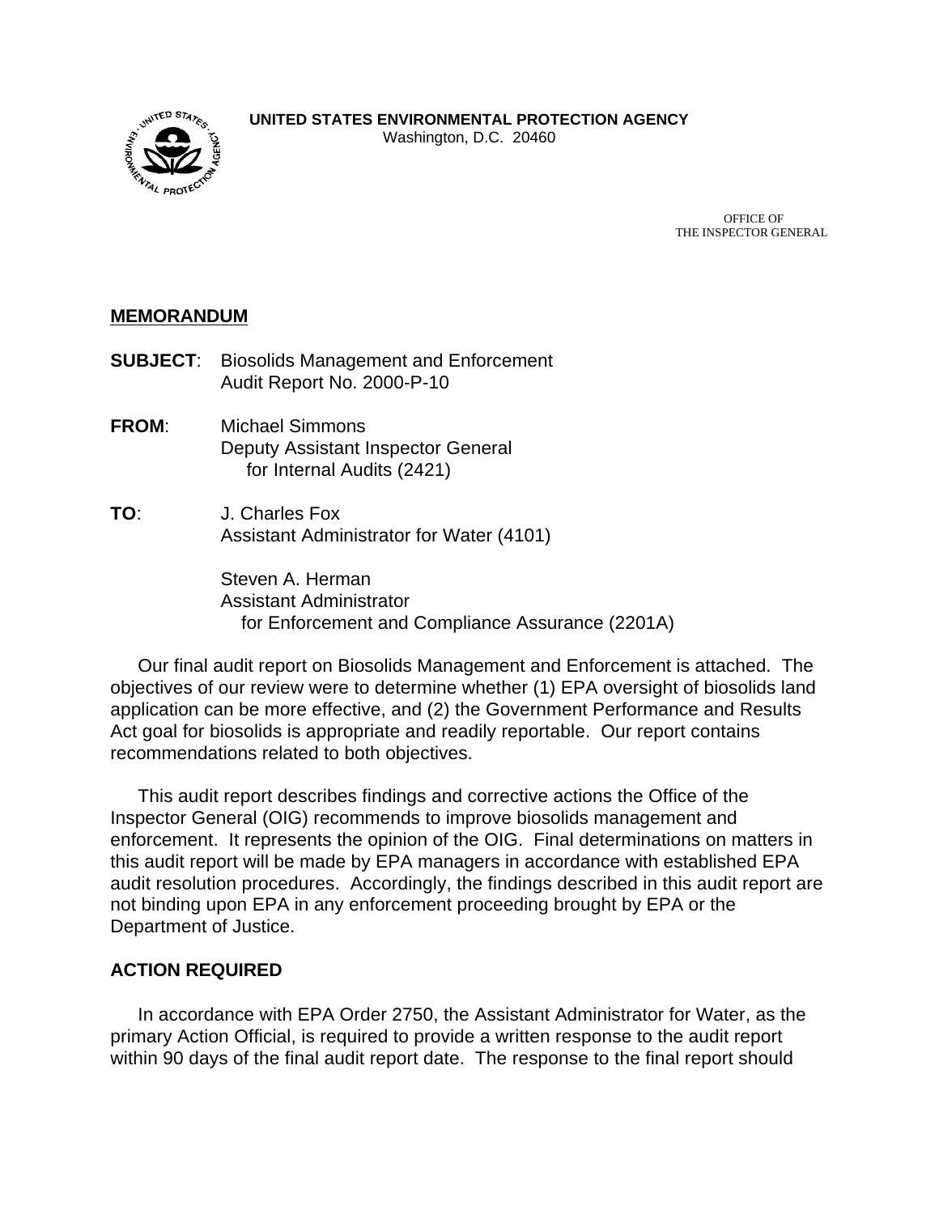**UNITED STATES ENVIRONMENTAL PROTECTION AGENCY**
Washington, D.C. 20460

OFFICE OF
THE INSPECTOR GENERAL

**MEMORANDUM**

**SUBJECT**: Biosolids Management and Enforcement
Audit Report No. 2000-P-10

**FROM**: Michael Simmons
Deputy Assistant Inspector General
for Internal Audits (2421)

**TO**: J. Charles Fox
Assistant Administrator for Water (4101)

Steven A. Herman
Assistant Administrator
for Enforcement and Compliance Assurance (2201A)

Our final audit report on Biosolids Management and Enforcement is attached. The objectives of our review were to determine whether (1) EPA oversight of biosolids land application can be more effective, and (2) the Government Performance and Results Act goal for biosolids is appropriate and readily reportable. Our report contains recommendations related to both objectives.

This audit report describes findings and corrective actions the Office of the Inspector General (OIG) recommends to improve biosolids management and enforcement. It represents the opinion of the OIG. Final determinations on matters in this audit report will be made by EPA managers in accordance with established EPA audit resolution procedures. Accordingly, the findings described in this audit report are not binding upon EPA in any enforcement proceeding brought by EPA or the Department of Justice.

## ACTION REQUIRED

In accordance with EPA Order 2750, the Assistant Administrator for Water, as the primary Action Official, is required to provide a written response to the audit report within 90 days of the final audit report date. The response to the final report should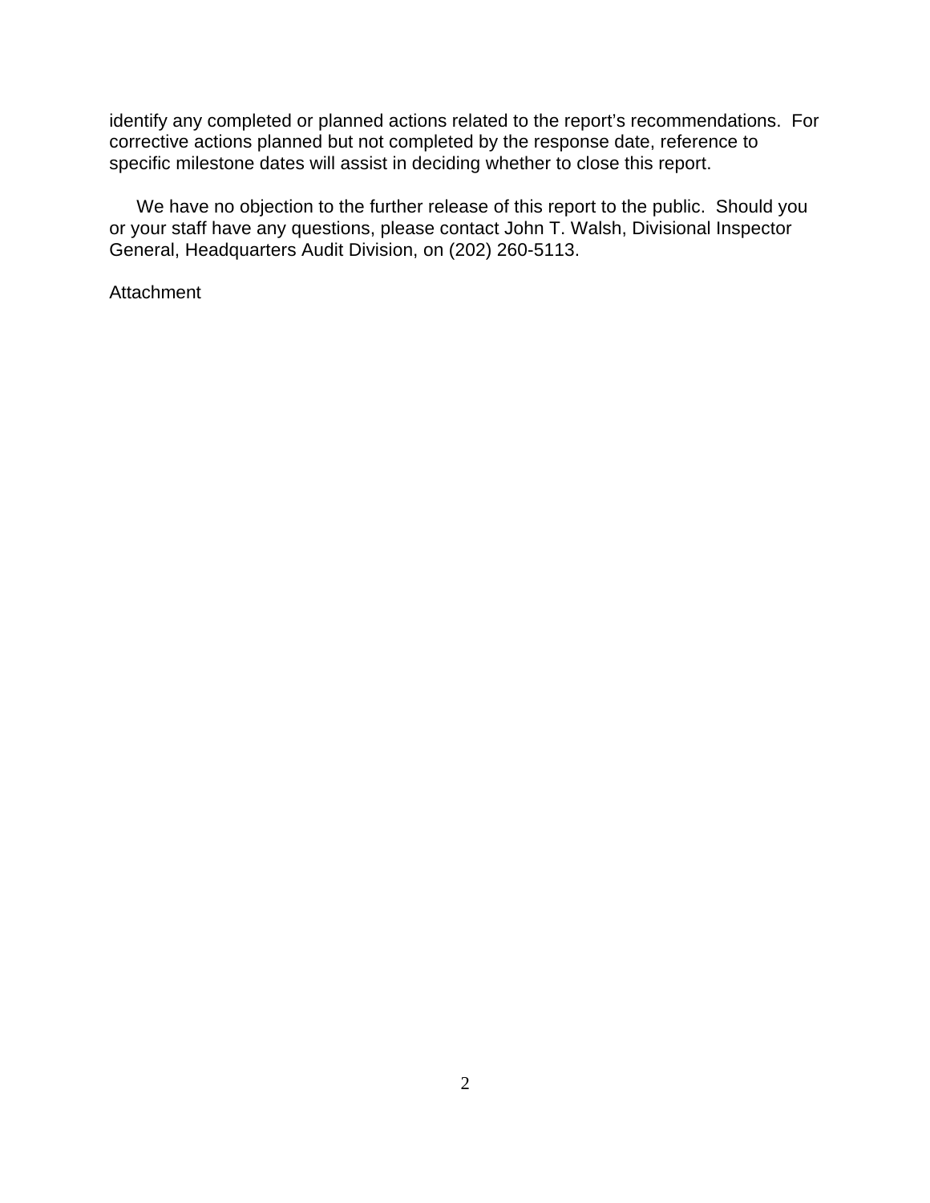identify any completed or planned actions related to the report's recommendations. For corrective actions planned but not completed by the response date, reference to specific milestone dates will assist in deciding whether to close this report.

We have no objection to the further release of this report to the public. Should you or your staff have any questions, please contact John T. Walsh, Divisional Inspector General, Headquarters Audit Division, on (202) 260-5113.

Attachment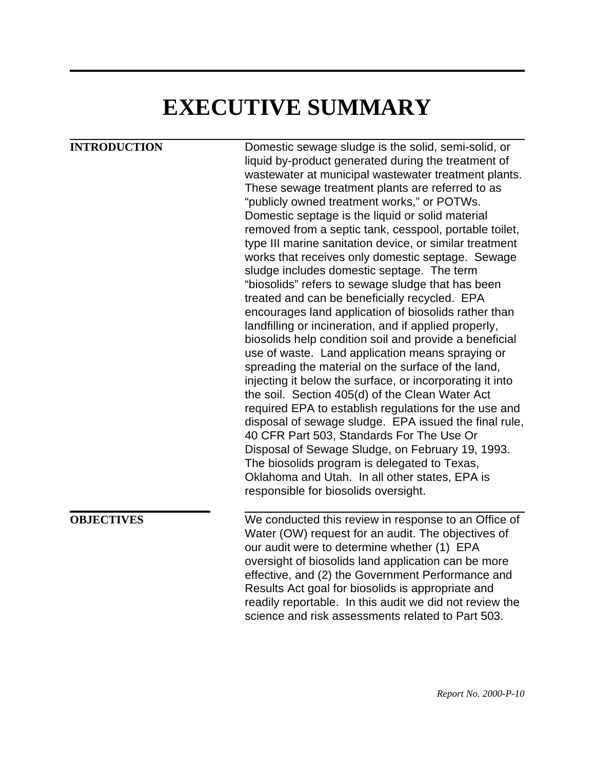# EXECUTIVE SUMMARY

## INTRODUCTION

Domestic sewage sludge is the solid, semi-solid, or liquid by-product generated during the treatment of wastewater at municipal wastewater treatment plants. These sewage treatment plants are referred to as "publicly owned treatment works," or POTWs. Domestic septage is the liquid or solid material removed from a septic tank, cesspool, portable toilet, type III marine sanitation device, or similar treatment works that receives only domestic septage. Sewage sludge includes domestic septage. The term "biosolids" refers to sewage sludge that has been treated and can be beneficially recycled. EPA encourages land application of biosolids rather than landfilling or incineration, and if applied properly, biosolids help condition soil and provide a beneficial use of waste. Land application means spraying or spreading the material on the surface of the land, injecting it below the surface, or incorporating it into the soil. Section 405(d) of the Clean Water Act required EPA to establish regulations for the use and disposal of sewage sludge. EPA issued the final rule, 40 CFR Part 503, Standards For The Use Or Disposal of Sewage Sludge, on February 19, 1993. The biosolids program is delegated to Texas, Oklahoma and Utah. In all other states, EPA is responsible for biosolids oversight.

## OBJECTIVES

We conducted this review in response to an Office of Water (OW) request for an audit. The objectives of our audit were to determine whether (1) EPA oversight of biosolids land application can be more effective, and (2) the Government Performance and Results Act goal for biosolids is appropriate and readily reportable. In this audit we did not review the science and risk assessments related to Part 503.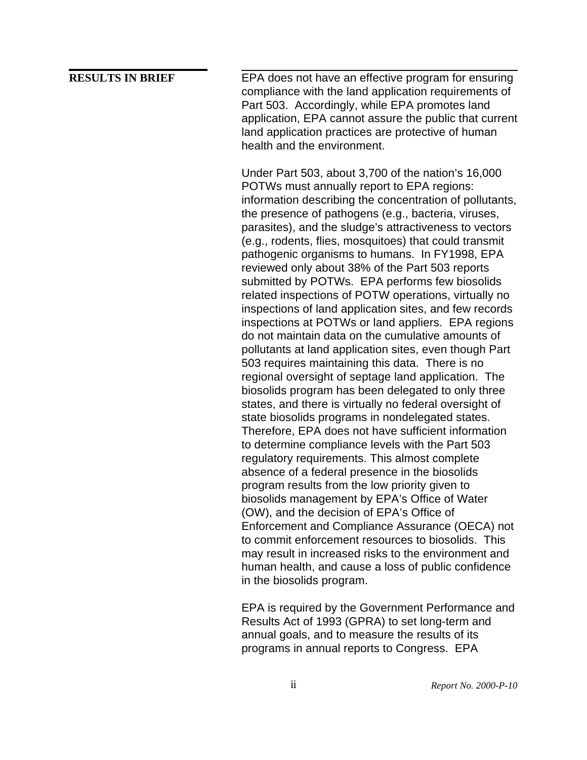## RESULTS IN BRIEF

EPA does not have an effective program for ensuring compliance with the land application requirements of Part 503. Accordingly, while EPA promotes land application, EPA cannot assure the public that current land application practices are protective of human health and the environment.

Under Part 503, about 3,700 of the nation's 16,000 POTWs must annually report to EPA regions: information describing the concentration of pollutants, the presence of pathogens (e.g., bacteria, viruses, parasites), and the sludge's attractiveness to vectors (e.g., rodents, flies, mosquitoes) that could transmit pathogenic organisms to humans. In FY1998, EPA reviewed only about 38% of the Part 503 reports submitted by POTWs. EPA performs few biosolids related inspections of POTW operations, virtually no inspections of land application sites, and few records inspections at POTWs or land appliers. EPA regions do not maintain data on the cumulative amounts of pollutants at land application sites, even though Part 503 requires maintaining this data. There is no regional oversight of septage land application. The biosolids program has been delegated to only three states, and there is virtually no federal oversight of state biosolids programs in nondelegated states. Therefore, EPA does not have sufficient information to determine compliance levels with the Part 503 regulatory requirements. This almost complete absence of a federal presence in the biosolids program results from the low priority given to biosolids management by EPA's Office of Water (OW), and the decision of EPA's Office of Enforcement and Compliance Assurance (OECA) not to commit enforcement resources to biosolids. This may result in increased risks to the environment and human health, and cause a loss of public confidence in the biosolids program.

EPA is required by the Government Performance and Results Act of 1993 (GPRA) to set long-term and annual goals, and to measure the results of its programs in annual reports to Congress. EPA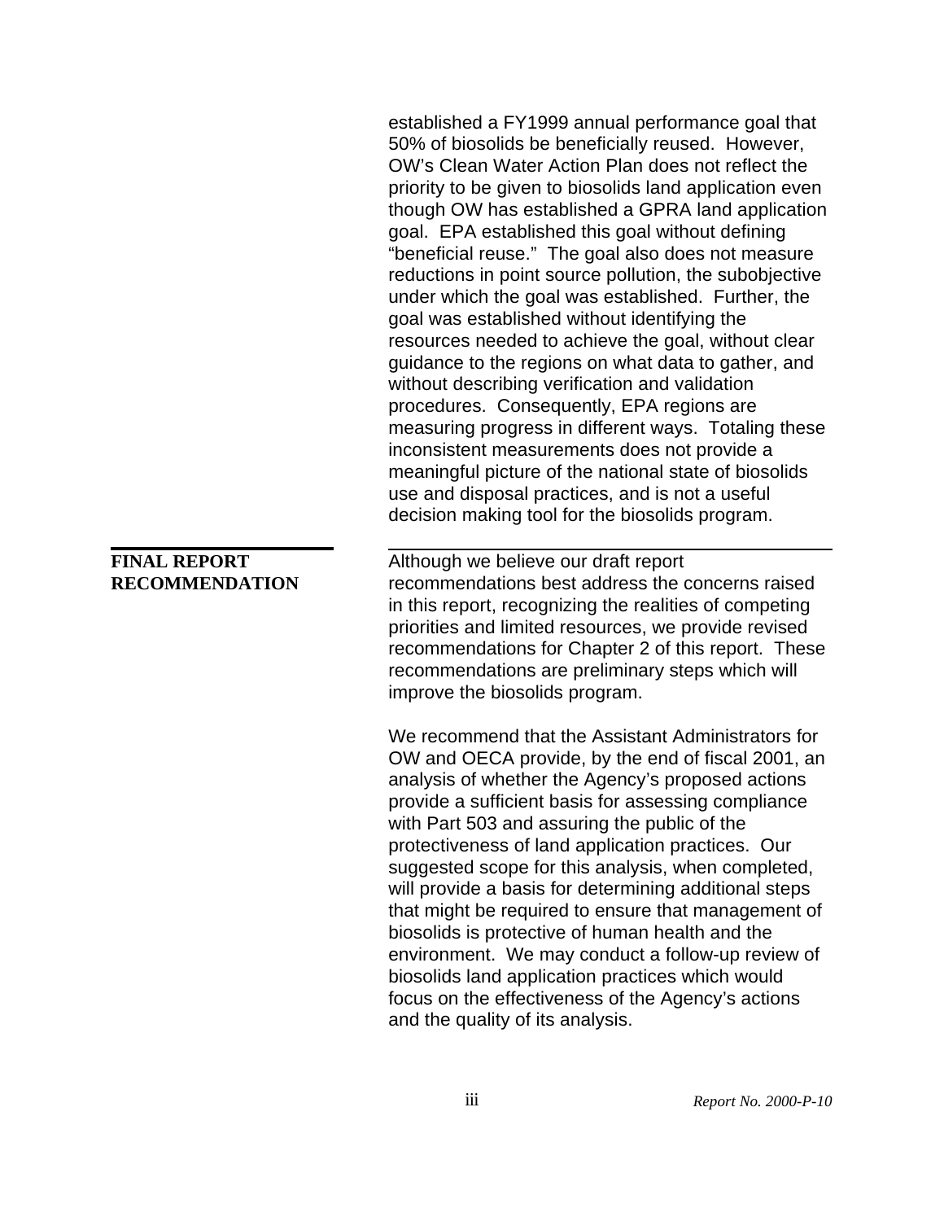established a FY1999 annual performance goal that 50% of biosolids be beneficially reused. However, OW's Clean Water Action Plan does not reflect the priority to be given to biosolids land application even though OW has established a GPRA land application goal. EPA established this goal without defining "beneficial reuse." The goal also does not measure reductions in point source pollution, the subobjective under which the goal was established. Further, the goal was established without identifying the resources needed to achieve the goal, without clear guidance to the regions on what data to gather, and without describing verification and validation procedures. Consequently, EPA regions are measuring progress in different ways. Totaling these inconsistent measurements does not provide a meaningful picture of the national state of biosolids use and disposal practices, and is not a useful decision making tool for the biosolids program.

## FINAL REPORT RECOMMENDATION

Although we believe our draft report recommendations best address the concerns raised in this report, recognizing the realities of competing priorities and limited resources, we provide revised recommendations for Chapter 2 of this report. These recommendations are preliminary steps which will improve the biosolids program.

We recommend that the Assistant Administrators for OW and OECA provide, by the end of fiscal 2001, an analysis of whether the Agency's proposed actions provide a sufficient basis for assessing compliance with Part 503 and assuring the public of the protectiveness of land application practices. Our suggested scope for this analysis, when completed, will provide a basis for determining additional steps that might be required to ensure that management of biosolids is protective of human health and the environment. We may conduct a follow-up review of biosolids land application practices which would focus on the effectiveness of the Agency's actions and the quality of its analysis.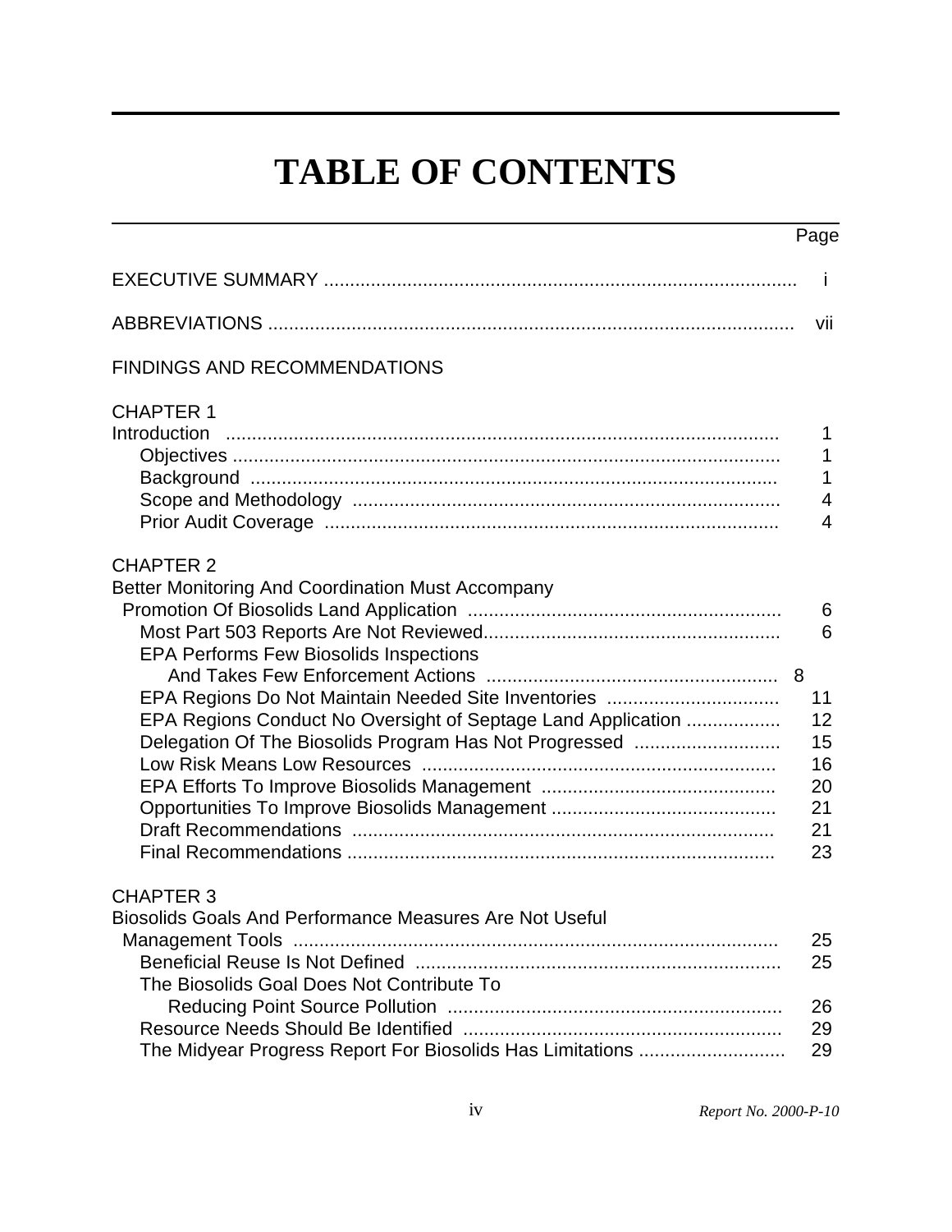# TABLE OF CONTENTS

| | Page |
|---|---|
| EXECUTIVE SUMMARY | i |
| ABBREVIATIONS | vii |
| FINDINGS AND RECOMMENDATIONS | |
| **CHAPTER 1** | |
| Introduction | 1 |
| Objectives | 1 |
| Background | 1 |
| Scope and Methodology | 4 |
| Prior Audit Coverage | 4 |
| **CHAPTER 2** | |
| Better Monitoring And Coordination Must Accompany Promotion Of Biosolids Land Application | 6 |
| Most Part 503 Reports Are Not Reviewed | 6 |
| EPA Performs Few Biosolids Inspections And Takes Few Enforcement Actions | 8 |
| EPA Regions Do Not Maintain Needed Site Inventories | 11 |
| EPA Regions Conduct No Oversight of Septage Land Application | 12 |
| Delegation Of The Biosolids Program Has Not Progressed | 15 |
| Low Risk Means Low Resources | 16 |
| EPA Efforts To Improve Biosolids Management | 20 |
| Opportunities To Improve Biosolids Management | 21 |
| Draft Recommendations | 21 |
| Final Recommendations | 23 |
| **CHAPTER 3** | |
| Biosolids Goals And Performance Measures Are Not Useful Management Tools | 25 |
| Beneficial Reuse Is Not Defined | 25 |
| The Biosolids Goal Does Not Contribute To Reducing Point Source Pollution | 26 |
| Resource Needs Should Be Identified | 29 |
| The Midyear Progress Report For Biosolids Has Limitations | 29 |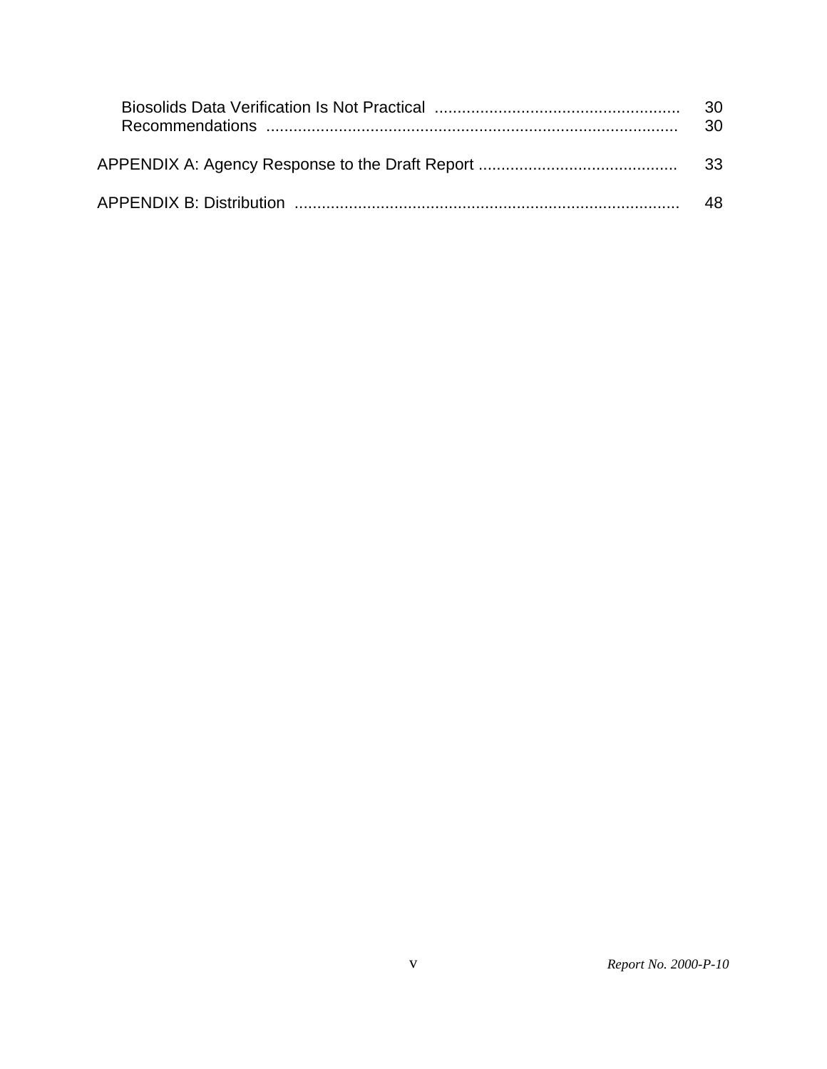| | |
|---|---|
| Biosolids Data Verification Is Not Practical | 30 |
| Recommendations | 30 |
| APPENDIX A: Agency Response to the Draft Report | 33 |
| APPENDIX B: Distribution | 48 |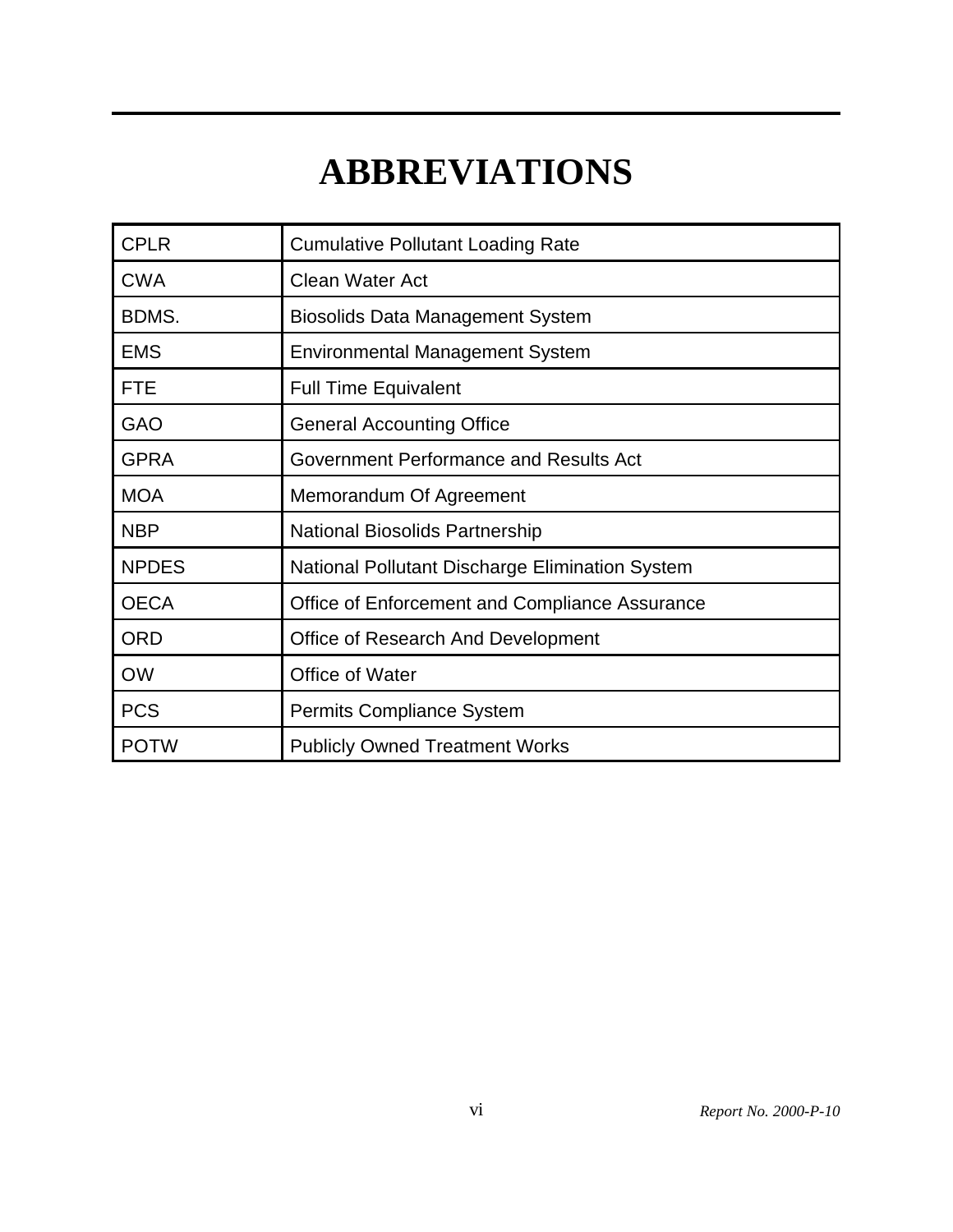# ABBREVIATIONS

| | |
|---|---|
| CPLR | Cumulative Pollutant Loading Rate |
| CWA | Clean Water Act |
| BDMS. | Biosolids Data Management System |
| EMS | Environmental Management System |
| FTE | Full Time Equivalent |
| GAO | General Accounting Office |
| GPRA | Government Performance and Results Act |
| MOA | Memorandum Of Agreement |
| NBP | National Biosolids Partnership |
| NPDES | National Pollutant Discharge Elimination System |
| OECA | Office of Enforcement and Compliance Assurance |
| ORD | Office of Research And Development |
| OW | Office of Water |
| PCS | Permits Compliance System |
| POTW | Publicly Owned Treatment Works |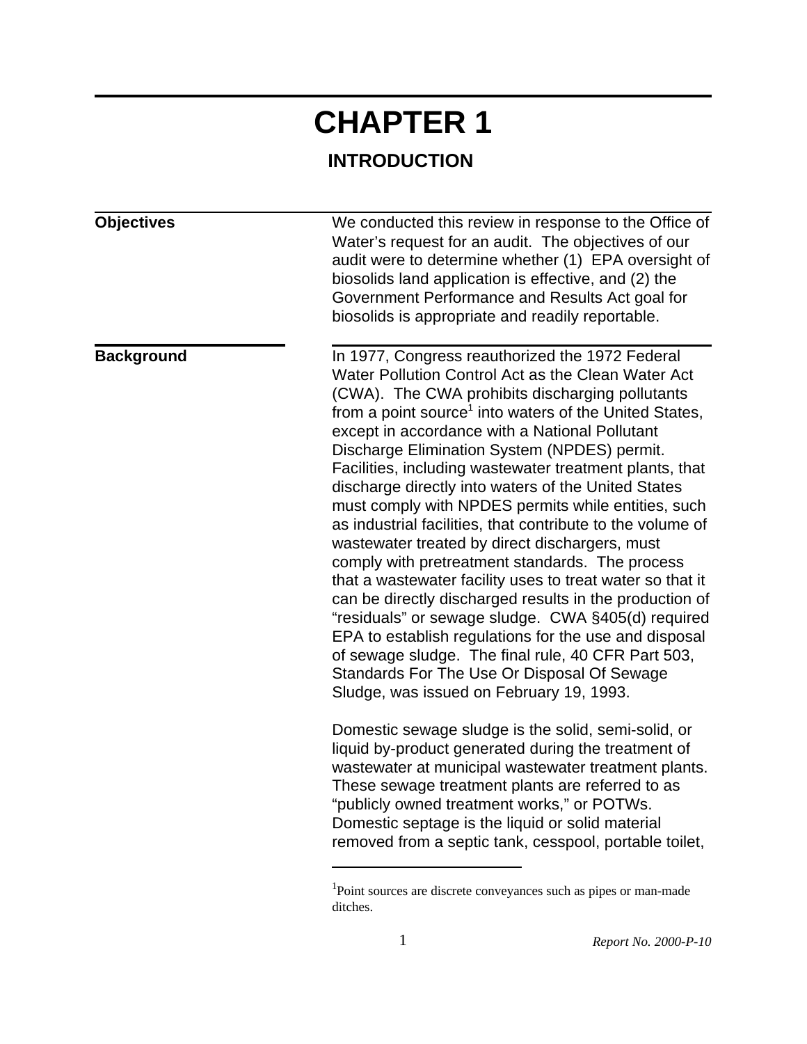# CHAPTER 1

## INTRODUCTION

**Objectives**

We conducted this review in response to the Office of Water's request for an audit. The objectives of our audit were to determine whether (1) EPA oversight of biosolids land application is effective, and (2) the Government Performance and Results Act goal for biosolids is appropriate and readily reportable.

**Background**

In 1977, Congress reauthorized the 1972 Federal Water Pollution Control Act as the Clean Water Act (CWA). The CWA prohibits discharging pollutants from a point source[1] into waters of the United States, except in accordance with a National Pollutant Discharge Elimination System (NPDES) permit. Facilities, including wastewater treatment plants, that discharge directly into waters of the United States must comply with NPDES permits while entities, such as industrial facilities, that contribute to the volume of wastewater treated by direct dischargers, must comply with pretreatment standards. The process that a wastewater facility uses to treat water so that it can be directly discharged results in the production of "residuals" or sewage sludge. CWA §405(d) required EPA to establish regulations for the use and disposal of sewage sludge. The final rule, 40 CFR Part 503, Standards For The Use Or Disposal Of Sewage Sludge, was issued on February 19, 1993.

Domestic sewage sludge is the solid, semi-solid, or liquid by-product generated during the treatment of wastewater at municipal wastewater treatment plants. These sewage treatment plants are referred to as "publicly owned treatment works," or POTWs. Domestic septage is the liquid or solid material removed from a septic tank, cesspool, portable toilet,

---

[1] Point sources are discrete conveyances such as pipes or man-made ditches.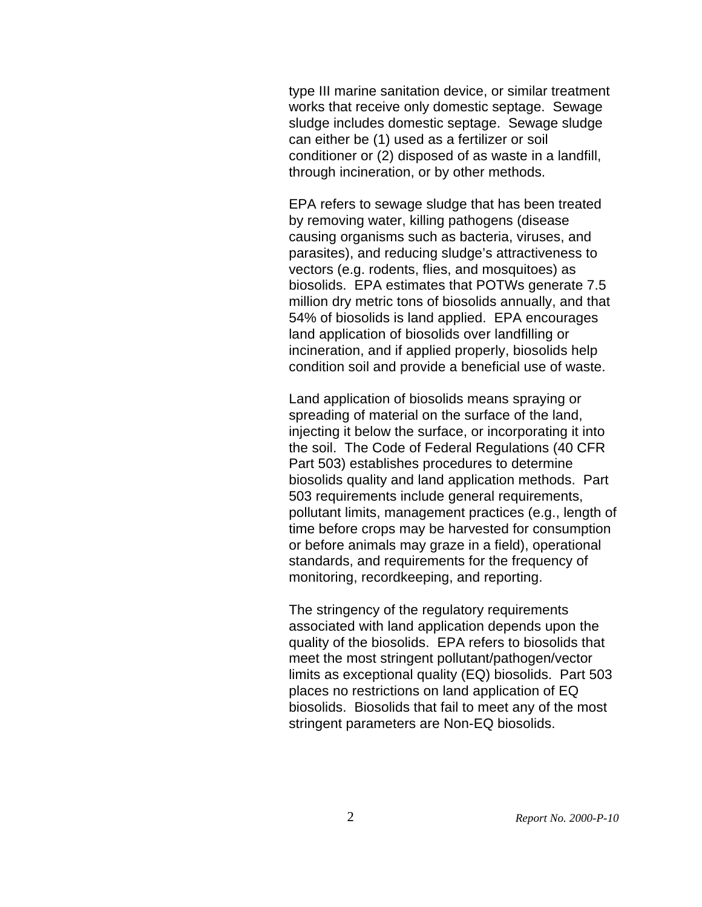type III marine sanitation device, or similar treatment works that receive only domestic septage. Sewage sludge includes domestic septage. Sewage sludge can either be (1) used as a fertilizer or soil conditioner or (2) disposed of as waste in a landfill, through incineration, or by other methods.

EPA refers to sewage sludge that has been treated by removing water, killing pathogens (disease causing organisms such as bacteria, viruses, and parasites), and reducing sludge's attractiveness to vectors (e.g. rodents, flies, and mosquitoes) as biosolids. EPA estimates that POTWs generate 7.5 million dry metric tons of biosolids annually, and that 54% of biosolids is land applied. EPA encourages land application of biosolids over landfilling or incineration, and if applied properly, biosolids help condition soil and provide a beneficial use of waste.

Land application of biosolids means spraying or spreading of material on the surface of the land, injecting it below the surface, or incorporating it into the soil. The Code of Federal Regulations (40 CFR Part 503) establishes procedures to determine biosolids quality and land application methods. Part 503 requirements include general requirements, pollutant limits, management practices (e.g., length of time before crops may be harvested for consumption or before animals may graze in a field), operational standards, and requirements for the frequency of monitoring, recordkeeping, and reporting.

The stringency of the regulatory requirements associated with land application depends upon the quality of the biosolids. EPA refers to biosolids that meet the most stringent pollutant/pathogen/vector limits as exceptional quality (EQ) biosolids. Part 503 places no restrictions on land application of EQ biosolids. Biosolids that fail to meet any of the most stringent parameters are Non-EQ biosolids.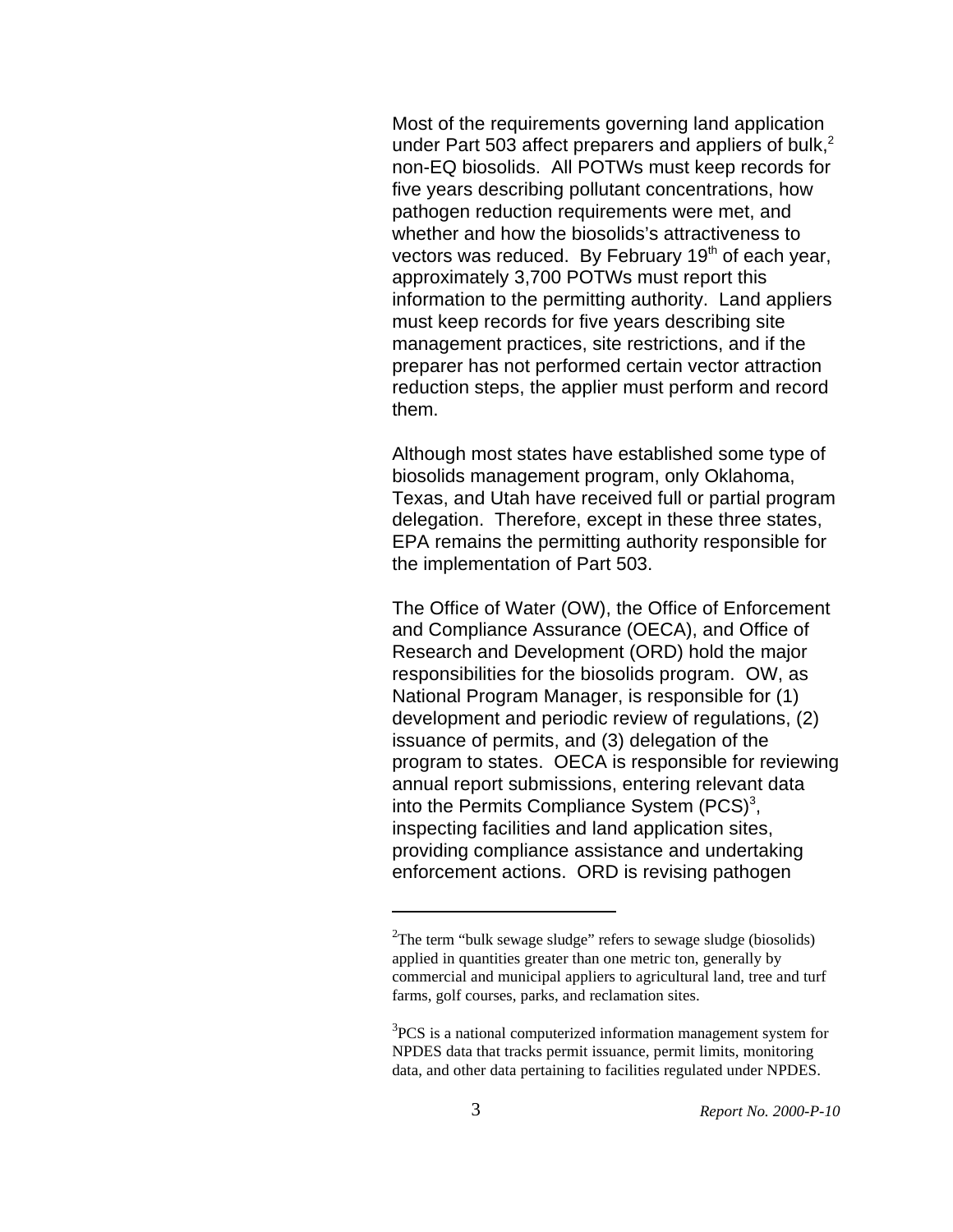Most of the requirements governing land application under Part 503 affect preparers and appliers of bulk,[2] non-EQ biosolids. All POTWs must keep records for five years describing pollutant concentrations, how pathogen reduction requirements were met, and whether and how the biosolids's attractiveness to vectors was reduced. By February 19th of each year, approximately 3,700 POTWs must report this information to the permitting authority. Land appliers must keep records for five years describing site management practices, site restrictions, and if the preparer has not performed certain vector attraction reduction steps, the applier must perform and record them.

Although most states have established some type of biosolids management program, only Oklahoma, Texas, and Utah have received full or partial program delegation. Therefore, except in these three states, EPA remains the permitting authority responsible for the implementation of Part 503.

The Office of Water (OW), the Office of Enforcement and Compliance Assurance (OECA), and Office of Research and Development (ORD) hold the major responsibilities for the biosolids program. OW, as National Program Manager, is responsible for (1) development and periodic review of regulations, (2) issuance of permits, and (3) delegation of the program to states. OECA is responsible for reviewing annual report submissions, entering relevant data into the Permits Compliance System (PCS)[3], inspecting facilities and land application sites, providing compliance assistance and undertaking enforcement actions. ORD is revising pathogen

---

[2] The term "bulk sewage sludge" refers to sewage sludge (biosolids) applied in quantities greater than one metric ton, generally by commercial and municipal appliers to agricultural land, tree and turf farms, golf courses, parks, and reclamation sites.

[3] PCS is a national computerized information management system for NPDES data that tracks permit issuance, permit limits, monitoring data, and other data pertaining to facilities regulated under NPDES.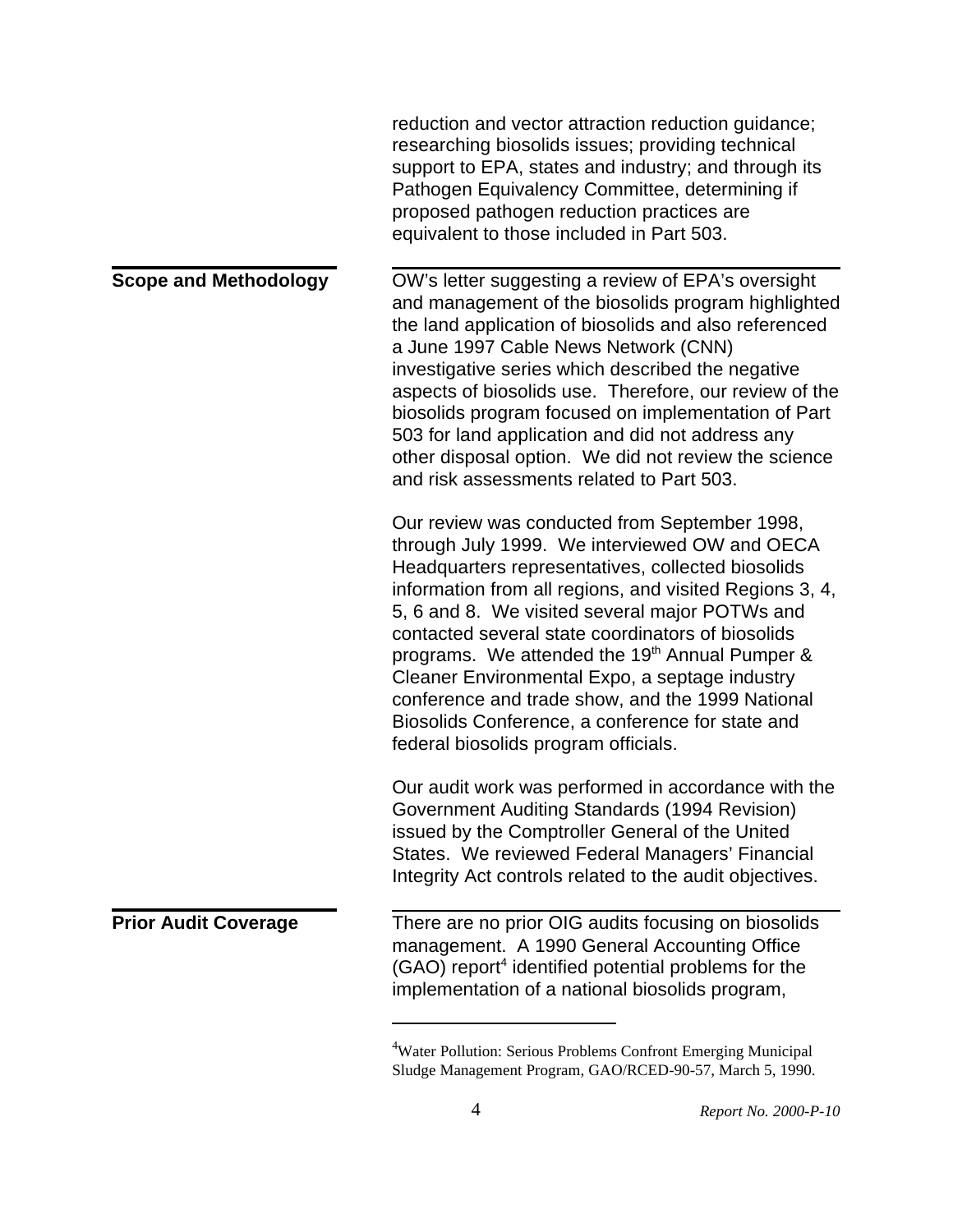reduction and vector attraction reduction guidance; researching biosolids issues; providing technical support to EPA, states and industry; and through its Pathogen Equivalency Committee, determining if proposed pathogen reduction practices are equivalent to those included in Part 503.

## Scope and Methodology

OW's letter suggesting a review of EPA's oversight and management of the biosolids program highlighted the land application of biosolids and also referenced a June 1997 Cable News Network (CNN) investigative series which described the negative aspects of biosolids use. Therefore, our review of the biosolids program focused on implementation of Part 503 for land application and did not address any other disposal option. We did not review the science and risk assessments related to Part 503.

Our review was conducted from September 1998, through July 1999. We interviewed OW and OECA Headquarters representatives, collected biosolids information from all regions, and visited Regions 3, 4, 5, 6 and 8. We visited several major POTWs and contacted several state coordinators of biosolids programs. We attended the 19th Annual Pumper & Cleaner Environmental Expo, a septage industry conference and trade show, and the 1999 National Biosolids Conference, a conference for state and federal biosolids program officials.

Our audit work was performed in accordance with the Government Auditing Standards (1994 Revision) issued by the Comptroller General of the United States. We reviewed Federal Managers' Financial Integrity Act controls related to the audit objectives.

## Prior Audit Coverage

There are no prior OIG audits focusing on biosolids management. A 1990 General Accounting Office (GAO) report[4] identified potential problems for the implementation of a national biosolids program,

[4] Water Pollution: Serious Problems Confront Emerging Municipal Sludge Management Program, GAO/RCED-90-57, March 5, 1990.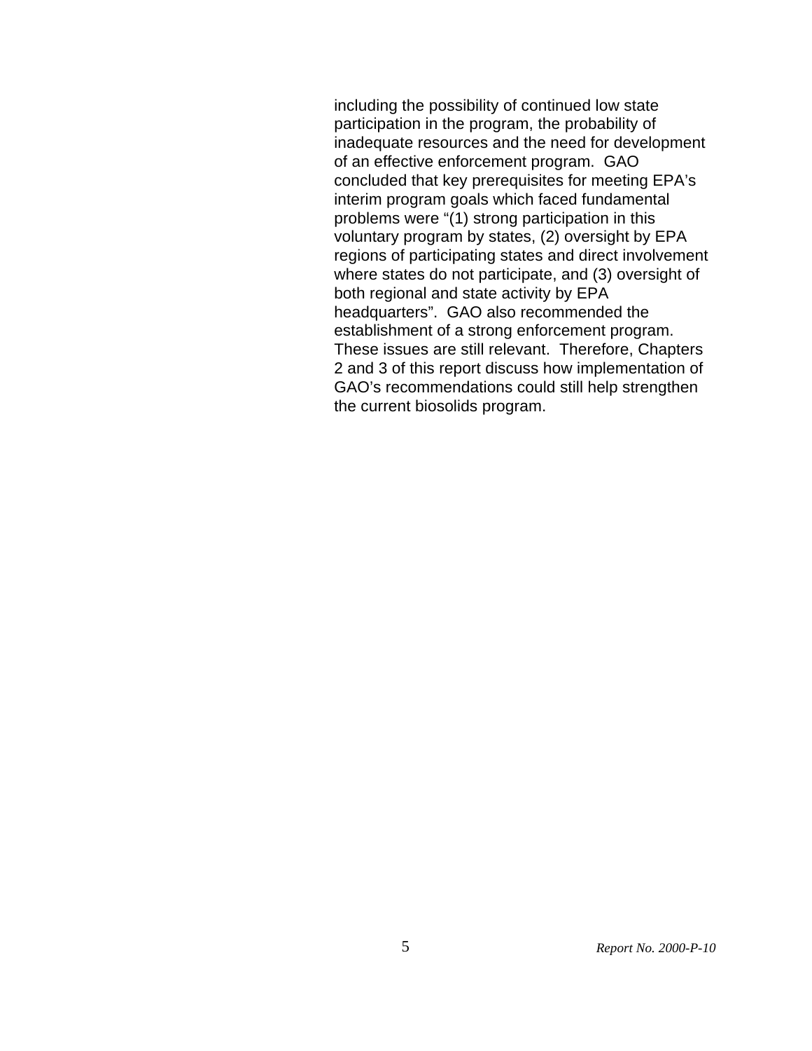including the possibility of continued low state participation in the program, the probability of inadequate resources and the need for development of an effective enforcement program. GAO concluded that key prerequisites for meeting EPA's interim program goals which faced fundamental problems were "(1) strong participation in this voluntary program by states, (2) oversight by EPA regions of participating states and direct involvement where states do not participate, and (3) oversight of both regional and state activity by EPA headquarters". GAO also recommended the establishment of a strong enforcement program. These issues are still relevant. Therefore, Chapters 2 and 3 of this report discuss how implementation of GAO's recommendations could still help strengthen the current biosolids program.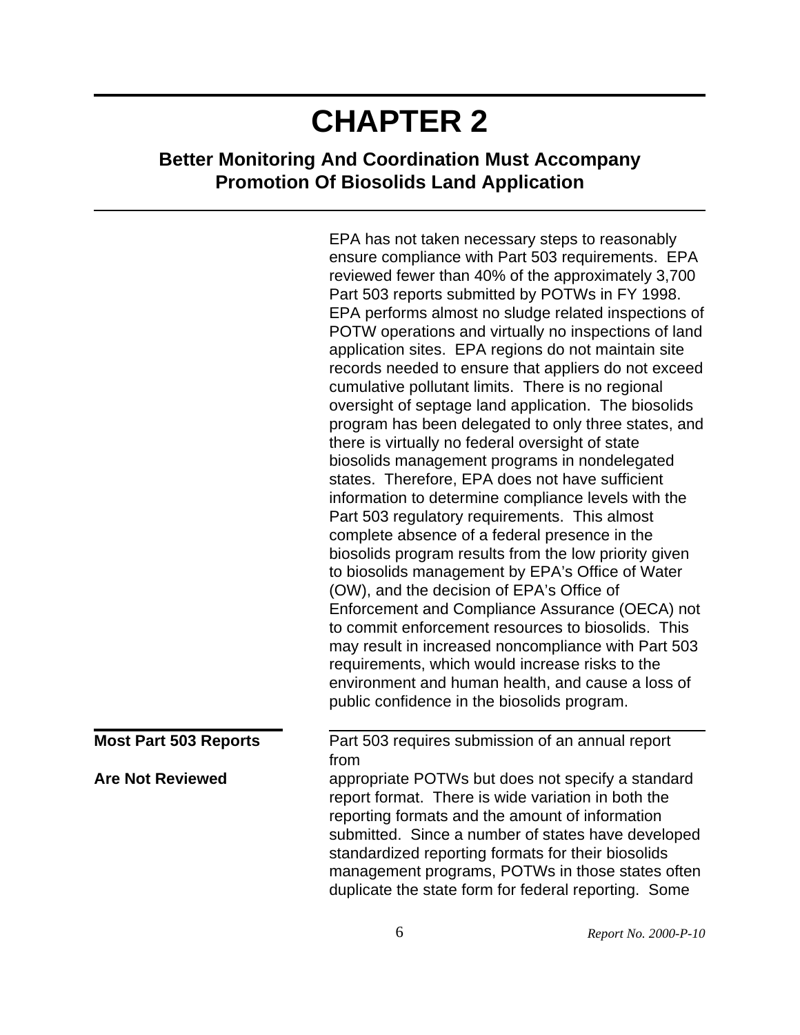# CHAPTER 2

## Better Monitoring And Coordination Must Accompany Promotion Of Biosolids Land Application

EPA has not taken necessary steps to reasonably ensure compliance with Part 503 requirements. EPA reviewed fewer than 40% of the approximately 3,700 Part 503 reports submitted by POTWs in FY 1998. EPA performs almost no sludge related inspections of POTW operations and virtually no inspections of land application sites. EPA regions do not maintain site records needed to ensure that appliers do not exceed cumulative pollutant limits. There is no regional oversight of septage land application. The biosolids program has been delegated to only three states, and there is virtually no federal oversight of state biosolids management programs in nondelegated states. Therefore, EPA does not have sufficient information to determine compliance levels with the Part 503 regulatory requirements. This almost complete absence of a federal presence in the biosolids program results from the low priority given to biosolids management by EPA's Office of Water (OW), and the decision of EPA's Office of Enforcement and Compliance Assurance (OECA) not to commit enforcement resources to biosolids. This may result in increased noncompliance with Part 503 requirements, which would increase risks to the environment and human health, and cause a loss of public confidence in the biosolids program.

### Most Part 503 Reports Are Not Reviewed

Part 503 requires submission of an annual report from appropriate POTWs but does not specify a standard report format. There is wide variation in both the reporting formats and the amount of information submitted. Since a number of states have developed standardized reporting formats for their biosolids management programs, POTWs in those states often duplicate the state form for federal reporting. Some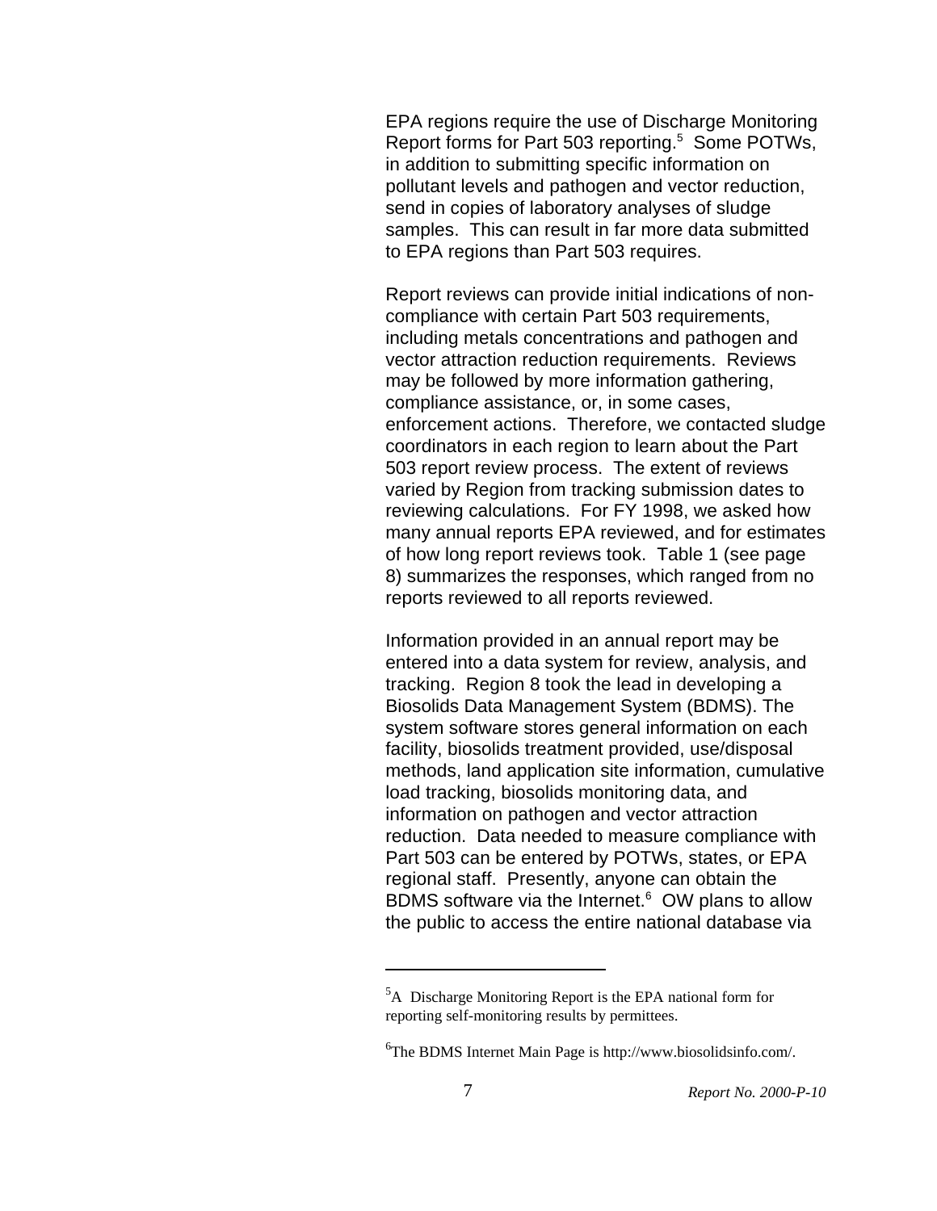EPA regions require the use of Discharge Monitoring Report forms for Part 503 reporting.[5] Some POTWs, in addition to submitting specific information on pollutant levels and pathogen and vector reduction, send in copies of laboratory analyses of sludge samples. This can result in far more data submitted to EPA regions than Part 503 requires.

Report reviews can provide initial indications of non-compliance with certain Part 503 requirements, including metals concentrations and pathogen and vector attraction reduction requirements. Reviews may be followed by more information gathering, compliance assistance, or, in some cases, enforcement actions. Therefore, we contacted sludge coordinators in each region to learn about the Part 503 report review process. The extent of reviews varied by Region from tracking submission dates to reviewing calculations. For FY 1998, we asked how many annual reports EPA reviewed, and for estimates of how long report reviews took. Table 1 (see page 8) summarizes the responses, which ranged from no reports reviewed to all reports reviewed.

Information provided in an annual report may be entered into a data system for review, analysis, and tracking. Region 8 took the lead in developing a Biosolids Data Management System (BDMS). The system software stores general information on each facility, biosolids treatment provided, use/disposal methods, land application site information, cumulative load tracking, biosolids monitoring data, and information on pathogen and vector attraction reduction. Data needed to measure compliance with Part 503 can be entered by POTWs, states, or EPA regional staff. Presently, anyone can obtain the BDMS software via the Internet.[6] OW plans to allow the public to access the entire national database via

---

[5] A Discharge Monitoring Report is the EPA national form for reporting self-monitoring results by permittees.

[6] The BDMS Internet Main Page is http://www.biosolidsinfo.com/.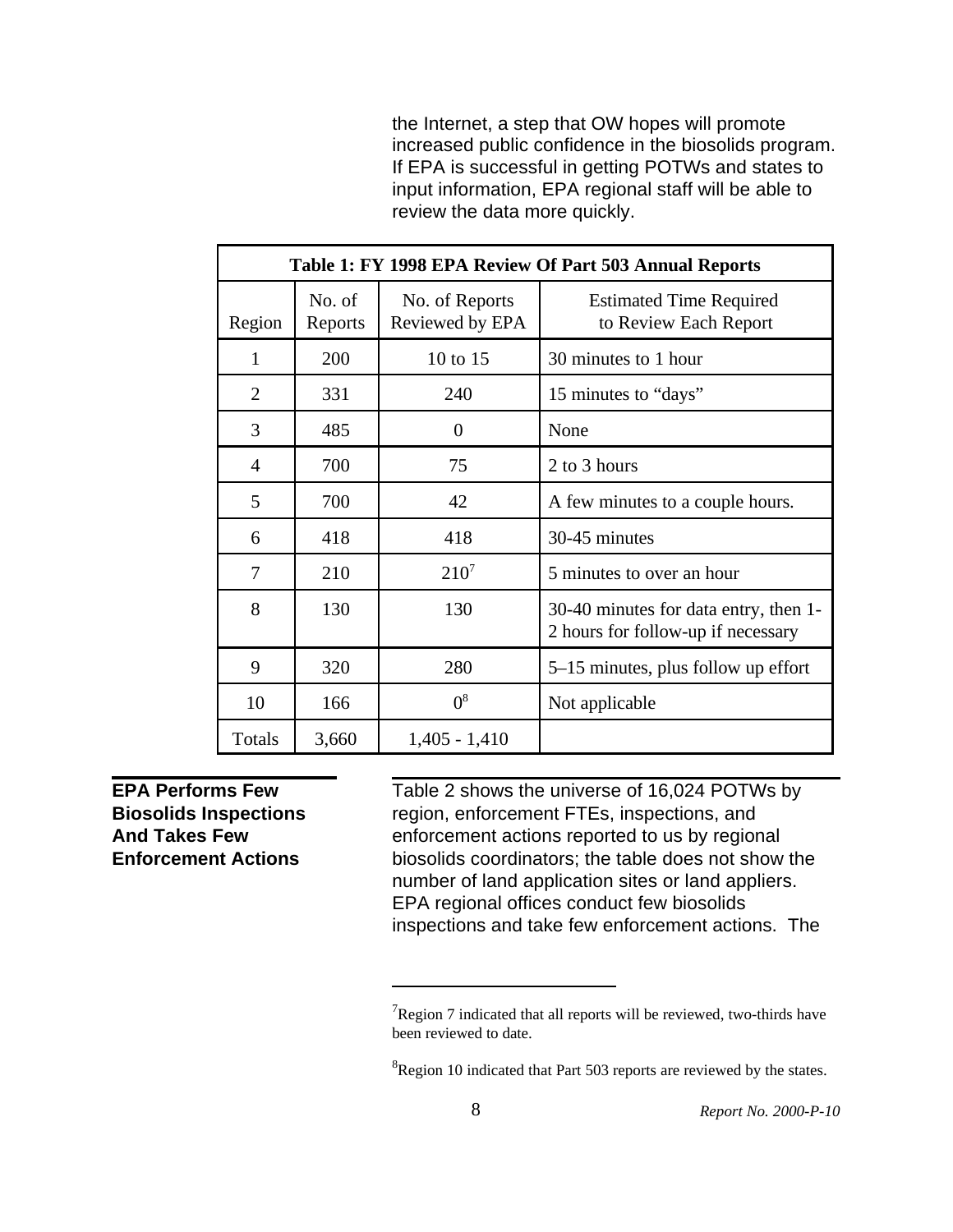the Internet, a step that OW hopes will promote increased public confidence in the biosolids program. If EPA is successful in getting POTWs and states to input information, EPA regional staff will be able to review the data more quickly.

**Table 1: FY 1998 EPA Review Of Part 503 Annual Reports**

| Region | No. of Reports | No. of Reports Reviewed by EPA | Estimated Time Required to Review Each Report |
|---|---|---|---|
| 1 | 200 | 10 to 15 | 30 minutes to 1 hour |
| 2 | 331 | 240 | 15 minutes to "days" |
| 3 | 485 | 0 | None |
| 4 | 700 | 75 | 2 to 3 hours |
| 5 | 700 | 42 | A few minutes to a couple hours. |
| 6 | 418 | 418 | 30-45 minutes |
| 7 | 210 | 210[7] | 5 minutes to over an hour |
| 8 | 130 | 130 | 30-40 minutes for data entry, then 1-2 hours for follow-up if necessary |
| 9 | 320 | 280 | 5–15 minutes, plus follow up effort |
| 10 | 166 | 0[8] | Not applicable |
| Totals | 3,660 | 1,405 - 1,410 | |

## EPA Performs Few Biosolids Inspections And Takes Few Enforcement Actions

Table 2 shows the universe of 16,024 POTWs by region, enforcement FTEs, inspections, and enforcement actions reported to us by regional biosolids coordinators; the table does not show the number of land application sites or land appliers. EPA regional offices conduct few biosolids inspections and take few enforcement actions. The

[7] Region 7 indicated that all reports will be reviewed, two-thirds have been reviewed to date.

[8] Region 10 indicated that Part 503 reports are reviewed by the states.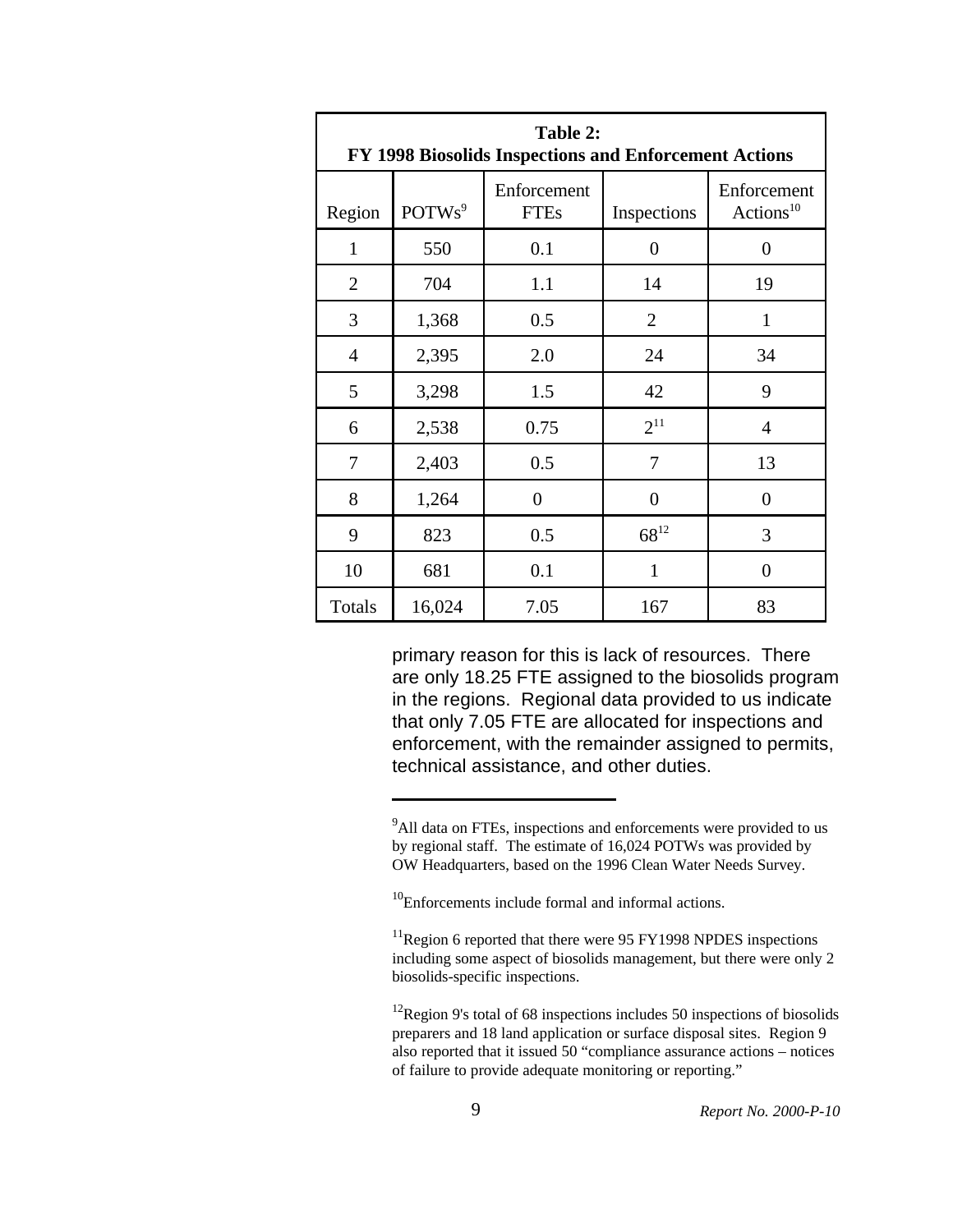**Table 2: FY 1998 Biosolids Inspections and Enforcement Actions**

| Region | POTWs[9] | Enforcement FTEs | Inspections | Enforcement Actions[10] |
|---|---|---|---|---|
| 1 | 550 | 0.1 | 0 | 0 |
| 2 | 704 | 1.1 | 14 | 19 |
| 3 | 1,368 | 0.5 | 2 | 1 |
| 4 | 2,395 | 2.0 | 24 | 34 |
| 5 | 3,298 | 1.5 | 42 | 9 |
| 6 | 2,538 | 0.75 | 2[11] | 4 |
| 7 | 2,403 | 0.5 | 7 | 13 |
| 8 | 1,264 | 0 | 0 | 0 |
| 9 | 823 | 0.5 | 68[12] | 3 |
| 10 | 681 | 0.1 | 1 | 0 |
| Totals | 16,024 | 7.05 | 167 | 83 |

primary reason for this is lack of resources. There are only 18.25 FTE assigned to the biosolids program in the regions. Regional data provided to us indicate that only 7.05 FTE are allocated for inspections and enforcement, with the remainder assigned to permits, technical assistance, and other duties.

---

[9] All data on FTEs, inspections and enforcements were provided to us by regional staff. The estimate of 16,024 POTWs was provided by OW Headquarters, based on the 1996 Clean Water Needs Survey.

[10] Enforcements include formal and informal actions.

[11] Region 6 reported that there were 95 FY1998 NPDES inspections including some aspect of biosolids management, but there were only 2 biosolids-specific inspections.

[12] Region 9's total of 68 inspections includes 50 inspections of biosolids preparers and 18 land application or surface disposal sites. Region 9 also reported that it issued 50 "compliance assurance actions – notices of failure to provide adequate monitoring or reporting."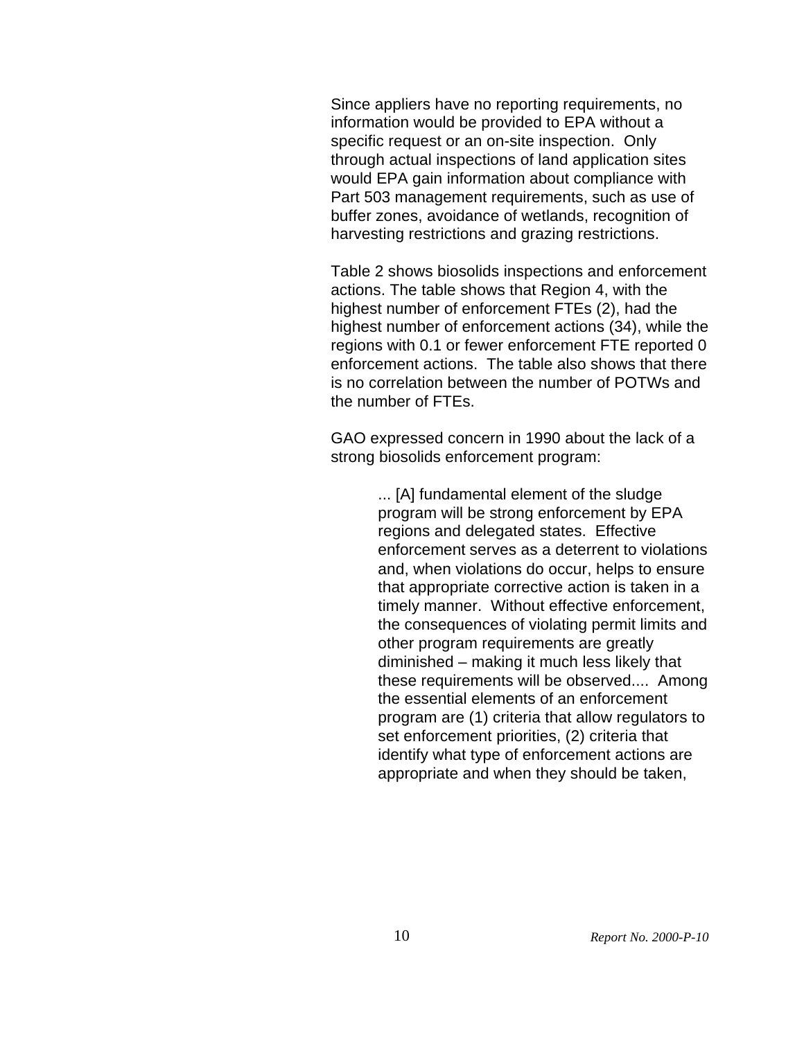Since appliers have no reporting requirements, no information would be provided to EPA without a specific request or an on-site inspection. Only through actual inspections of land application sites would EPA gain information about compliance with Part 503 management requirements, such as use of buffer zones, avoidance of wetlands, recognition of harvesting restrictions and grazing restrictions.

Table 2 shows biosolids inspections and enforcement actions. The table shows that Region 4, with the highest number of enforcement FTEs (2), had the highest number of enforcement actions (34), while the regions with 0.1 or fewer enforcement FTE reported 0 enforcement actions. The table also shows that there is no correlation between the number of POTWs and the number of FTEs.

GAO expressed concern in 1990 about the lack of a strong biosolids enforcement program:

> ... [A] fundamental element of the sludge program will be strong enforcement by EPA regions and delegated states. Effective enforcement serves as a deterrent to violations and, when violations do occur, helps to ensure that appropriate corrective action is taken in a timely manner. Without effective enforcement, the consequences of violating permit limits and other program requirements are greatly diminished – making it much less likely that these requirements will be observed.... Among the essential elements of an enforcement program are (1) criteria that allow regulators to set enforcement priorities, (2) criteria that identify what type of enforcement actions are appropriate and when they should be taken,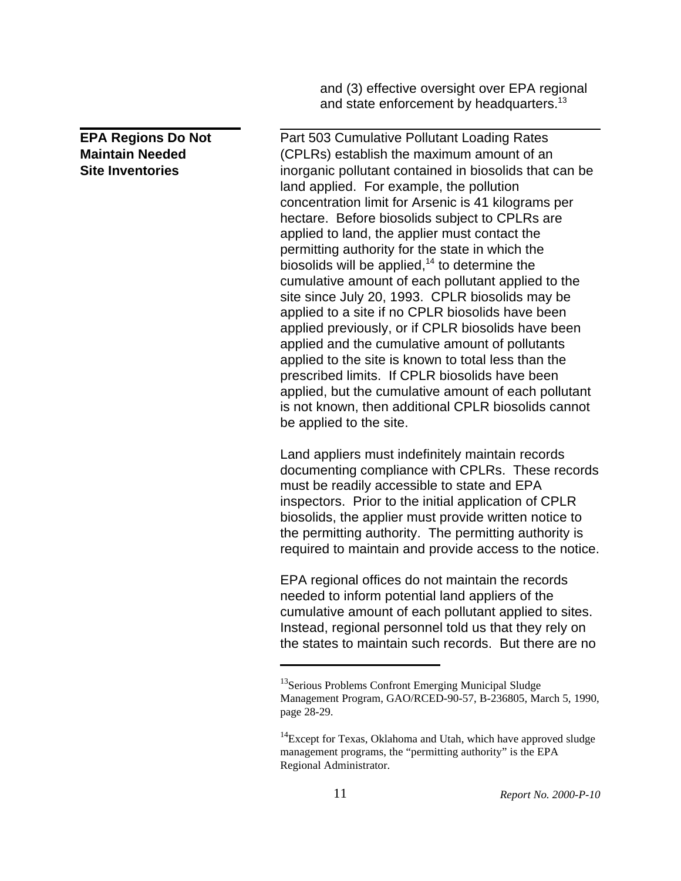and (3) effective oversight over EPA regional and state enforcement by headquarters.[13]

## EPA Regions Do Not Maintain Needed Site Inventories

Part 503 Cumulative Pollutant Loading Rates (CPLRs) establish the maximum amount of an inorganic pollutant contained in biosolids that can be land applied. For example, the pollution concentration limit for Arsenic is 41 kilograms per hectare. Before biosolids subject to CPLRs are applied to land, the applier must contact the permitting authority for the state in which the biosolids will be applied,[14] to determine the cumulative amount of each pollutant applied to the site since July 20, 1993. CPLR biosolids may be applied to a site if no CPLR biosolids have been applied previously, or if CPLR biosolids have been applied and the cumulative amount of pollutants applied to the site is known to total less than the prescribed limits. If CPLR biosolids have been applied, but the cumulative amount of each pollutant is not known, then additional CPLR biosolids cannot be applied to the site.

Land appliers must indefinitely maintain records documenting compliance with CPLRs. These records must be readily accessible to state and EPA inspectors. Prior to the initial application of CPLR biosolids, the applier must provide written notice to the permitting authority. The permitting authority is required to maintain and provide access to the notice.

EPA regional offices do not maintain the records needed to inform potential land appliers of the cumulative amount of each pollutant applied to sites. Instead, regional personnel told us that they rely on the states to maintain such records. But there are no

---

[13] Serious Problems Confront Emerging Municipal Sludge Management Program, GAO/RCED-90-57, B-236805, March 5, 1990, page 28-29.

[14] Except for Texas, Oklahoma and Utah, which have approved sludge management programs, the "permitting authority" is the EPA Regional Administrator.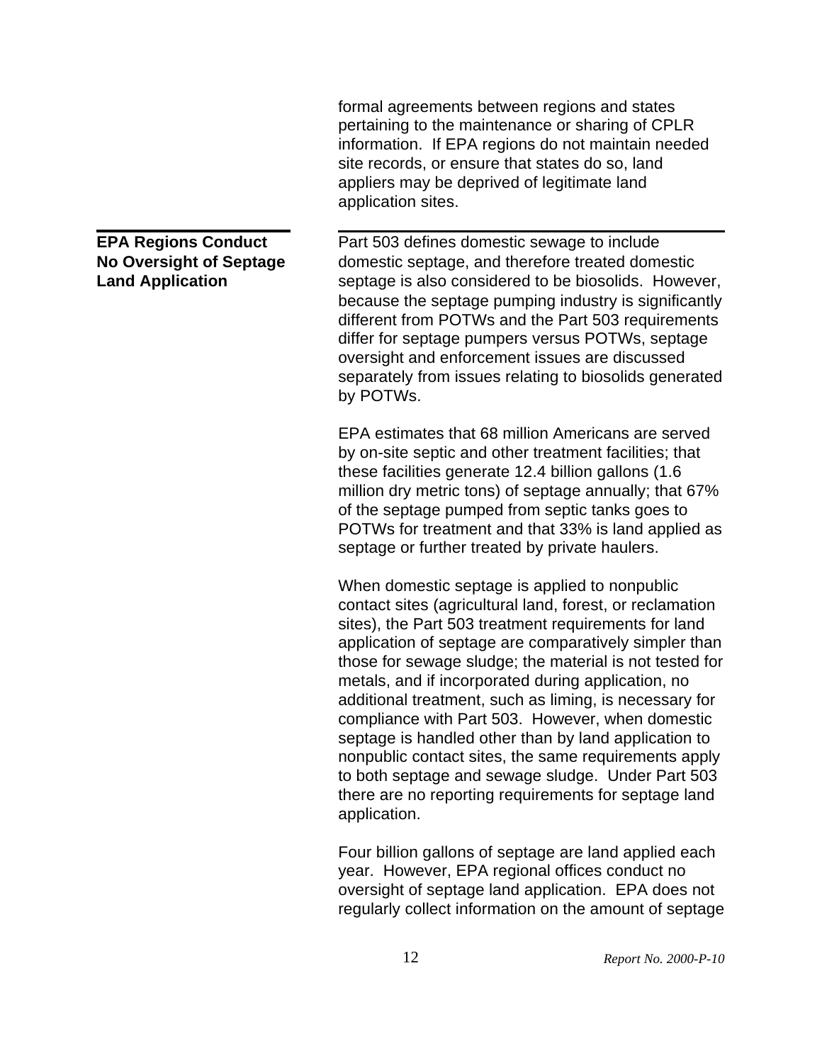formal agreements between regions and states pertaining to the maintenance or sharing of CPLR information. If EPA regions do not maintain needed site records, or ensure that states do so, land appliers may be deprived of legitimate land application sites.

## EPA Regions Conduct No Oversight of Septage Land Application

Part 503 defines domestic sewage to include domestic septage, and therefore treated domestic septage is also considered to be biosolids. However, because the septage pumping industry is significantly different from POTWs and the Part 503 requirements differ for septage pumpers versus POTWs, septage oversight and enforcement issues are discussed separately from issues relating to biosolids generated by POTWs.

EPA estimates that 68 million Americans are served by on-site septic and other treatment facilities; that these facilities generate 12.4 billion gallons (1.6 million dry metric tons) of septage annually; that 67% of the septage pumped from septic tanks goes to POTWs for treatment and that 33% is land applied as septage or further treated by private haulers.

When domestic septage is applied to nonpublic contact sites (agricultural land, forest, or reclamation sites), the Part 503 treatment requirements for land application of septage are comparatively simpler than those for sewage sludge; the material is not tested for metals, and if incorporated during application, no additional treatment, such as liming, is necessary for compliance with Part 503. However, when domestic septage is handled other than by land application to nonpublic contact sites, the same requirements apply to both septage and sewage sludge. Under Part 503 there are no reporting requirements for septage land application.

Four billion gallons of septage are land applied each year. However, EPA regional offices conduct no oversight of septage land application. EPA does not regularly collect information on the amount of septage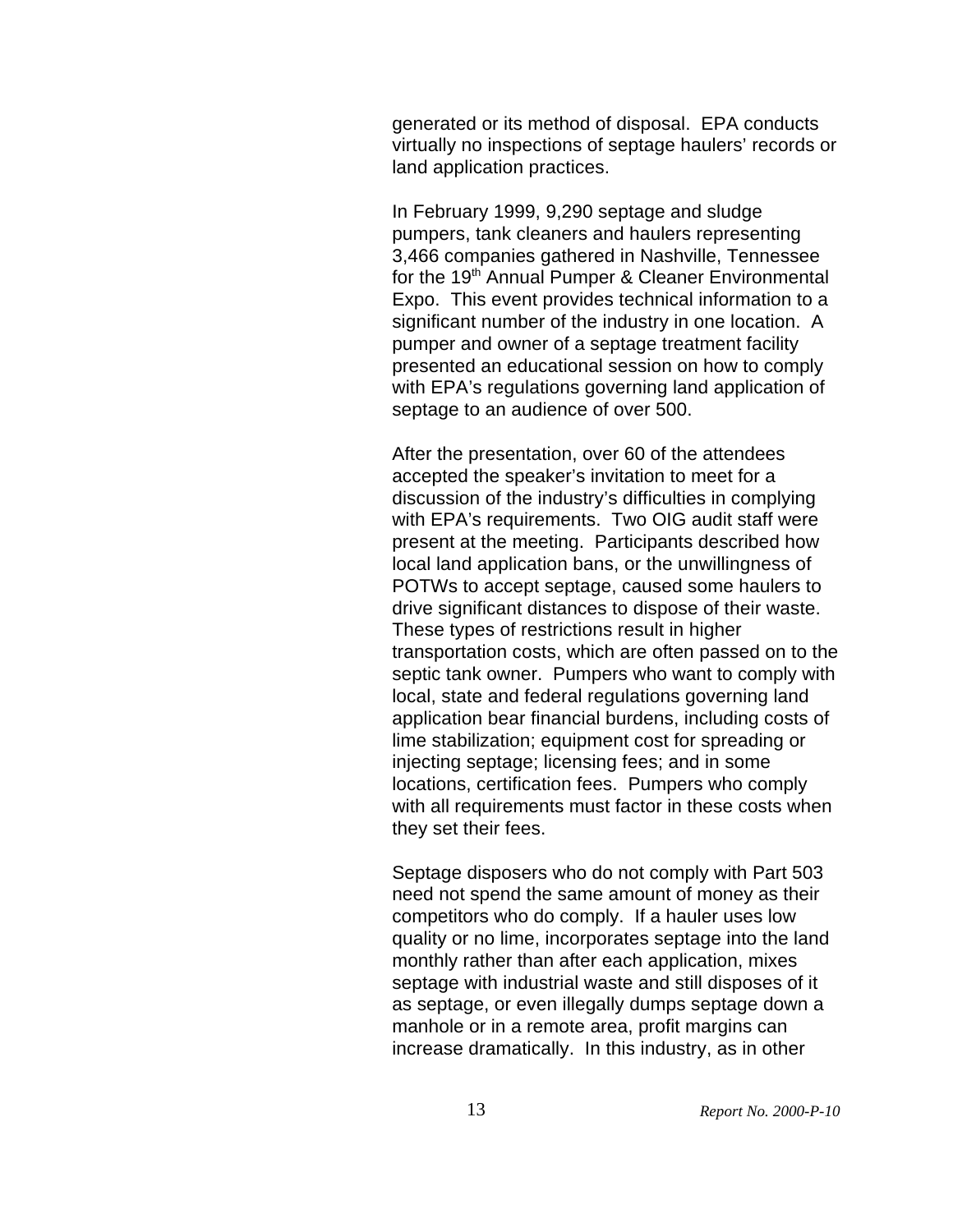generated or its method of disposal. EPA conducts virtually no inspections of septage haulers' records or land application practices.

In February 1999, 9,290 septage and sludge pumpers, tank cleaners and haulers representing 3,466 companies gathered in Nashville, Tennessee for the 19th Annual Pumper & Cleaner Environmental Expo. This event provides technical information to a significant number of the industry in one location. A pumper and owner of a septage treatment facility presented an educational session on how to comply with EPA's regulations governing land application of septage to an audience of over 500.

After the presentation, over 60 of the attendees accepted the speaker's invitation to meet for a discussion of the industry's difficulties in complying with EPA's requirements. Two OIG audit staff were present at the meeting. Participants described how local land application bans, or the unwillingness of POTWs to accept septage, caused some haulers to drive significant distances to dispose of their waste. These types of restrictions result in higher transportation costs, which are often passed on to the septic tank owner. Pumpers who want to comply with local, state and federal regulations governing land application bear financial burdens, including costs of lime stabilization; equipment cost for spreading or injecting septage; licensing fees; and in some locations, certification fees. Pumpers who comply with all requirements must factor in these costs when they set their fees.

Septage disposers who do not comply with Part 503 need not spend the same amount of money as their competitors who do comply. If a hauler uses low quality or no lime, incorporates septage into the land monthly rather than after each application, mixes septage with industrial waste and still disposes of it as septage, or even illegally dumps septage down a manhole or in a remote area, profit margins can increase dramatically. In this industry, as in other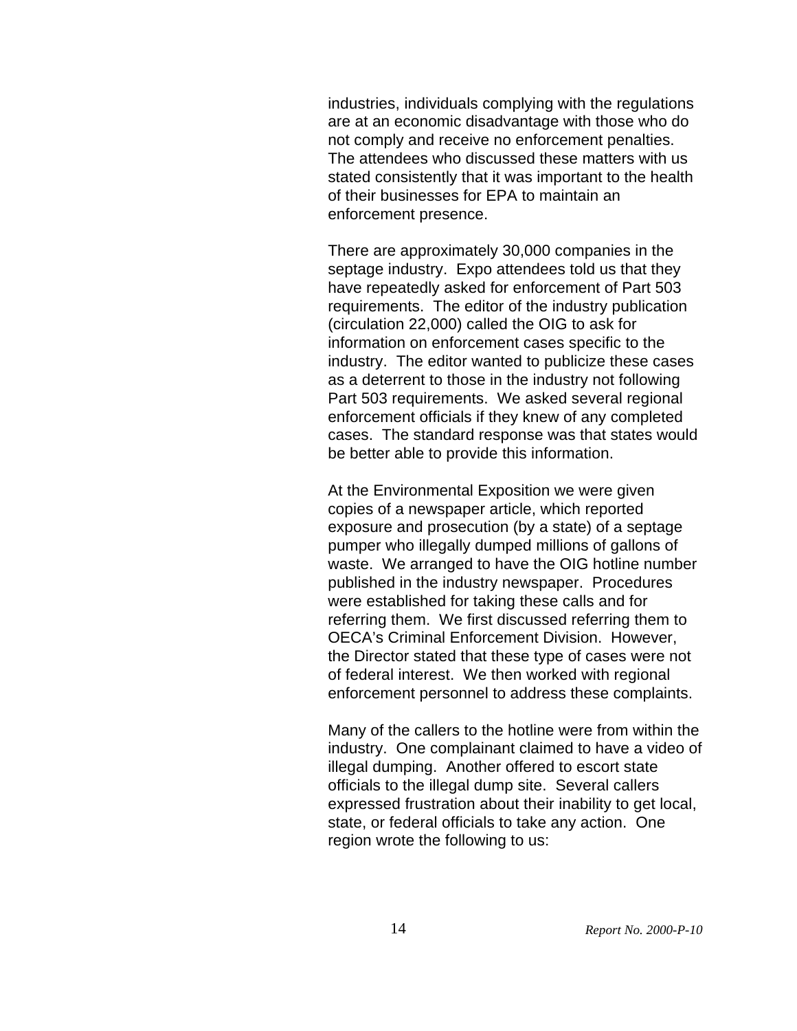industries, individuals complying with the regulations are at an economic disadvantage with those who do not comply and receive no enforcement penalties. The attendees who discussed these matters with us stated consistently that it was important to the health of their businesses for EPA to maintain an enforcement presence.

There are approximately 30,000 companies in the septage industry. Expo attendees told us that they have repeatedly asked for enforcement of Part 503 requirements. The editor of the industry publication (circulation 22,000) called the OIG to ask for information on enforcement cases specific to the industry. The editor wanted to publicize these cases as a deterrent to those in the industry not following Part 503 requirements. We asked several regional enforcement officials if they knew of any completed cases. The standard response was that states would be better able to provide this information.

At the Environmental Exposition we were given copies of a newspaper article, which reported exposure and prosecution (by a state) of a septage pumper who illegally dumped millions of gallons of waste. We arranged to have the OIG hotline number published in the industry newspaper. Procedures were established for taking these calls and for referring them. We first discussed referring them to OECA's Criminal Enforcement Division. However, the Director stated that these type of cases were not of federal interest. We then worked with regional enforcement personnel to address these complaints.

Many of the callers to the hotline were from within the industry. One complainant claimed to have a video of illegal dumping. Another offered to escort state officials to the illegal dump site. Several callers expressed frustration about their inability to get local, state, or federal officials to take any action. One region wrote the following to us: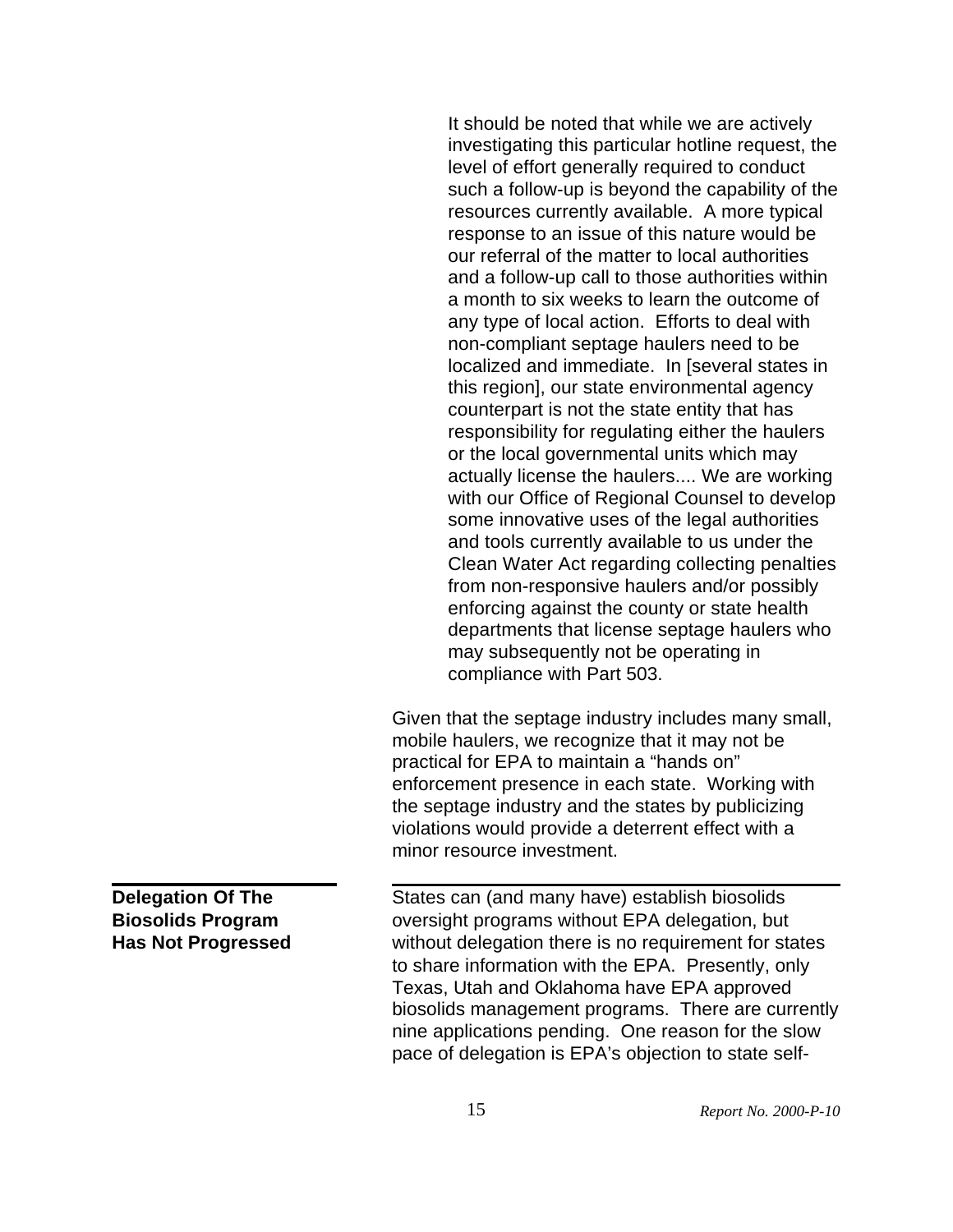> It should be noted that while we are actively investigating this particular hotline request, the level of effort generally required to conduct such a follow-up is beyond the capability of the resources currently available. A more typical response to an issue of this nature would be our referral of the matter to local authorities and a follow-up call to those authorities within a month to six weeks to learn the outcome of any type of local action. Efforts to deal with non-compliant septage haulers need to be localized and immediate. In [several states in this region], our state environmental agency counterpart is not the state entity that has responsibility for regulating either the haulers or the local governmental units which may actually license the haulers.... We are working with our Office of Regional Counsel to develop some innovative uses of the legal authorities and tools currently available to us under the Clean Water Act regarding collecting penalties from non-responsive haulers and/or possibly enforcing against the county or state health departments that license septage haulers who may subsequently not be operating in compliance with Part 503.

Given that the septage industry includes many small, mobile haulers, we recognize that it may not be practical for EPA to maintain a "hands on" enforcement presence in each state. Working with the septage industry and the states by publicizing violations would provide a deterrent effect with a minor resource investment.

## Delegation Of The Biosolids Program Has Not Progressed

States can (and many have) establish biosolids oversight programs without EPA delegation, but without delegation there is no requirement for states to share information with the EPA. Presently, only Texas, Utah and Oklahoma have EPA approved biosolids management programs. There are currently nine applications pending. One reason for the slow pace of delegation is EPA's objection to state self-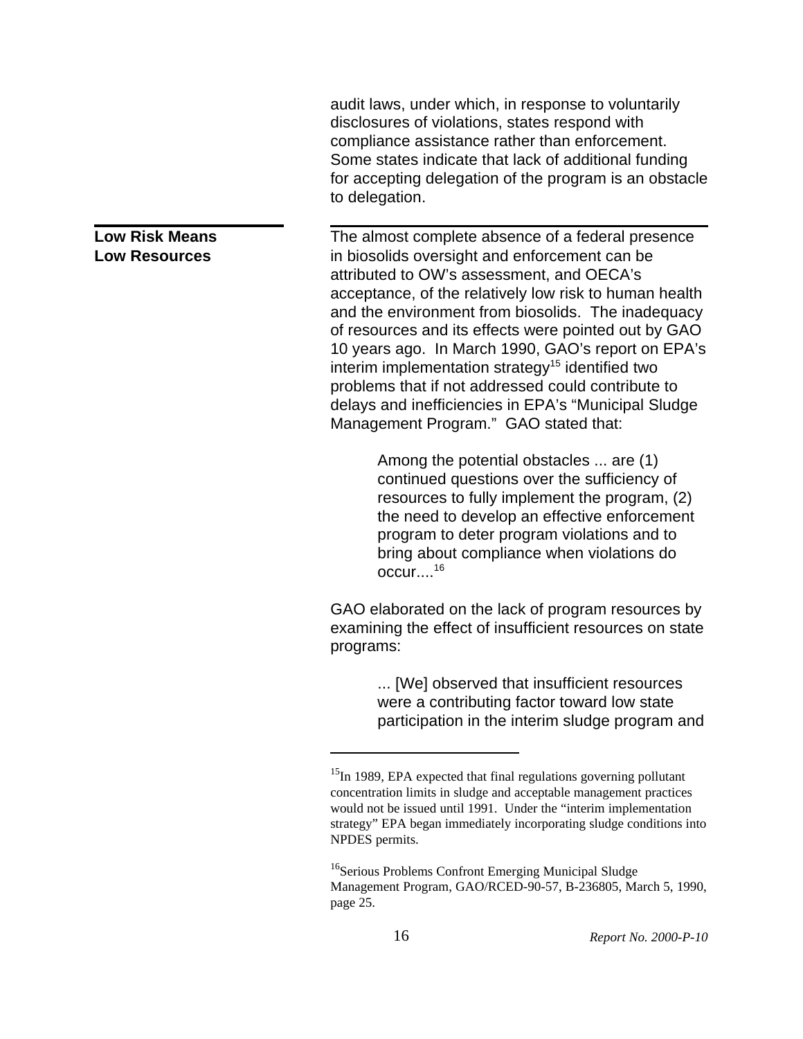audit laws, under which, in response to voluntarily disclosures of violations, states respond with compliance assistance rather than enforcement. Some states indicate that lack of additional funding for accepting delegation of the program is an obstacle to delegation.

## Low Risk Means Low Resources

The almost complete absence of a federal presence in biosolids oversight and enforcement can be attributed to OW's assessment, and OECA's acceptance, of the relatively low risk to human health and the environment from biosolids. The inadequacy of resources and its effects were pointed out by GAO 10 years ago. In March 1990, GAO's report on EPA's interim implementation strategy[15] identified two problems that if not addressed could contribute to delays and inefficiencies in EPA's "Municipal Sludge Management Program." GAO stated that:

> Among the potential obstacles ... are (1) continued questions over the sufficiency of resources to fully implement the program, (2) the need to develop an effective enforcement program to deter program violations and to bring about compliance when violations do occur....[16]

GAO elaborated on the lack of program resources by examining the effect of insufficient resources on state programs:

> ... [We] observed that insufficient resources were a contributing factor toward low state participation in the interim sludge program and

---

[15] In 1989, EPA expected that final regulations governing pollutant concentration limits in sludge and acceptable management practices would not be issued until 1991. Under the "interim implementation strategy" EPA began immediately incorporating sludge conditions into NPDES permits.

[16] Serious Problems Confront Emerging Municipal Sludge Management Program, GAO/RCED-90-57, B-236805, March 5, 1990, page 25.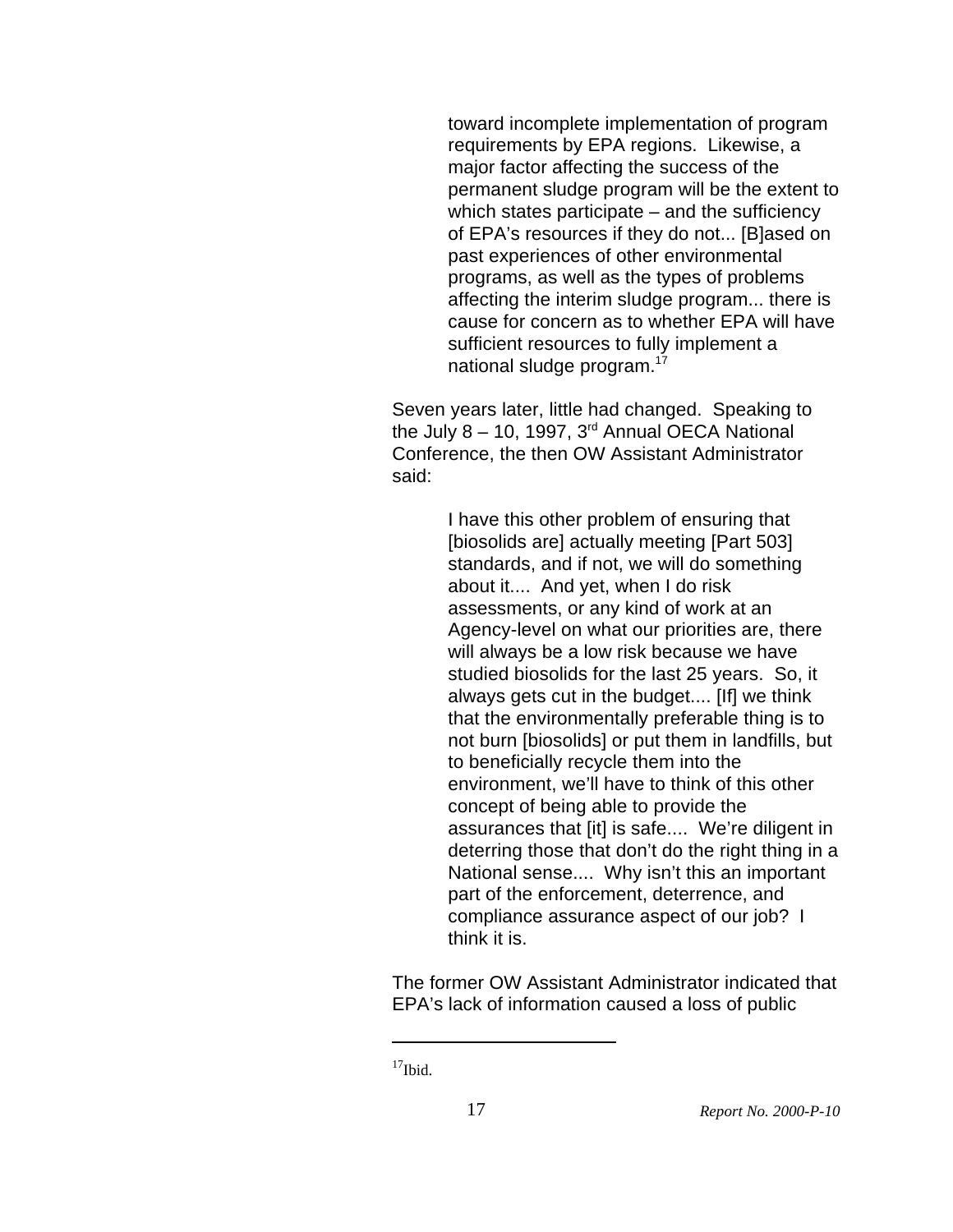> toward incomplete implementation of program requirements by EPA regions. Likewise, a major factor affecting the success of the permanent sludge program will be the extent to which states participate – and the sufficiency of EPA's resources if they do not... [B]ased on past experiences of other environmental programs, as well as the types of problems affecting the interim sludge program... there is cause for concern as to whether EPA will have sufficient resources to fully implement a national sludge program.[17]

Seven years later, little had changed. Speaking to the July 8 – 10, 1997, 3rd Annual OECA National Conference, the then OW Assistant Administrator said:

> I have this other problem of ensuring that [biosolids are] actually meeting [Part 503] standards, and if not, we will do something about it.... And yet, when I do risk assessments, or any kind of work at an Agency-level on what our priorities are, there will always be a low risk because we have studied biosolids for the last 25 years. So, it always gets cut in the budget.... [If] we think that the environmentally preferable thing is to not burn [biosolids] or put them in landfills, but to beneficially recycle them into the environment, we'll have to think of this other concept of being able to provide the assurances that [it] is safe.... We're diligent in deterring those that don't do the right thing in a National sense.... Why isn't this an important part of the enforcement, deterrence, and compliance assurance aspect of our job? I think it is.

The former OW Assistant Administrator indicated that EPA's lack of information caused a loss of public

---

[17] Ibid.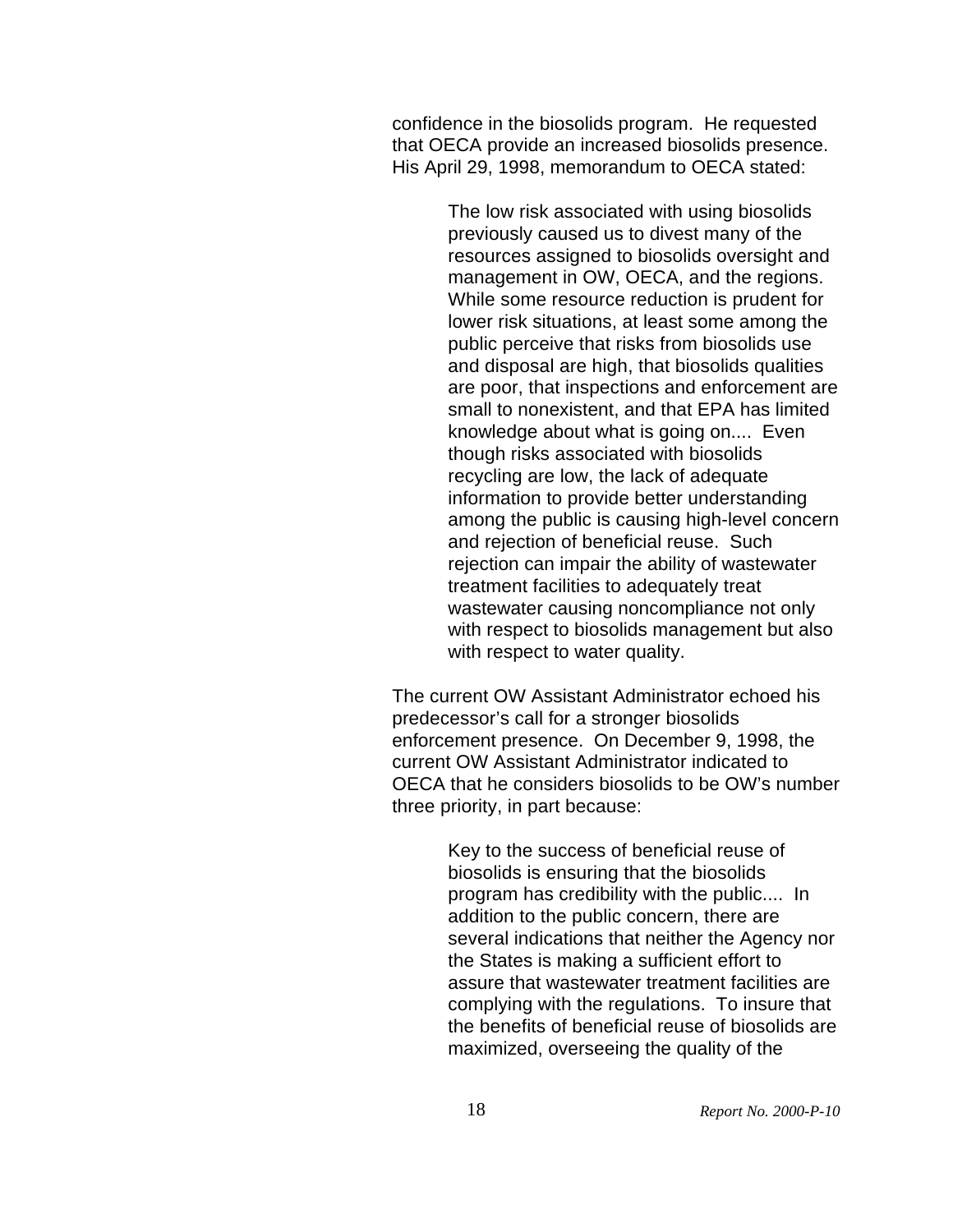confidence in the biosolids program. He requested that OECA provide an increased biosolids presence. His April 29, 1998, memorandum to OECA stated:

> The low risk associated with using biosolids previously caused us to divest many of the resources assigned to biosolids oversight and management in OW, OECA, and the regions. While some resource reduction is prudent for lower risk situations, at least some among the public perceive that risks from biosolids use and disposal are high, that biosolids qualities are poor, that inspections and enforcement are small to nonexistent, and that EPA has limited knowledge about what is going on.... Even though risks associated with biosolids recycling are low, the lack of adequate information to provide better understanding among the public is causing high-level concern and rejection of beneficial reuse. Such rejection can impair the ability of wastewater treatment facilities to adequately treat wastewater causing noncompliance not only with respect to biosolids management but also with respect to water quality.

The current OW Assistant Administrator echoed his predecessor's call for a stronger biosolids enforcement presence. On December 9, 1998, the current OW Assistant Administrator indicated to OECA that he considers biosolids to be OW's number three priority, in part because:

> Key to the success of beneficial reuse of biosolids is ensuring that the biosolids program has credibility with the public.... In addition to the public concern, there are several indications that neither the Agency nor the States is making a sufficient effort to assure that wastewater treatment facilities are complying with the regulations. To insure that the benefits of beneficial reuse of biosolids are maximized, overseeing the quality of the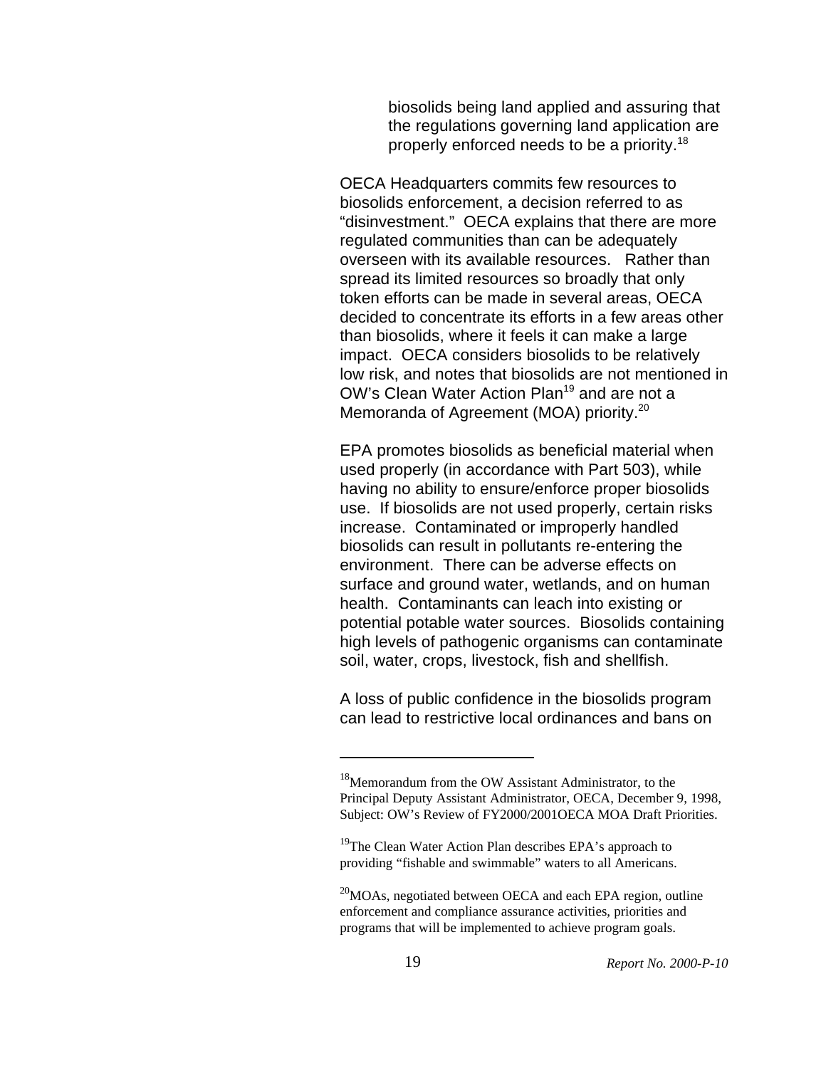> biosolids being land applied and assuring that the regulations governing land application are properly enforced needs to be a priority.[18]

OECA Headquarters commits few resources to biosolids enforcement, a decision referred to as "disinvestment." OECA explains that there are more regulated communities than can be adequately overseen with its available resources. Rather than spread its limited resources so broadly that only token efforts can be made in several areas, OECA decided to concentrate its efforts in a few areas other than biosolids, where it feels it can make a large impact. OECA considers biosolids to be relatively low risk, and notes that biosolids are not mentioned in OW's Clean Water Action Plan[19] and are not a Memoranda of Agreement (MOA) priority.[20]

EPA promotes biosolids as beneficial material when used properly (in accordance with Part 503), while having no ability to ensure/enforce proper biosolids use. If biosolids are not used properly, certain risks increase. Contaminated or improperly handled biosolids can result in pollutants re-entering the environment. There can be adverse effects on surface and ground water, wetlands, and on human health. Contaminants can leach into existing or potential potable water sources. Biosolids containing high levels of pathogenic organisms can contaminate soil, water, crops, livestock, fish and shellfish.

A loss of public confidence in the biosolids program can lead to restrictive local ordinances and bans on

---

[18]Memorandum from the OW Assistant Administrator, to the Principal Deputy Assistant Administrator, OECA, December 9, 1998, Subject: OW's Review of FY2000/2001OECA MOA Draft Priorities.

[19]The Clean Water Action Plan describes EPA's approach to providing "fishable and swimmable" waters to all Americans.

[20]MOAs, negotiated between OECA and each EPA region, outline enforcement and compliance assurance activities, priorities and programs that will be implemented to achieve program goals.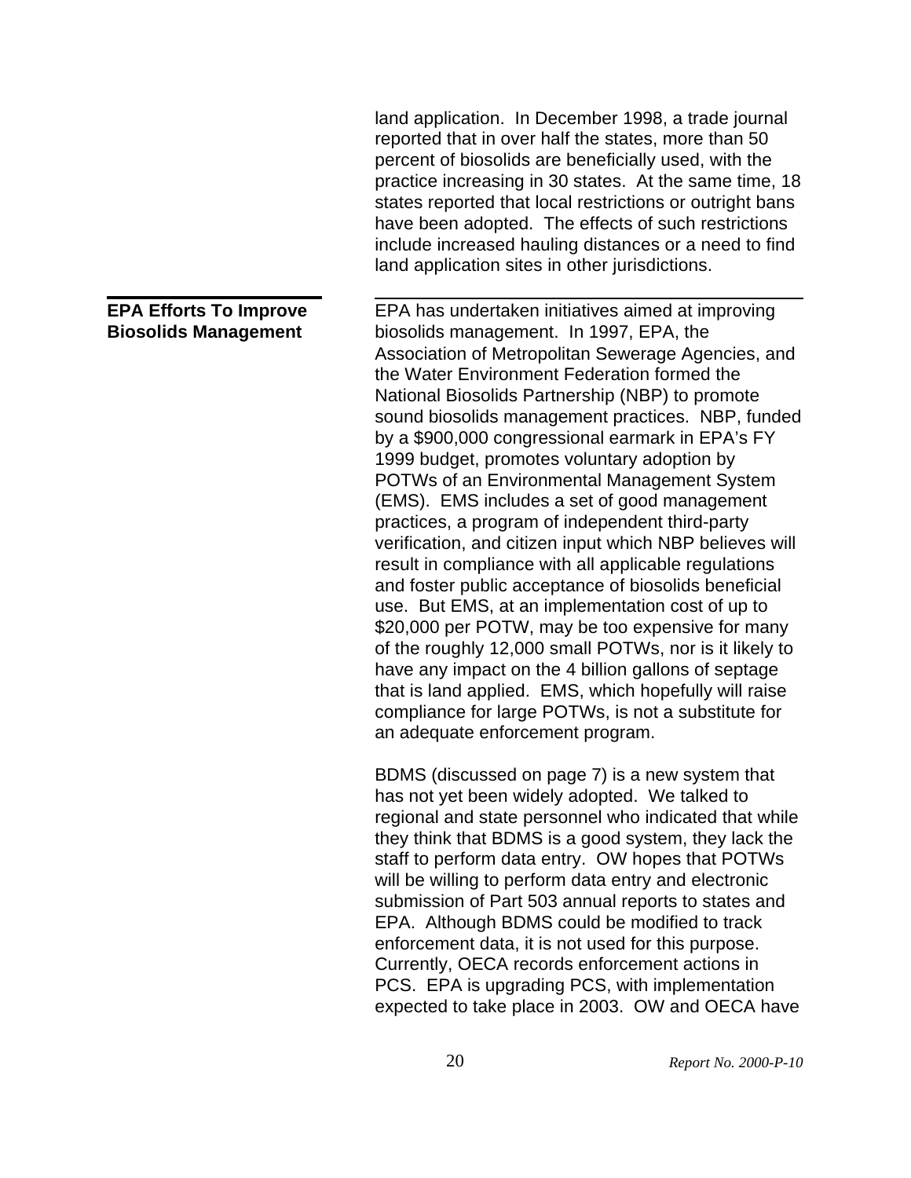land application. In December 1998, a trade journal reported that in over half the states, more than 50 percent of biosolids are beneficially used, with the practice increasing in 30 states. At the same time, 18 states reported that local restrictions or outright bans have been adopted. The effects of such restrictions include increased hauling distances or a need to find land application sites in other jurisdictions.

## EPA Efforts To Improve Biosolids Management

EPA has undertaken initiatives aimed at improving biosolids management. In 1997, EPA, the Association of Metropolitan Sewerage Agencies, and the Water Environment Federation formed the National Biosolids Partnership (NBP) to promote sound biosolids management practices. NBP, funded by a $900,000 congressional earmark in EPA's FY 1999 budget, promotes voluntary adoption by POTWs of an Environmental Management System (EMS). EMS includes a set of good management practices, a program of independent third-party verification, and citizen input which NBP believes will result in compliance with all applicable regulations and foster public acceptance of biosolids beneficial use. But EMS, at an implementation cost of up to $20,000 per POTW, may be too expensive for many of the roughly 12,000 small POTWs, nor is it likely to have any impact on the 4 billion gallons of septage that is land applied. EMS, which hopefully will raise compliance for large POTWs, is not a substitute for an adequate enforcement program.

BDMS (discussed on page 7) is a new system that has not yet been widely adopted. We talked to regional and state personnel who indicated that while they think that BDMS is a good system, they lack the staff to perform data entry. OW hopes that POTWs will be willing to perform data entry and electronic submission of Part 503 annual reports to states and EPA. Although BDMS could be modified to track enforcement data, it is not used for this purpose. Currently, OECA records enforcement actions in PCS. EPA is upgrading PCS, with implementation expected to take place in 2003. OW and OECA have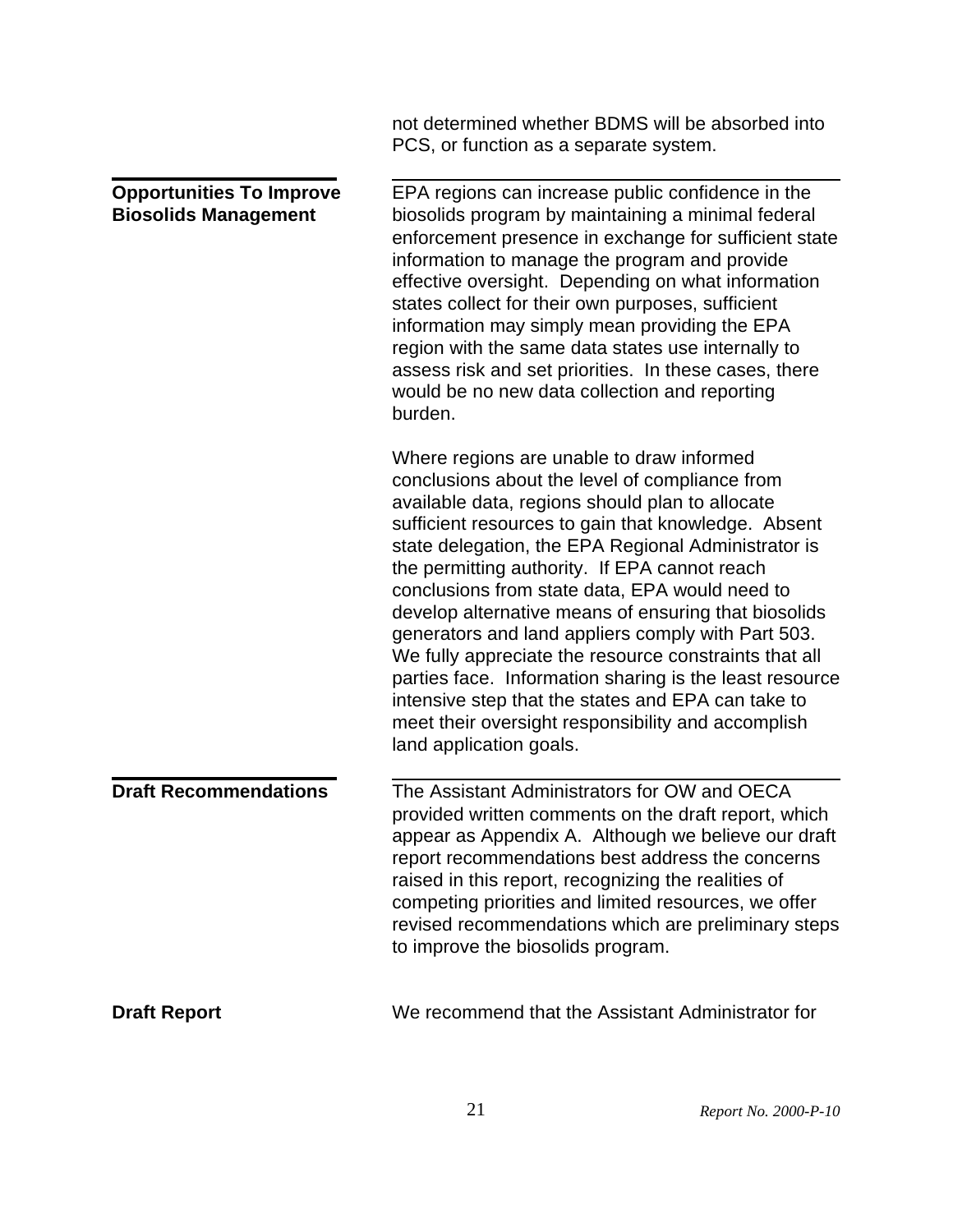not determined whether BDMS will be absorbed into PCS, or function as a separate system.

## Opportunities To Improve Biosolids Management

EPA regions can increase public confidence in the biosolids program by maintaining a minimal federal enforcement presence in exchange for sufficient state information to manage the program and provide effective oversight. Depending on what information states collect for their own purposes, sufficient information may simply mean providing the EPA region with the same data states use internally to assess risk and set priorities. In these cases, there would be no new data collection and reporting burden.

Where regions are unable to draw informed conclusions about the level of compliance from available data, regions should plan to allocate sufficient resources to gain that knowledge. Absent state delegation, the EPA Regional Administrator is the permitting authority. If EPA cannot reach conclusions from state data, EPA would need to develop alternative means of ensuring that biosolids generators and land appliers comply with Part 503. We fully appreciate the resource constraints that all parties face. Information sharing is the least resource intensive step that the states and EPA can take to meet their oversight responsibility and accomplish land application goals.

## Draft Recommendations

The Assistant Administrators for OW and OECA provided written comments on the draft report, which appear as Appendix A. Although we believe our draft report recommendations best address the concerns raised in this report, recognizing the realities of competing priorities and limited resources, we offer revised recommendations which are preliminary steps to improve the biosolids program.

**Draft Report**

We recommend that the Assistant Administrator for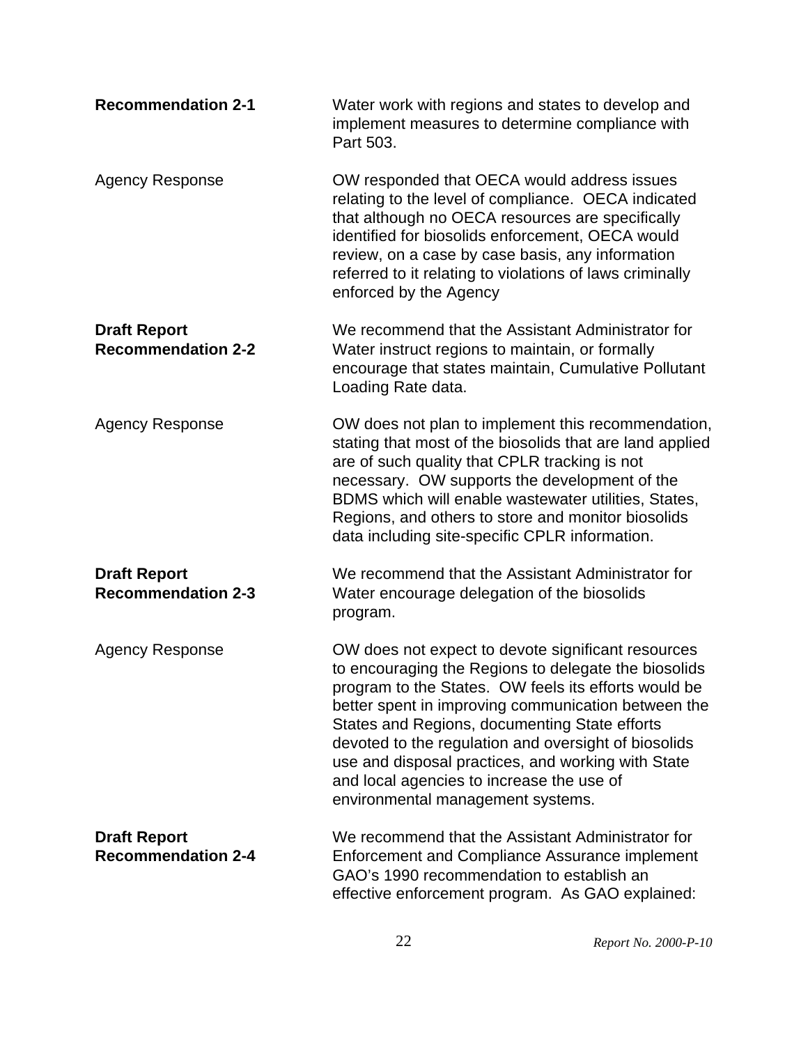**Recommendation 2-1**

Water work with regions and states to develop and implement measures to determine compliance with Part 503.

Agency Response

OW responded that OECA would address issues relating to the level of compliance. OECA indicated that although no OECA resources are specifically identified for biosolids enforcement, OECA would review, on a case by case basis, any information referred to it relating to violations of laws criminally enforced by the Agency

**Draft Report Recommendation 2-2**

We recommend that the Assistant Administrator for Water instruct regions to maintain, or formally encourage that states maintain, Cumulative Pollutant Loading Rate data.

Agency Response

OW does not plan to implement this recommendation, stating that most of the biosolids that are land applied are of such quality that CPLR tracking is not necessary. OW supports the development of the BDMS which will enable wastewater utilities, States, Regions, and others to store and monitor biosolids data including site-specific CPLR information.

**Draft Report Recommendation 2-3**

We recommend that the Assistant Administrator for Water encourage delegation of the biosolids program.

Agency Response

OW does not expect to devote significant resources to encouraging the Regions to delegate the biosolids program to the States. OW feels its efforts would be better spent in improving communication between the States and Regions, documenting State efforts devoted to the regulation and oversight of biosolids use and disposal practices, and working with State and local agencies to increase the use of environmental management systems.

**Draft Report Recommendation 2-4**

We recommend that the Assistant Administrator for Enforcement and Compliance Assurance implement GAO's 1990 recommendation to establish an effective enforcement program. As GAO explained: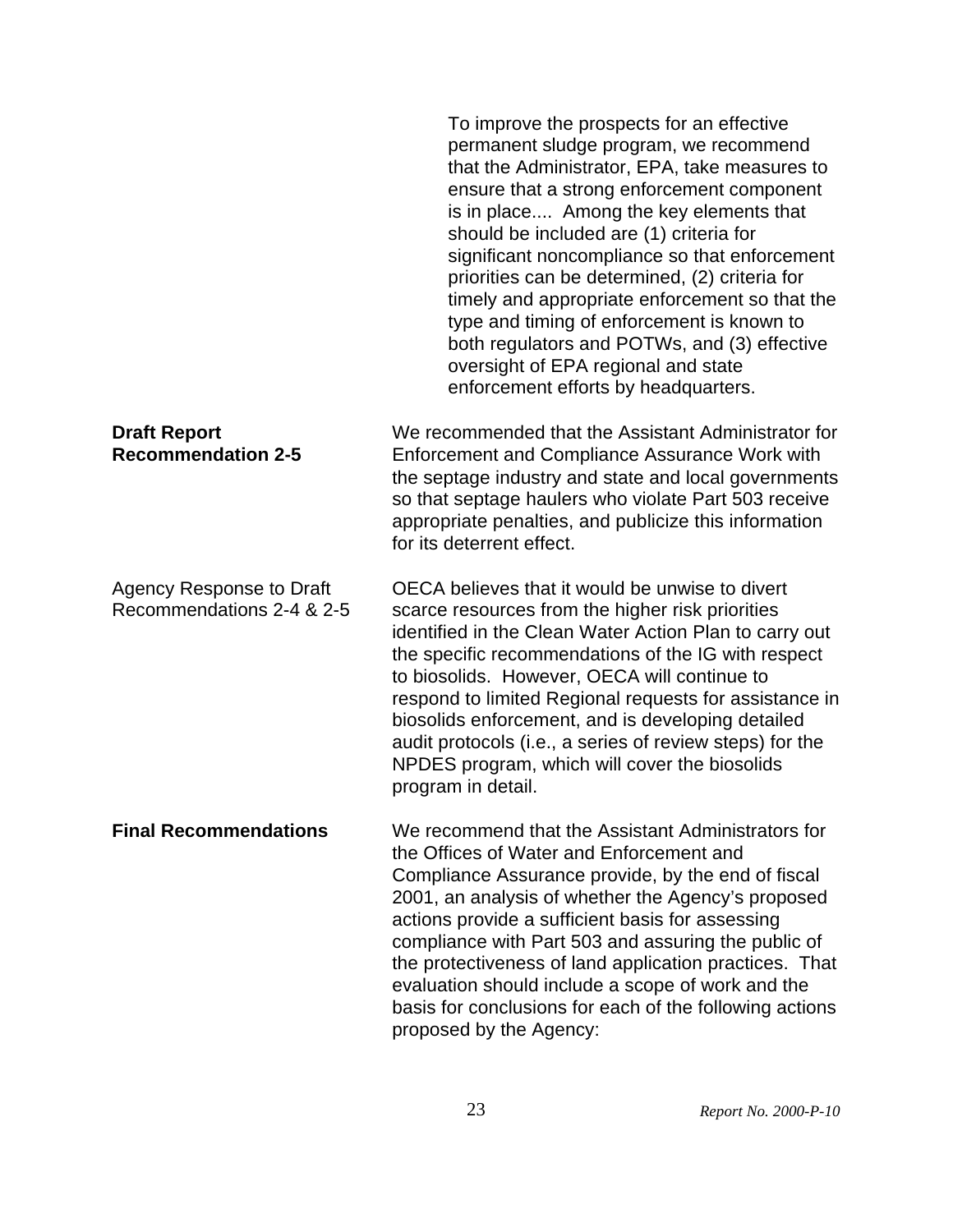> To improve the prospects for an effective permanent sludge program, we recommend that the Administrator, EPA, take measures to ensure that a strong enforcement component is in place.... Among the key elements that should be included are (1) criteria for significant noncompliance so that enforcement priorities can be determined, (2) criteria for timely and appropriate enforcement so that the type and timing of enforcement is known to both regulators and POTWs, and (3) effective oversight of EPA regional and state enforcement efforts by headquarters.

**Draft Report Recommendation 2-5**

We recommended that the Assistant Administrator for Enforcement and Compliance Assurance Work with the septage industry and state and local governments so that septage haulers who violate Part 503 receive appropriate penalties, and publicize this information for its deterrent effect.

Agency Response to Draft Recommendations 2-4 & 2-5

OECA believes that it would be unwise to divert scarce resources from the higher risk priorities identified in the Clean Water Action Plan to carry out the specific recommendations of the IG with respect to biosolids. However, OECA will continue to respond to limited Regional requests for assistance in biosolids enforcement, and is developing detailed audit protocols (i.e., a series of review steps) for the NPDES program, which will cover the biosolids program in detail.

**Final Recommendations**

We recommend that the Assistant Administrators for the Offices of Water and Enforcement and Compliance Assurance provide, by the end of fiscal 2001, an analysis of whether the Agency's proposed actions provide a sufficient basis for assessing compliance with Part 503 and assuring the public of the protectiveness of land application practices. That evaluation should include a scope of work and the basis for conclusions for each of the following actions proposed by the Agency: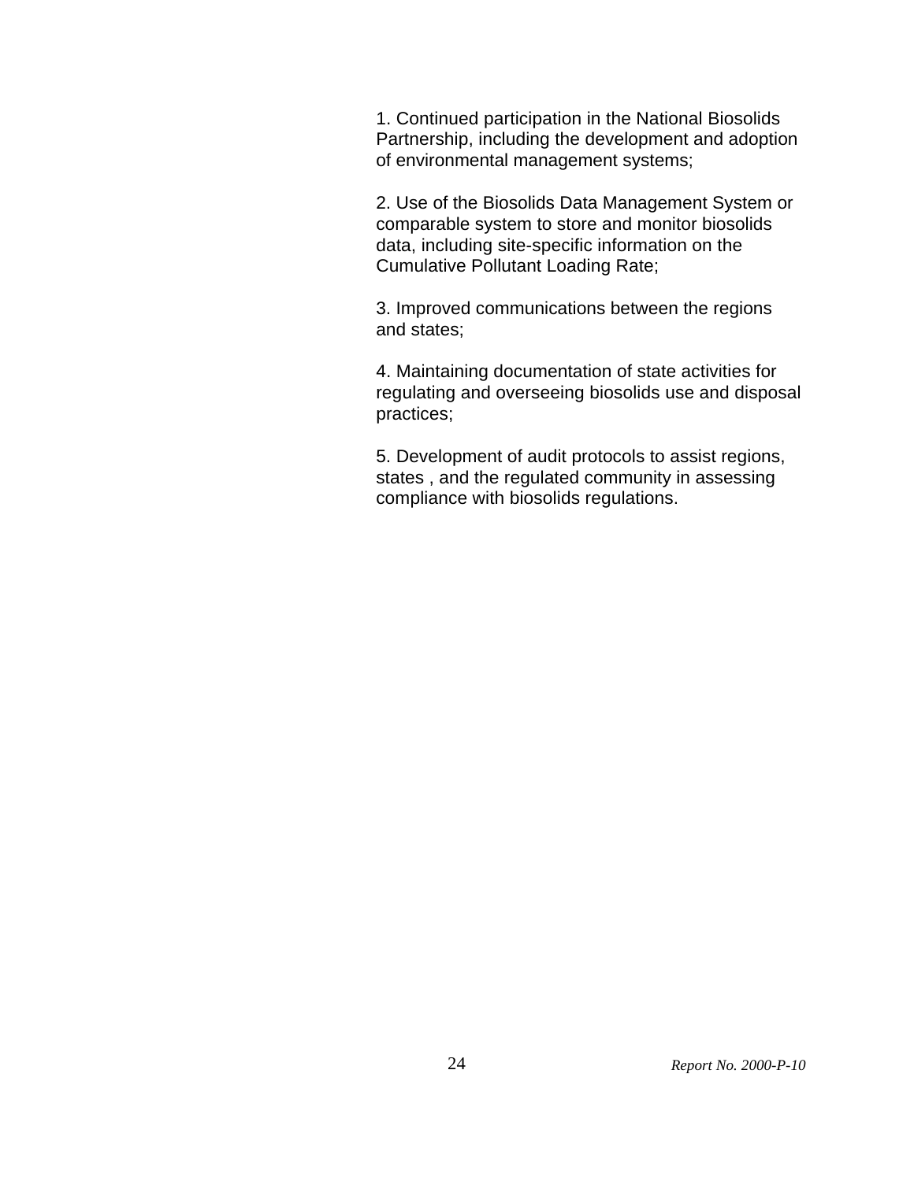1. Continued participation in the National Biosolids Partnership, including the development and adoption of environmental management systems;

2. Use of the Biosolids Data Management System or comparable system to store and monitor biosolids data, including site-specific information on the Cumulative Pollutant Loading Rate;

3. Improved communications between the regions and states;

4. Maintaining documentation of state activities for regulating and overseeing biosolids use and disposal practices;

5. Development of audit protocols to assist regions, states , and the regulated community in assessing compliance with biosolids regulations.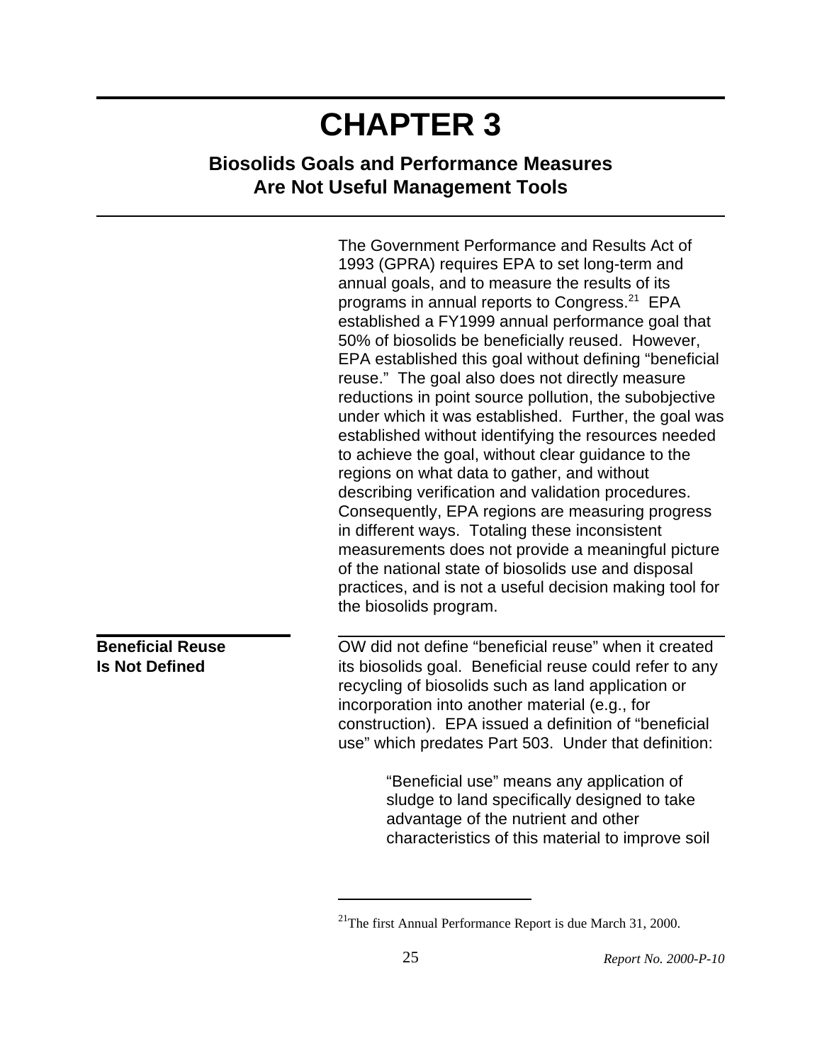# CHAPTER 3

## Biosolids Goals and Performance Measures Are Not Useful Management Tools

The Government Performance and Results Act of 1993 (GPRA) requires EPA to set long-term and annual goals, and to measure the results of its programs in annual reports to Congress.[21] EPA established a FY1999 annual performance goal that 50% of biosolids be beneficially reused. However, EPA established this goal without defining "beneficial reuse." The goal also does not directly measure reductions in point source pollution, the subobjective under which it was established. Further, the goal was established without identifying the resources needed to achieve the goal, without clear guidance to the regions on what data to gather, and without describing verification and validation procedures. Consequently, EPA regions are measuring progress in different ways. Totaling these inconsistent measurements does not provide a meaningful picture of the national state of biosolids use and disposal practices, and is not a useful decision making tool for the biosolids program.

### Beneficial Reuse Is Not Defined

OW did not define "beneficial reuse" when it created its biosolids goal. Beneficial reuse could refer to any recycling of biosolids such as land application or incorporation into another material (e.g., for construction). EPA issued a definition of "beneficial use" which predates Part 503. Under that definition:

> "Beneficial use" means any application of sludge to land specifically designed to take advantage of the nutrient and other characteristics of this material to improve soil

[21]The first Annual Performance Report is due March 31, 2000.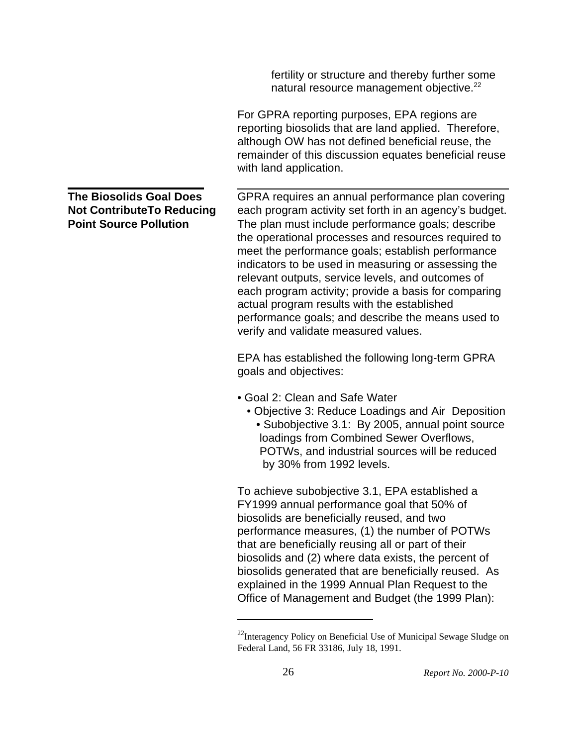fertility or structure and thereby further some natural resource management objective.[22]

For GPRA reporting purposes, EPA regions are reporting biosolids that are land applied. Therefore, although OW has not defined beneficial reuse, the remainder of this discussion equates beneficial reuse with land application.

## The Biosolids Goal Does Not ContributeTo Reducing Point Source Pollution

GPRA requires an annual performance plan covering each program activity set forth in an agency's budget. The plan must include performance goals; describe the operational processes and resources required to meet the performance goals; establish performance indicators to be used in measuring or assessing the relevant outputs, service levels, and outcomes of each program activity; provide a basis for comparing actual program results with the established performance goals; and describe the means used to verify and validate measured values.

EPA has established the following long-term GPRA goals and objectives:

- Goal 2: Clean and Safe Water
  - Objective 3: Reduce Loadings and Air Deposition
    - Subobjective 3.1: By 2005, annual point source loadings from Combined Sewer Overflows, POTWs, and industrial sources will be reduced by 30% from 1992 levels.

To achieve subobjective 3.1, EPA established a FY1999 annual performance goal that 50% of biosolids are beneficially reused, and two performance measures, (1) the number of POTWs that are beneficially reusing all or part of their biosolids and (2) where data exists, the percent of biosolids generated that are beneficially reused. As explained in the 1999 Annual Plan Request to the Office of Management and Budget (the 1999 Plan):

[22] Interagency Policy on Beneficial Use of Municipal Sewage Sludge on Federal Land, 56 FR 33186, July 18, 1991.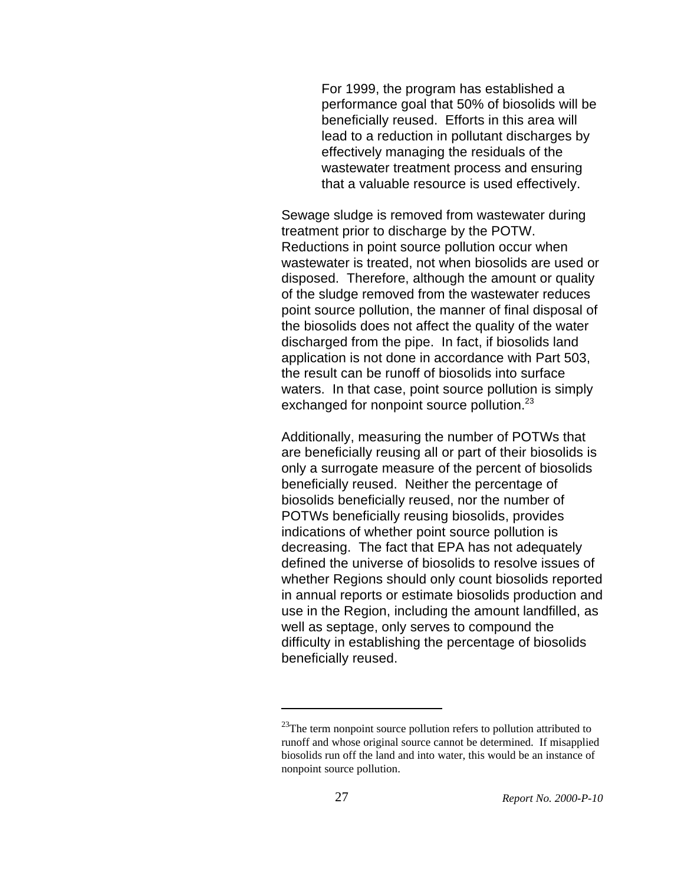> For 1999, the program has established a performance goal that 50% of biosolids will be beneficially reused. Efforts in this area will lead to a reduction in pollutant discharges by effectively managing the residuals of the wastewater treatment process and ensuring that a valuable resource is used effectively.

Sewage sludge is removed from wastewater during treatment prior to discharge by the POTW. Reductions in point source pollution occur when wastewater is treated, not when biosolids are used or disposed. Therefore, although the amount or quality of the sludge removed from the wastewater reduces point source pollution, the manner of final disposal of the biosolids does not affect the quality of the water discharged from the pipe. In fact, if biosolids land application is not done in accordance with Part 503, the result can be runoff of biosolids into surface waters. In that case, point source pollution is simply exchanged for nonpoint source pollution.[23]

Additionally, measuring the number of POTWs that are beneficially reusing all or part of their biosolids is only a surrogate measure of the percent of biosolids beneficially reused. Neither the percentage of biosolids beneficially reused, nor the number of POTWs beneficially reusing biosolids, provides indications of whether point source pollution is decreasing. The fact that EPA has not adequately defined the universe of biosolids to resolve issues of whether Regions should only count biosolids reported in annual reports or estimate biosolids production and use in the Region, including the amount landfilled, as well as septage, only serves to compound the difficulty in establishing the percentage of biosolids beneficially reused.

---

[23] The term nonpoint source pollution refers to pollution attributed to runoff and whose original source cannot be determined. If misapplied biosolids run off the land and into water, this would be an instance of nonpoint source pollution.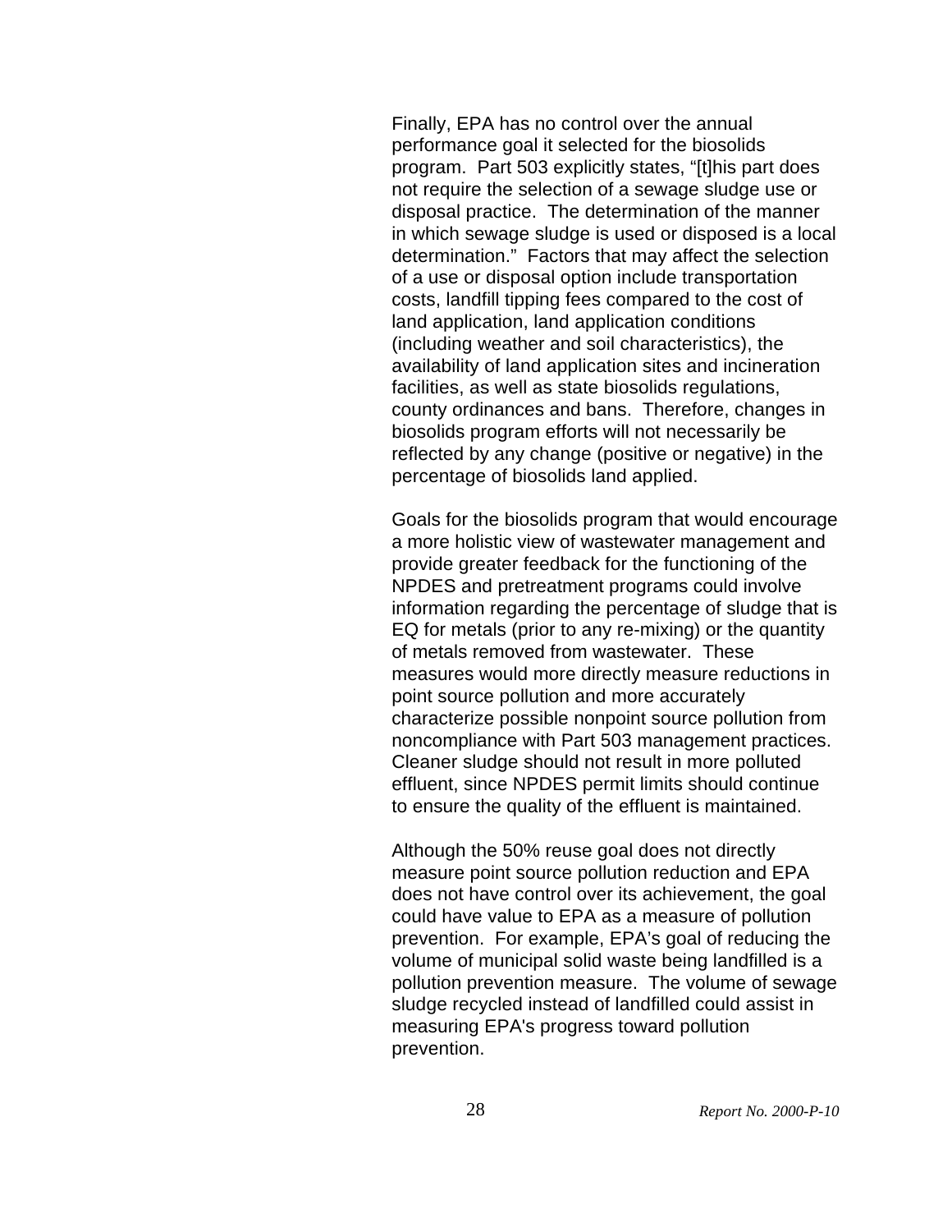Finally, EPA has no control over the annual performance goal it selected for the biosolids program. Part 503 explicitly states, "[t]his part does not require the selection of a sewage sludge use or disposal practice. The determination of the manner in which sewage sludge is used or disposed is a local determination." Factors that may affect the selection of a use or disposal option include transportation costs, landfill tipping fees compared to the cost of land application, land application conditions (including weather and soil characteristics), the availability of land application sites and incineration facilities, as well as state biosolids regulations, county ordinances and bans. Therefore, changes in biosolids program efforts will not necessarily be reflected by any change (positive or negative) in the percentage of biosolids land applied.

Goals for the biosolids program that would encourage a more holistic view of wastewater management and provide greater feedback for the functioning of the NPDES and pretreatment programs could involve information regarding the percentage of sludge that is EQ for metals (prior to any re-mixing) or the quantity of metals removed from wastewater. These measures would more directly measure reductions in point source pollution and more accurately characterize possible nonpoint source pollution from noncompliance with Part 503 management practices. Cleaner sludge should not result in more polluted effluent, since NPDES permit limits should continue to ensure the quality of the effluent is maintained.

Although the 50% reuse goal does not directly measure point source pollution reduction and EPA does not have control over its achievement, the goal could have value to EPA as a measure of pollution prevention. For example, EPA's goal of reducing the volume of municipal solid waste being landfilled is a pollution prevention measure. The volume of sewage sludge recycled instead of landfilled could assist in measuring EPA's progress toward pollution prevention.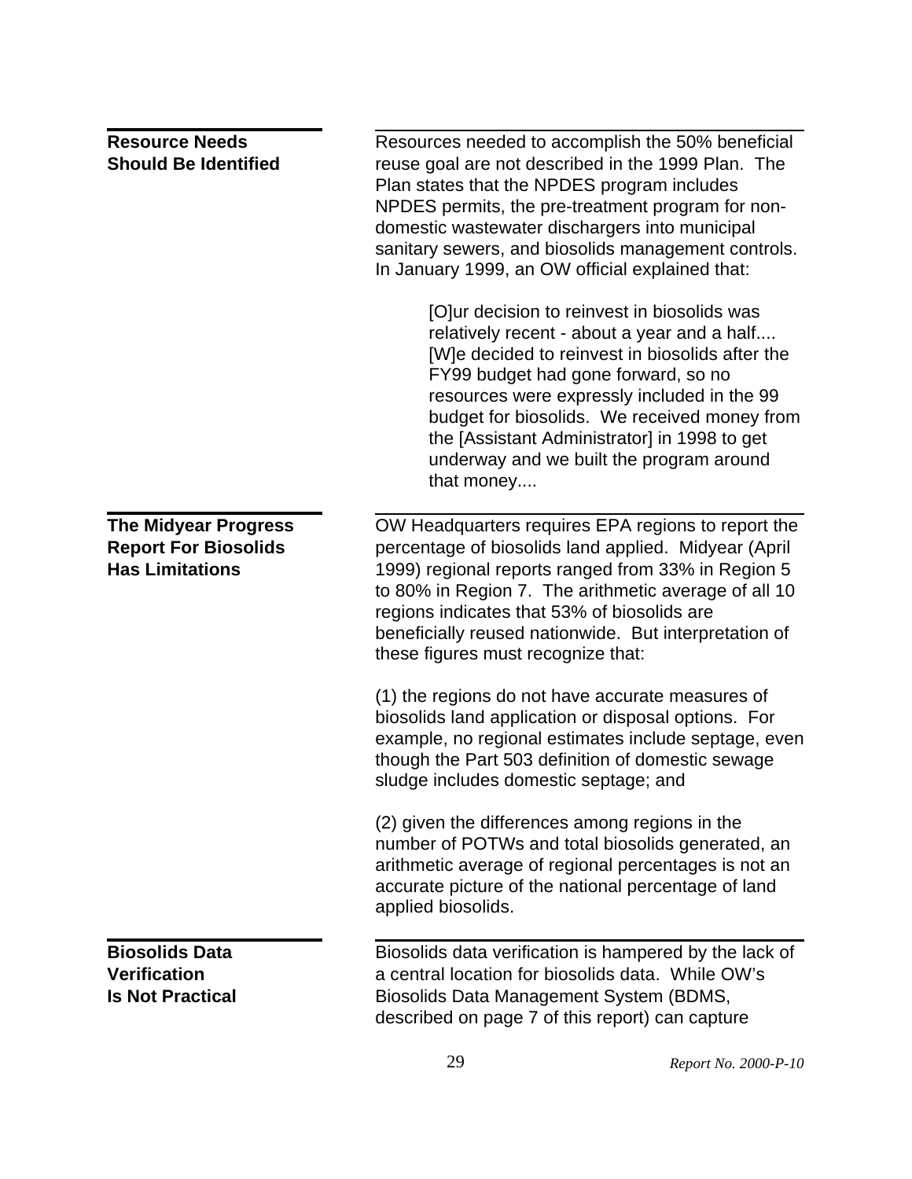### Resource Needs Should Be Identified

Resources needed to accomplish the 50% beneficial reuse goal are not described in the 1999 Plan. The Plan states that the NPDES program includes NPDES permits, the pre-treatment program for non-domestic wastewater dischargers into municipal sanitary sewers, and biosolids management controls. In January 1999, an OW official explained that:

> [O]ur decision to reinvest in biosolids was relatively recent - about a year and a half.... [W]e decided to reinvest in biosolids after the FY99 budget had gone forward, so no resources were expressly included in the 99 budget for biosolids. We received money from the [Assistant Administrator] in 1998 to get underway and we built the program around that money....

### The Midyear Progress Report For Biosolids Has Limitations

OW Headquarters requires EPA regions to report the percentage of biosolids land applied. Midyear (April 1999) regional reports ranged from 33% in Region 5 to 80% in Region 7. The arithmetic average of all 10 regions indicates that 53% of biosolids are beneficially reused nationwide. But interpretation of these figures must recognize that:

(1) the regions do not have accurate measures of biosolids land application or disposal options. For example, no regional estimates include septage, even though the Part 503 definition of domestic sewage sludge includes domestic septage; and

(2) given the differences among regions in the number of POTWs and total biosolids generated, an arithmetic average of regional percentages is not an accurate picture of the national percentage of land applied biosolids.

### Biosolids Data Verification Is Not Practical

Biosolids data verification is hampered by the lack of a central location for biosolids data. While OW's Biosolids Data Management System (BDMS, described on page 7 of this report) can capture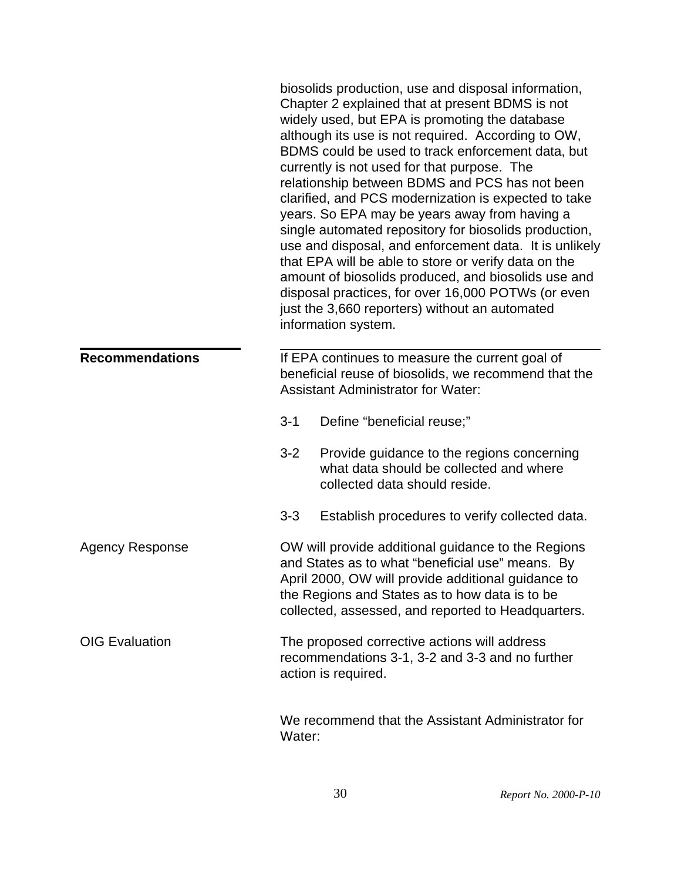biosolids production, use and disposal information, Chapter 2 explained that at present BDMS is not widely used, but EPA is promoting the database although its use is not required. According to OW, BDMS could be used to track enforcement data, but currently is not used for that purpose. The relationship between BDMS and PCS has not been clarified, and PCS modernization is expected to take years. So EPA may be years away from having a single automated repository for biosolids production, use and disposal, and enforcement data. It is unlikely that EPA will be able to store or verify data on the amount of biosolids produced, and biosolids use and disposal practices, for over 16,000 POTWs (or even just the 3,660 reporters) without an automated information system.

**Recommendations**

If EPA continues to measure the current goal of beneficial reuse of biosolids, we recommend that the Assistant Administrator for Water:

3-1 Define “beneficial reuse;”

3-2 Provide guidance to the regions concerning what data should be collected and where collected data should reside.

3-3 Establish procedures to verify collected data.

Agency Response

OW will provide additional guidance to the Regions and States as to what “beneficial use” means. By April 2000, OW will provide additional guidance to the Regions and States as to how data is to be collected, assessed, and reported to Headquarters.

OIG Evaluation

The proposed corrective actions will address recommendations 3-1, 3-2 and 3-3 and no further action is required.

We recommend that the Assistant Administrator for Water: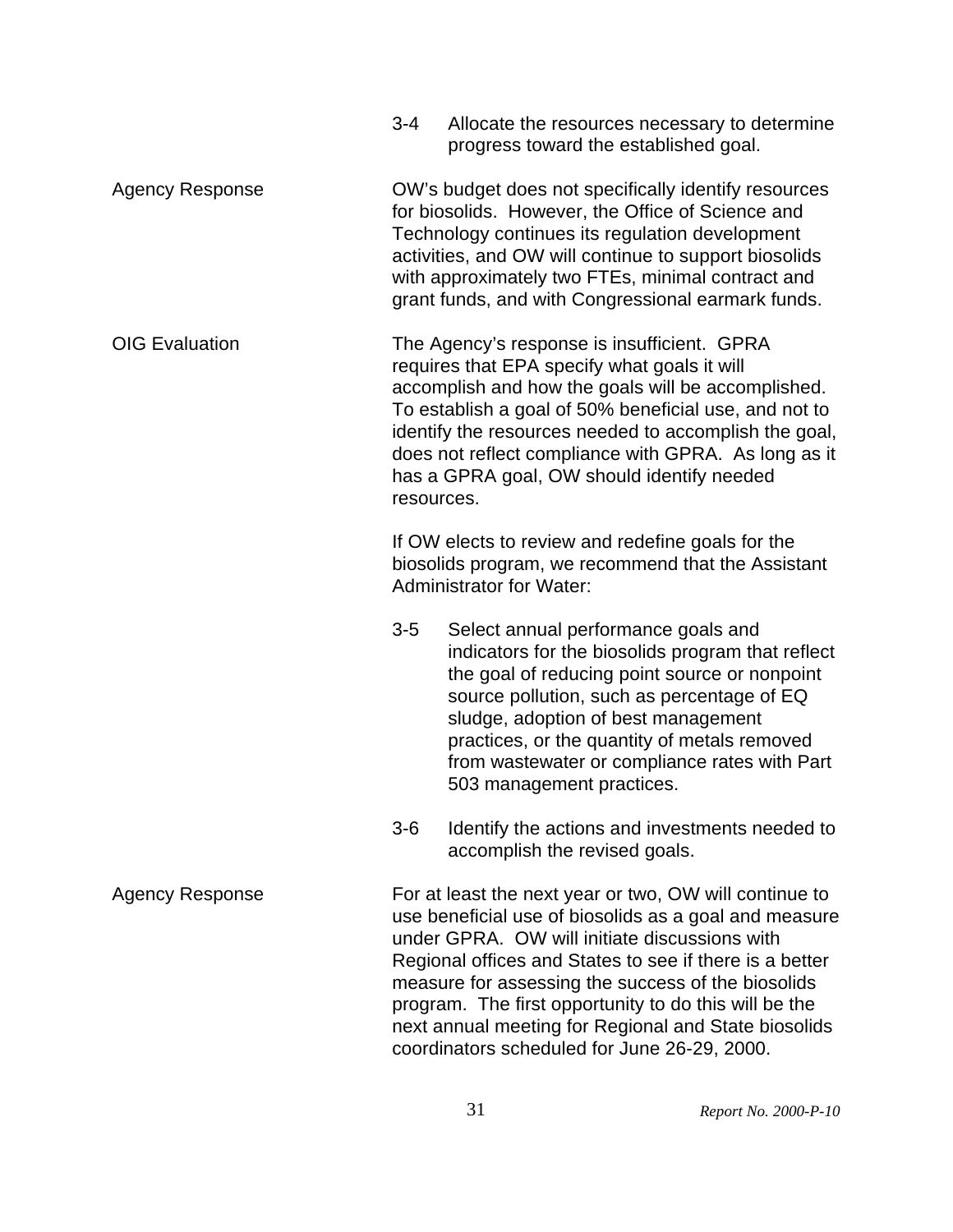3-4 Allocate the resources necessary to determine progress toward the established goal.

**Agency Response**

OW's budget does not specifically identify resources for biosolids. However, the Office of Science and Technology continues its regulation development activities, and OW will continue to support biosolids with approximately two FTEs, minimal contract and grant funds, and with Congressional earmark funds.

**OIG Evaluation**

The Agency's response is insufficient. GPRA requires that EPA specify what goals it will accomplish and how the goals will be accomplished. To establish a goal of 50% beneficial use, and not to identify the resources needed to accomplish the goal, does not reflect compliance with GPRA. As long as it has a GPRA goal, OW should identify needed resources.

If OW elects to review and redefine goals for the biosolids program, we recommend that the Assistant Administrator for Water:

3-5 Select annual performance goals and indicators for the biosolids program that reflect the goal of reducing point source or nonpoint source pollution, such as percentage of EQ sludge, adoption of best management practices, or the quantity of metals removed from wastewater or compliance rates with Part 503 management practices.

3-6 Identify the actions and investments needed to accomplish the revised goals.

**Agency Response**

For at least the next year or two, OW will continue to use beneficial use of biosolids as a goal and measure under GPRA. OW will initiate discussions with Regional offices and States to see if there is a better measure for assessing the success of the biosolids program. The first opportunity to do this will be the next annual meeting for Regional and State biosolids coordinators scheduled for June 26-29, 2000.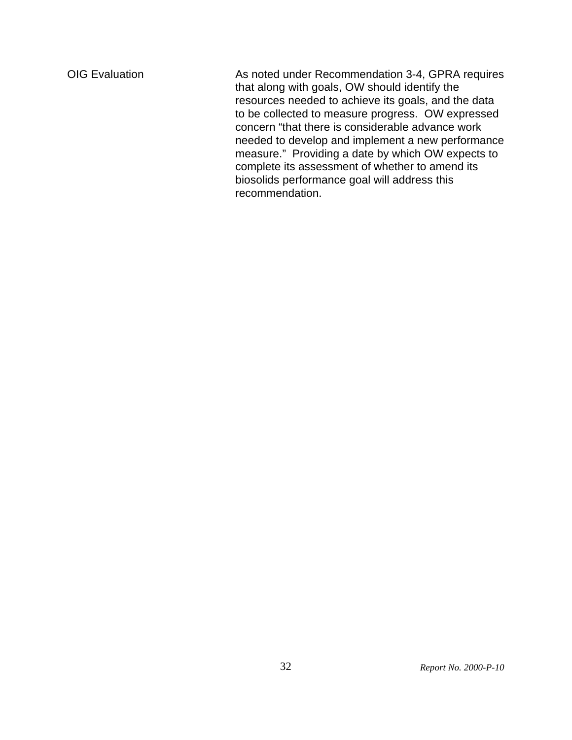**OIG Evaluation**

As noted under Recommendation 3-4, GPRA requires that along with goals, OW should identify the resources needed to achieve its goals, and the data to be collected to measure progress. OW expressed concern "that there is considerable advance work needed to develop and implement a new performance measure." Providing a date by which OW expects to complete its assessment of whether to amend its biosolids performance goal will address this recommendation.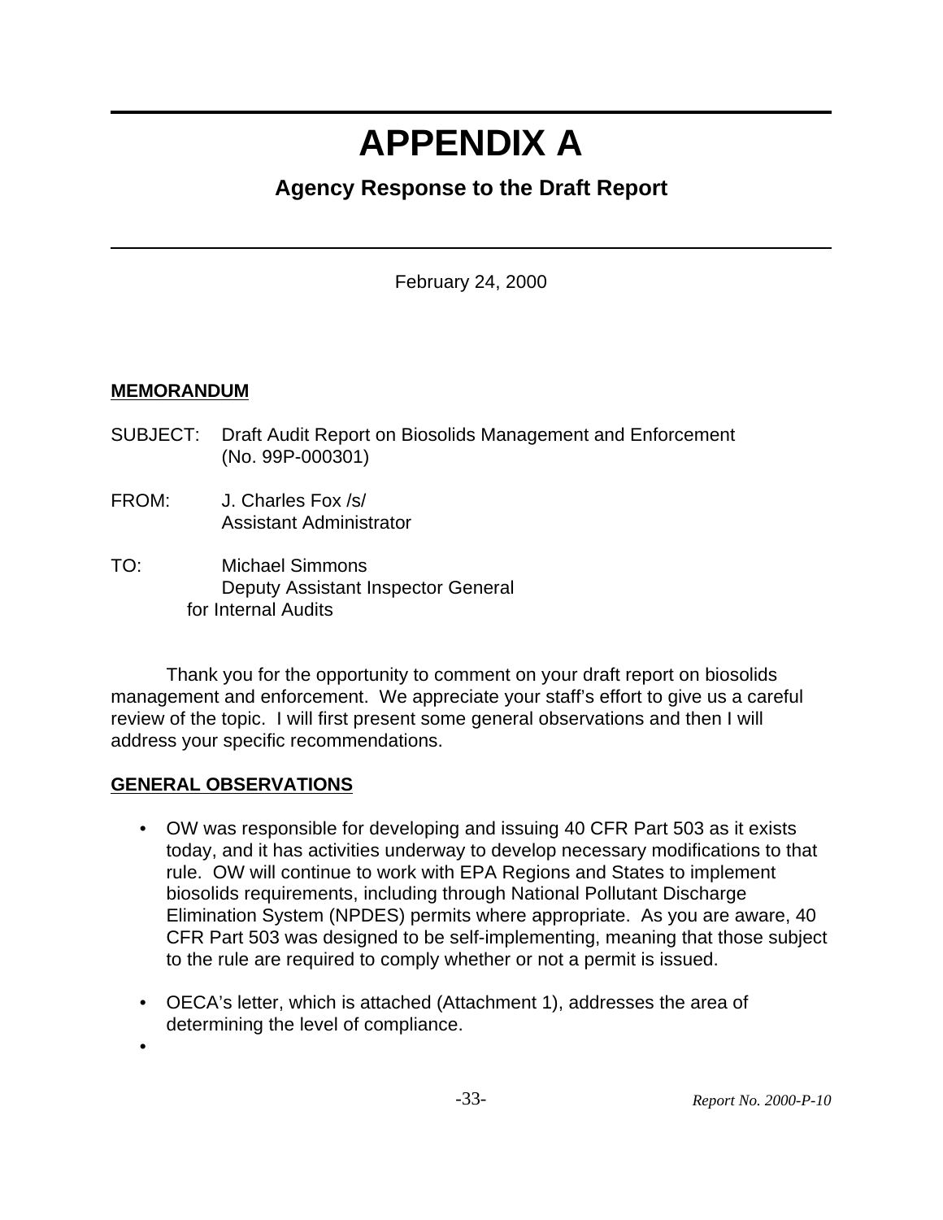# APPENDIX A

## Agency Response to the Draft Report

February 24, 2000

**MEMORANDUM**

SUBJECT: Draft Audit Report on Biosolids Management and Enforcement (No. 99P-000301)

FROM: J. Charles Fox /s/
Assistant Administrator

TO: Michael Simmons
Deputy Assistant Inspector General
for Internal Audits

Thank you for the opportunity to comment on your draft report on biosolids management and enforcement. We appreciate your staff's effort to give us a careful review of the topic. I will first present some general observations and then I will address your specific recommendations.

**GENERAL OBSERVATIONS**

- OW was responsible for developing and issuing 40 CFR Part 503 as it exists today, and it has activities underway to develop necessary modifications to that rule. OW will continue to work with EPA Regions and States to implement biosolids requirements, including through National Pollutant Discharge Elimination System (NPDES) permits where appropriate. As you are aware, 40 CFR Part 503 was designed to be self-implementing, meaning that those subject to the rule are required to comply whether or not a permit is issued.

- OECA's letter, which is attached (Attachment 1), addresses the area of determining the level of compliance.

-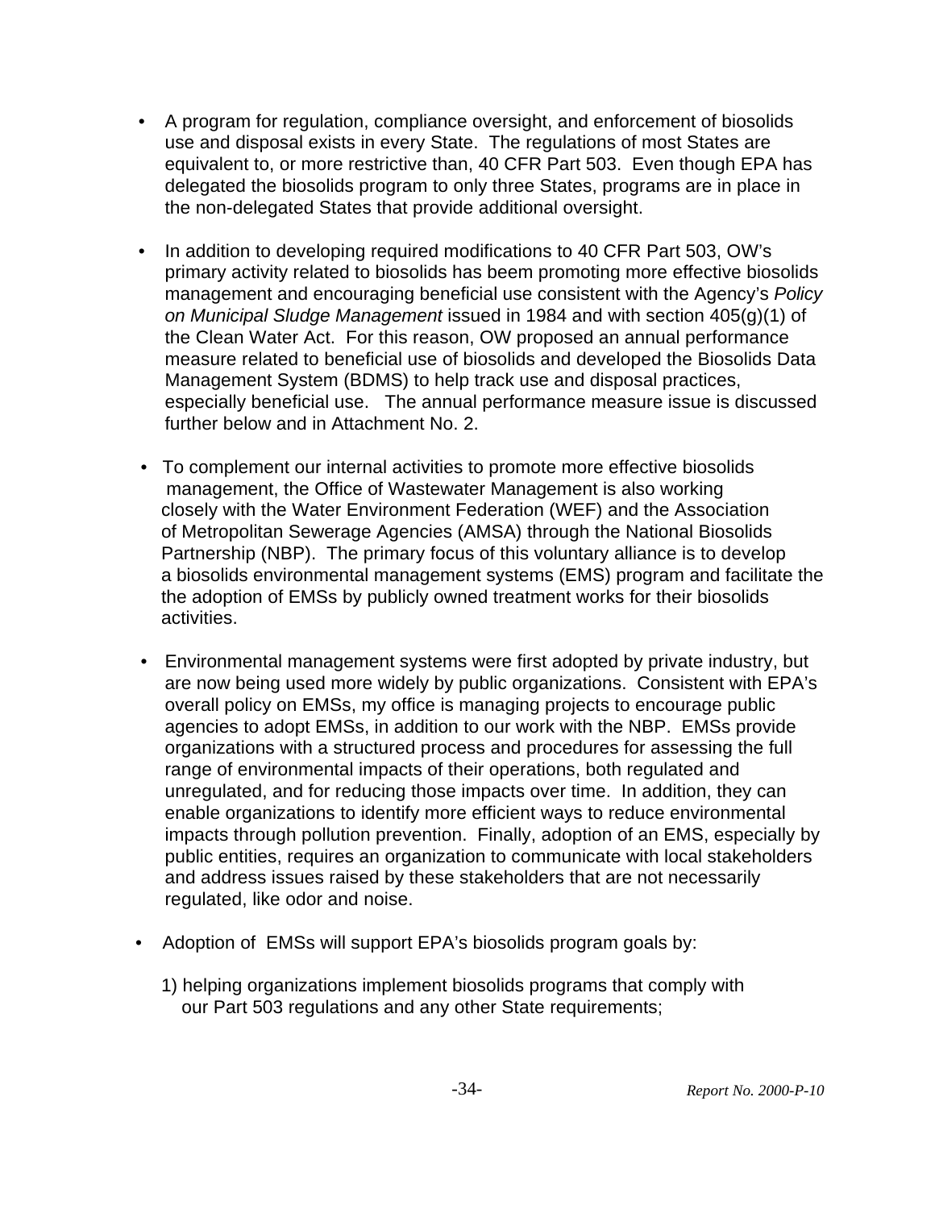- A program for regulation, compliance oversight, and enforcement of biosolids use and disposal exists in every State. The regulations of most States are equivalent to, or more restrictive than, 40 CFR Part 503. Even though EPA has delegated the biosolids program to only three States, programs are in place in the non-delegated States that provide additional oversight.

- In addition to developing required modifications to 40 CFR Part 503, OW's primary activity related to biosolids has beem promoting more effective biosolids management and encouraging beneficial use consistent with the Agency's *Policy on Municipal Sludge Management* issued in 1984 and with section 405(g)(1) of the Clean Water Act. For this reason, OW proposed an annual performance measure related to beneficial use of biosolids and developed the Biosolids Data Management System (BDMS) to help track use and disposal practices, especially beneficial use. The annual performance measure issue is discussed further below and in Attachment No. 2.

- To complement our internal activities to promote more effective biosolids management, the Office of Wastewater Management is also working closely with the Water Environment Federation (WEF) and the Association of Metropolitan Sewerage Agencies (AMSA) through the National Biosolids Partnership (NBP). The primary focus of this voluntary alliance is to develop a biosolids environmental management systems (EMS) program and facilitate the the adoption of EMSs by publicly owned treatment works for their biosolids activities.

- Environmental management systems were first adopted by private industry, but are now being used more widely by public organizations. Consistent with EPA's overall policy on EMSs, my office is managing projects to encourage public agencies to adopt EMSs, in addition to our work with the NBP. EMSs provide organizations with a structured process and procedures for assessing the full range of environmental impacts of their operations, both regulated and unregulated, and for reducing those impacts over time. In addition, they can enable organizations to identify more efficient ways to reduce environmental impacts through pollution prevention. Finally, adoption of an EMS, especially by public entities, requires an organization to communicate with local stakeholders and address issues raised by these stakeholders that are not necessarily regulated, like odor and noise.

- Adoption of EMSs will support EPA's biosolids program goals by:

  1) helping organizations implement biosolids programs that comply with our Part 503 regulations and any other State requirements;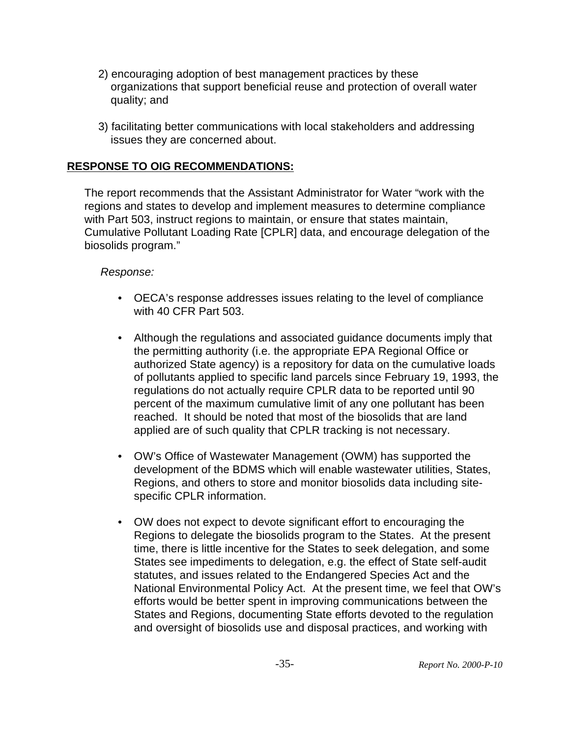2) encouraging adoption of best management practices by these organizations that support beneficial reuse and protection of overall water quality; and

3) facilitating better communications with local stakeholders and addressing issues they are concerned about.

**RESPONSE TO OIG RECOMMENDATIONS:**

The report recommends that the Assistant Administrator for Water "work with the regions and states to develop and implement measures to determine compliance with Part 503, instruct regions to maintain, or ensure that states maintain, Cumulative Pollutant Loading Rate [CPLR] data, and encourage delegation of the biosolids program."

*Response:*

- OECA's response addresses issues relating to the level of compliance with 40 CFR Part 503.

- Although the regulations and associated guidance documents imply that the permitting authority (i.e. the appropriate EPA Regional Office or authorized State agency) is a repository for data on the cumulative loads of pollutants applied to specific land parcels since February 19, 1993, the regulations do not actually require CPLR data to be reported until 90 percent of the maximum cumulative limit of any one pollutant has been reached. It should be noted that most of the biosolids that are land applied are of such quality that CPLR tracking is not necessary.

- OW's Office of Wastewater Management (OWM) has supported the development of the BDMS which will enable wastewater utilities, States, Regions, and others to store and monitor biosolids data including site-specific CPLR information.

- OW does not expect to devote significant effort to encouraging the Regions to delegate the biosolids program to the States. At the present time, there is little incentive for the States to seek delegation, and some States see impediments to delegation, e.g. the effect of State self-audit statutes, and issues related to the Endangered Species Act and the National Environmental Policy Act. At the present time, we feel that OW's efforts would be better spent in improving communications between the States and Regions, documenting State efforts devoted to the regulation and oversight of biosolids use and disposal practices, and working with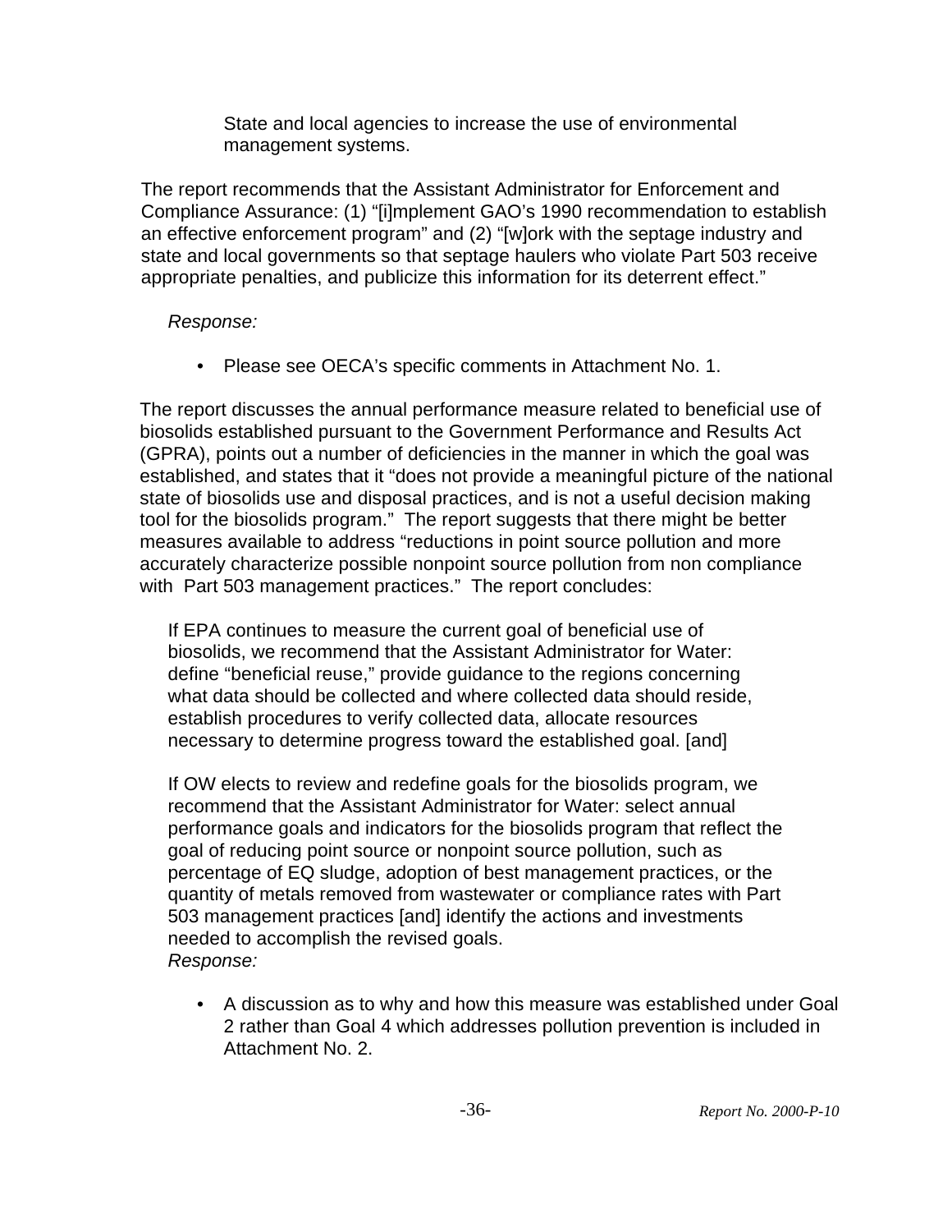State and local agencies to increase the use of environmental management systems.

The report recommends that the Assistant Administrator for Enforcement and Compliance Assurance: (1) "[i]mplement GAO's 1990 recommendation to establish an effective enforcement program" and (2) "[w]ork with the septage industry and state and local governments so that septage haulers who violate Part 503 receive appropriate penalties, and publicize this information for its deterrent effect."

*Response:*

- Please see OECA's specific comments in Attachment No. 1.

The report discusses the annual performance measure related to beneficial use of biosolids established pursuant to the Government Performance and Results Act (GPRA), points out a number of deficiencies in the manner in which the goal was established, and states that it "does not provide a meaningful picture of the national state of biosolids use and disposal practices, and is not a useful decision making tool for the biosolids program." The report suggests that there might be better measures available to address "reductions in point source pollution and more accurately characterize possible nonpoint source pollution from non compliance with Part 503 management practices." The report concludes:

> If EPA continues to measure the current goal of beneficial use of biosolids, we recommend that the Assistant Administrator for Water: define "beneficial reuse," provide guidance to the regions concerning what data should be collected and where collected data should reside, establish procedures to verify collected data, allocate resources necessary to determine progress toward the established goal. [and]
>
> If OW elects to review and redefine goals for the biosolids program, we recommend that the Assistant Administrator for Water: select annual performance goals and indicators for the biosolids program that reflect the goal of reducing point source or nonpoint source pollution, such as percentage of EQ sludge, adoption of best management practices, or the quantity of metals removed from wastewater or compliance rates with Part 503 management practices [and] identify the actions and investments needed to accomplish the revised goals.

*Response:*

- A discussion as to why and how this measure was established under Goal 2 rather than Goal 4 which addresses pollution prevention is included in Attachment No. 2.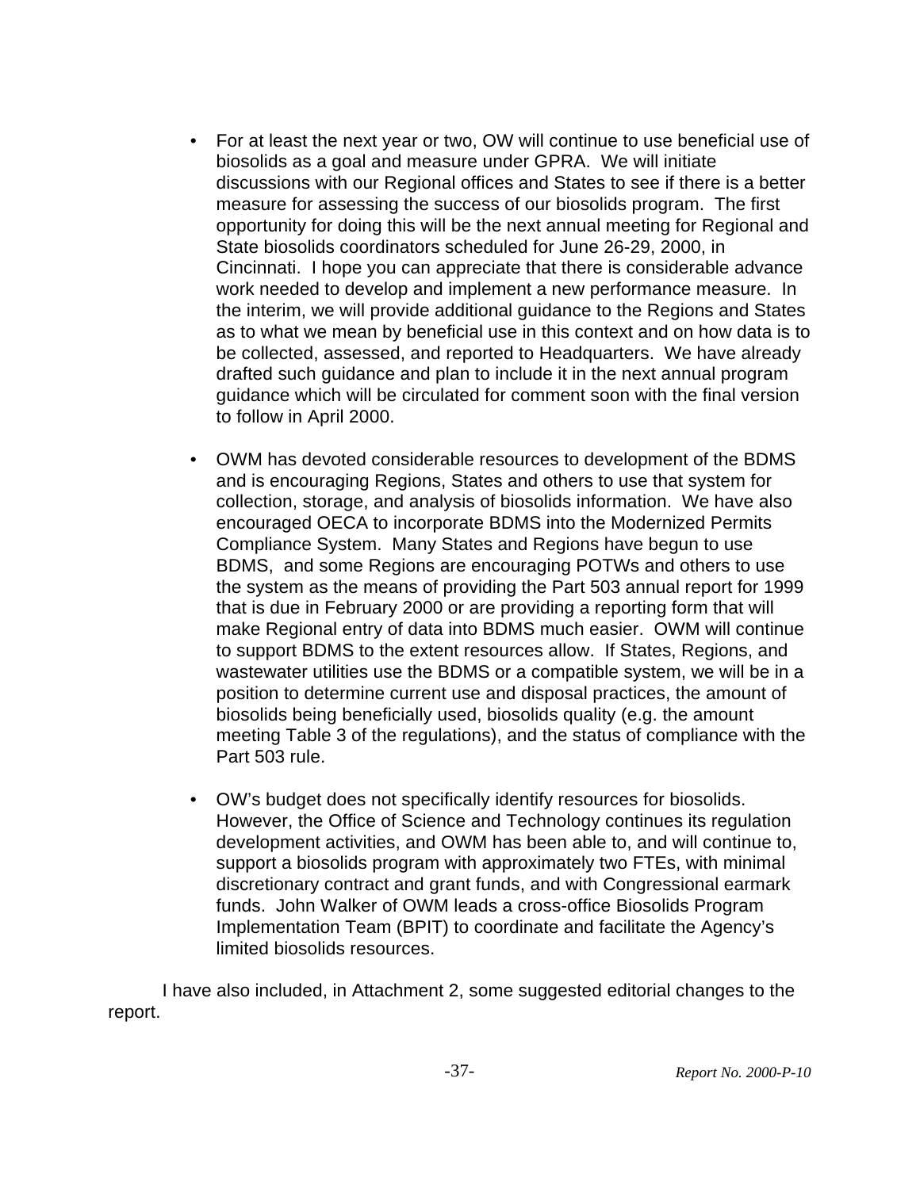- For at least the next year or two, OW will continue to use beneficial use of biosolids as a goal and measure under GPRA. We will initiate discussions with our Regional offices and States to see if there is a better measure for assessing the success of our biosolids program. The first opportunity for doing this will be the next annual meeting for Regional and State biosolids coordinators scheduled for June 26-29, 2000, in Cincinnati. I hope you can appreciate that there is considerable advance work needed to develop and implement a new performance measure. In the interim, we will provide additional guidance to the Regions and States as to what we mean by beneficial use in this context and on how data is to be collected, assessed, and reported to Headquarters. We have already drafted such guidance and plan to include it in the next annual program guidance which will be circulated for comment soon with the final version to follow in April 2000.

- OWM has devoted considerable resources to development of the BDMS and is encouraging Regions, States and others to use that system for collection, storage, and analysis of biosolids information. We have also encouraged OECA to incorporate BDMS into the Modernized Permits Compliance System. Many States and Regions have begun to use BDMS, and some Regions are encouraging POTWs and others to use the system as the means of providing the Part 503 annual report for 1999 that is due in February 2000 or are providing a reporting form that will make Regional entry of data into BDMS much easier. OWM will continue to support BDMS to the extent resources allow. If States, Regions, and wastewater utilities use the BDMS or a compatible system, we will be in a position to determine current use and disposal practices, the amount of biosolids being beneficially used, biosolids quality (e.g. the amount meeting Table 3 of the regulations), and the status of compliance with the Part 503 rule.

- OW's budget does not specifically identify resources for biosolids. However, the Office of Science and Technology continues its regulation development activities, and OWM has been able to, and will continue to, support a biosolids program with approximately two FTEs, with minimal discretionary contract and grant funds, and with Congressional earmark funds. John Walker of OWM leads a cross-office Biosolids Program Implementation Team (BPIT) to coordinate and facilitate the Agency's limited biosolids resources.

I have also included, in Attachment 2, some suggested editorial changes to the report.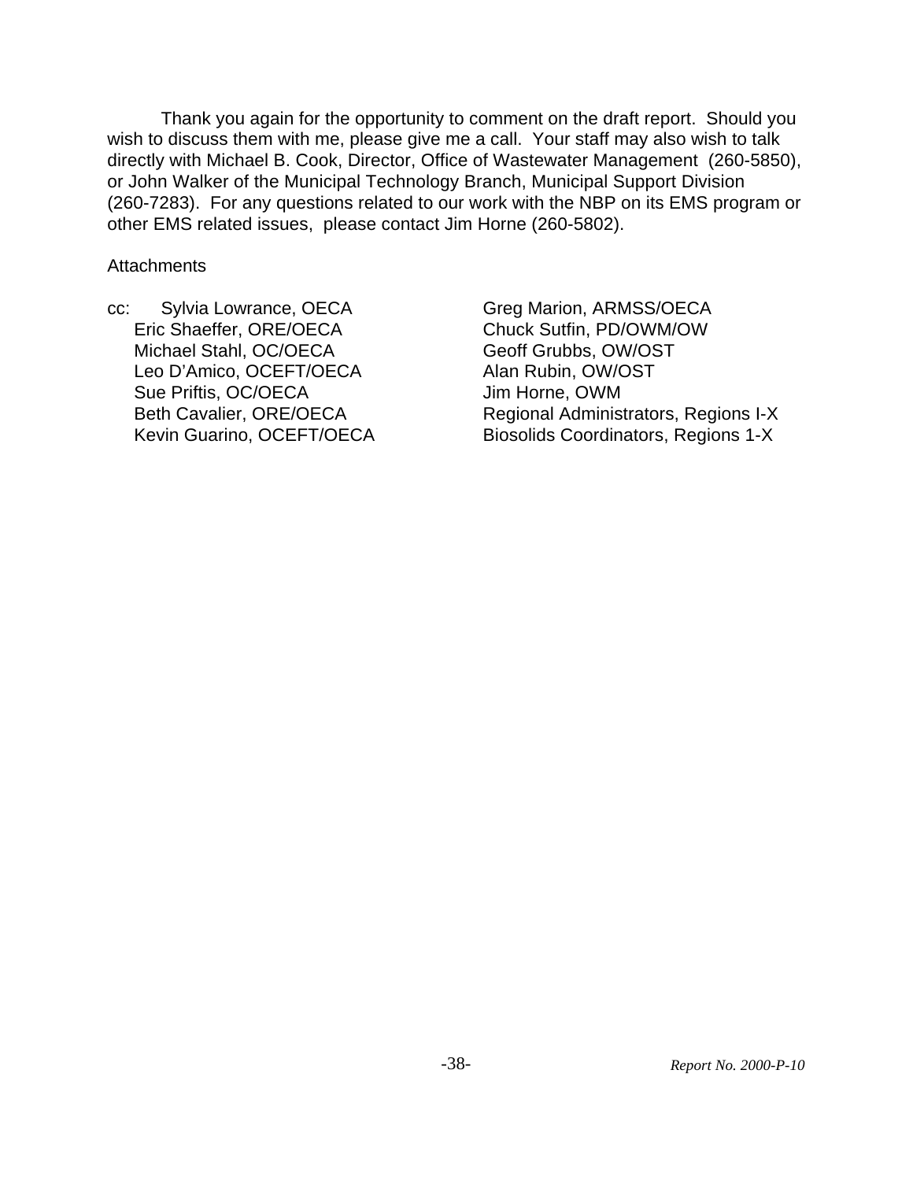Thank you again for the opportunity to comment on the draft report. Should you wish to discuss them with me, please give me a call. Your staff may also wish to talk directly with Michael B. Cook, Director, Office of Wastewater Management (260-5850), or John Walker of the Municipal Technology Branch, Municipal Support Division (260-7283). For any questions related to our work with the NBP on its EMS program or other EMS related issues, please contact Jim Horne (260-5802).

Attachments

cc:
- Sylvia Lowrance, OECA
- Eric Shaeffer, ORE/OECA
- Michael Stahl, OC/OECA
- Leo D'Amico, OCEFT/OECA
- Sue Priftis, OC/OECA
- Beth Cavalier, ORE/OECA
- Kevin Guarino, OCEFT/OECA
- Greg Marion, ARMSS/OECA
- Chuck Sutfin, PD/OWM/OW
- Geoff Grubbs, OW/OST
- Alan Rubin, OW/OST
- Jim Horne, OWM
- Regional Administrators, Regions I-X
- Biosolids Coordinators, Regions 1-X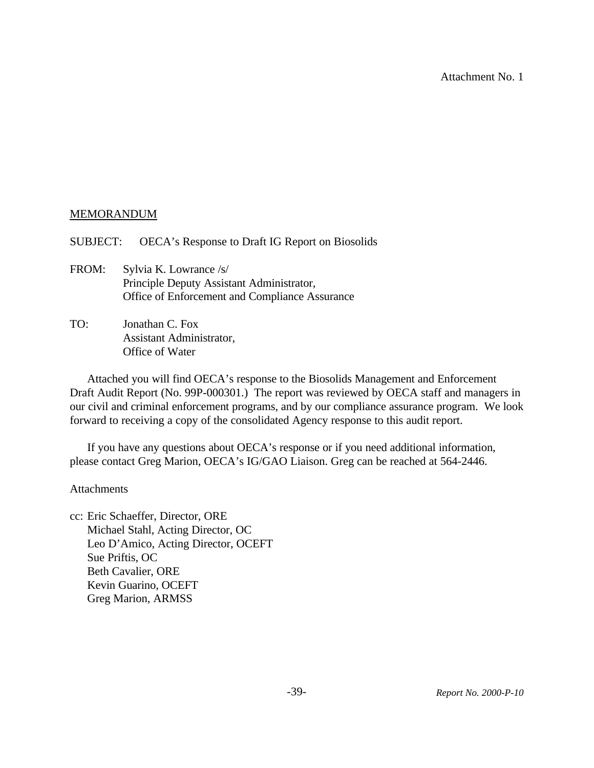Attachment No. 1

<u>MEMORANDUM</u>

SUBJECT: OECA's Response to Draft IG Report on Biosolids

FROM: Sylvia K. Lowrance /s/
Principle Deputy Assistant Administrator,
Office of Enforcement and Compliance Assurance

TO: Jonathan C. Fox
Assistant Administrator,
Office of Water

Attached you will find OECA's response to the Biosolids Management and Enforcement Draft Audit Report (No. 99P-000301.) The report was reviewed by OECA staff and managers in our civil and criminal enforcement programs, and by our compliance assurance program. We look forward to receiving a copy of the consolidated Agency response to this audit report.

If you have any questions about OECA's response or if you need additional information, please contact Greg Marion, OECA's IG/GAO Liaison. Greg can be reached at 564-2446.

Attachments

cc: Eric Schaeffer, Director, ORE
Michael Stahl, Acting Director, OC
Leo D'Amico, Acting Director, OCEFT
Sue Priftis, OC
Beth Cavalier, ORE
Kevin Guarino, OCEFT
Greg Marion, ARMSS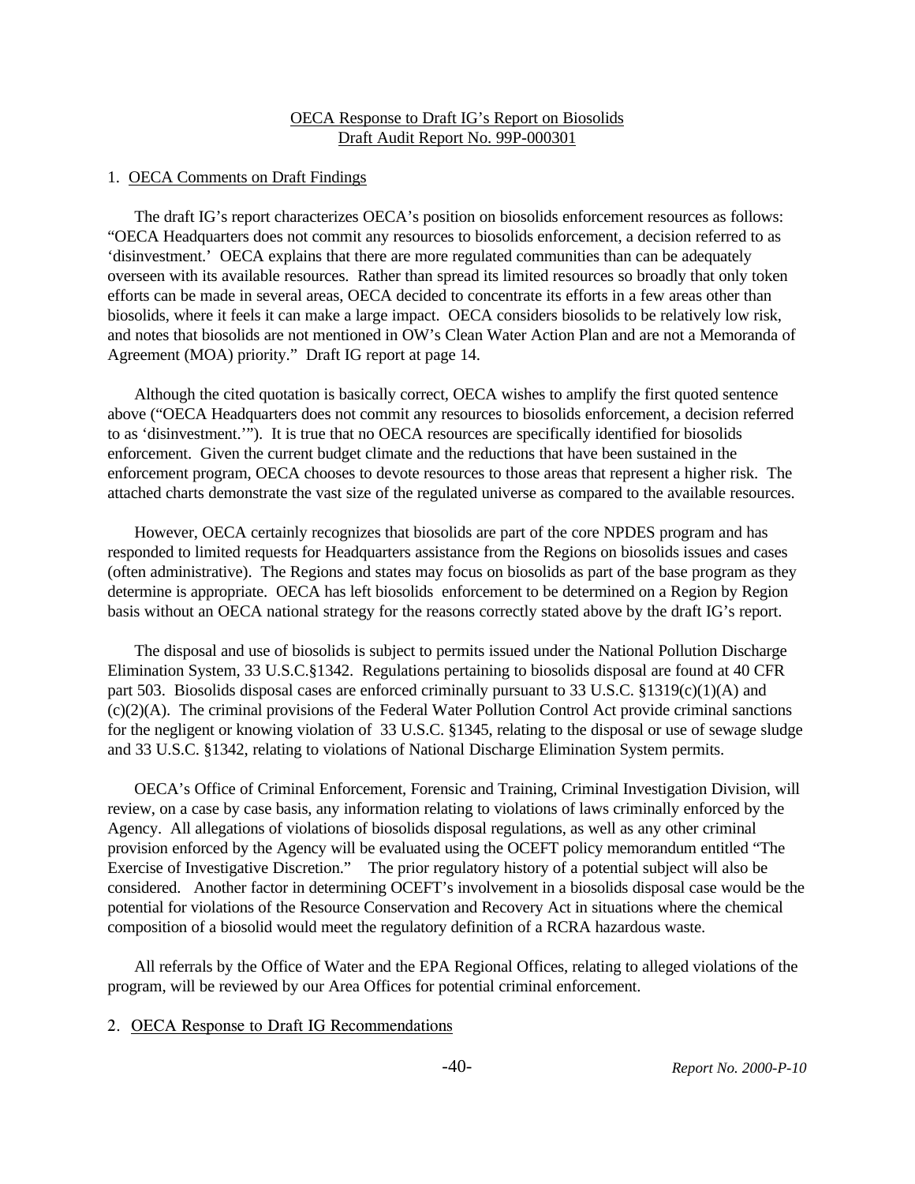<u>OECA Response to Draft IG's Report on Biosolids</u>
<u>Draft Audit Report No. 99P-000301</u>

1. <u>OECA Comments on Draft Findings</u>

The draft IG's report characterizes OECA's position on biosolids enforcement resources as follows: "OECA Headquarters does not commit any resources to biosolids enforcement, a decision referred to as 'disinvestment.' OECA explains that there are more regulated communities than can be adequately overseen with its available resources. Rather than spread its limited resources so broadly that only token efforts can be made in several areas, OECA decided to concentrate its efforts in a few areas other than biosolids, where it feels it can make a large impact. OECA considers biosolids to be relatively low risk, and notes that biosolids are not mentioned in OW's Clean Water Action Plan and are not a Memoranda of Agreement (MOA) priority." Draft IG report at page 14.

Although the cited quotation is basically correct, OECA wishes to amplify the first quoted sentence above ("OECA Headquarters does not commit any resources to biosolids enforcement, a decision referred to as 'disinvestment.'"). It is true that no OECA resources are specifically identified for biosolids enforcement. Given the current budget climate and the reductions that have been sustained in the enforcement program, OECA chooses to devote resources to those areas that represent a higher risk. The attached charts demonstrate the vast size of the regulated universe as compared to the available resources.

However, OECA certainly recognizes that biosolids are part of the core NPDES program and has responded to limited requests for Headquarters assistance from the Regions on biosolids issues and cases (often administrative). The Regions and states may focus on biosolids as part of the base program as they determine is appropriate. OECA has left biosolids enforcement to be determined on a Region by Region basis without an OECA national strategy for the reasons correctly stated above by the draft IG's report.

The disposal and use of biosolids is subject to permits issued under the National Pollution Discharge Elimination System, 33 U.S.C.§1342. Regulations pertaining to biosolids disposal are found at 40 CFR part 503. Biosolids disposal cases are enforced criminally pursuant to 33 U.S.C. §1319(c)(1)(A) and (c)(2)(A). The criminal provisions of the Federal Water Pollution Control Act provide criminal sanctions for the negligent or knowing violation of 33 U.S.C. §1345, relating to the disposal or use of sewage sludge and 33 U.S.C. §1342, relating to violations of National Discharge Elimination System permits.

OECA's Office of Criminal Enforcement, Forensic and Training, Criminal Investigation Division, will review, on a case by case basis, any information relating to violations of laws criminally enforced by the Agency. All allegations of violations of biosolids disposal regulations, as well as any other criminal provision enforced by the Agency will be evaluated using the OCEFT policy memorandum entitled "The Exercise of Investigative Discretion." The prior regulatory history of a potential subject will also be considered. Another factor in determining OCEFT's involvement in a biosolids disposal case would be the potential for violations of the Resource Conservation and Recovery Act in situations where the chemical composition of a biosolid would meet the regulatory definition of a RCRA hazardous waste.

All referrals by the Office of Water and the EPA Regional Offices, relating to alleged violations of the program, will be reviewed by our Area Offices for potential criminal enforcement.

2. <u>OECA Response to Draft IG Recommendations</u>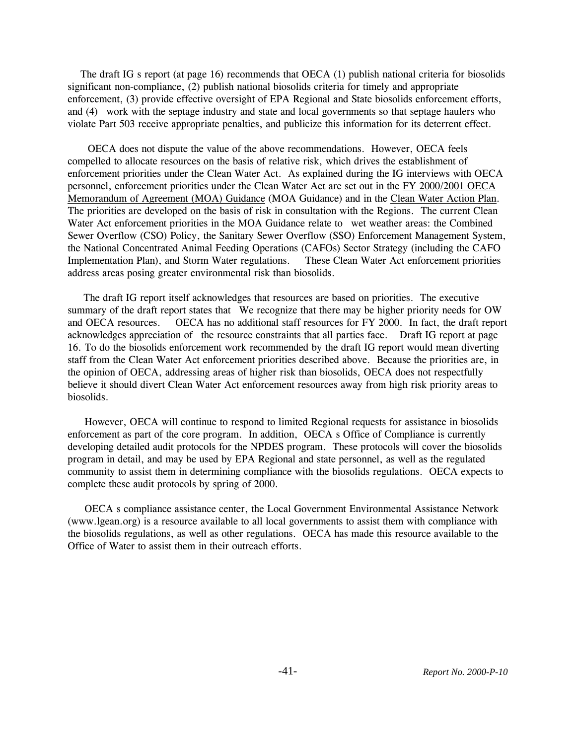The draft IG s report (at page 16) recommends that OECA (1) publish national criteria for biosolids significant non-compliance, (2) publish national biosolids criteria for timely and appropriate enforcement, (3) provide effective oversight of EPA Regional and State biosolids enforcement efforts, and (4) work with the septage industry and state and local governments so that septage haulers who violate Part 503 receive appropriate penalties, and publicize this information for its deterrent effect.

OECA does not dispute the value of the above recommendations. However, OECA feels compelled to allocate resources on the basis of relative risk, which drives the establishment of enforcement priorities under the Clean Water Act. As explained during the IG interviews with OECA personnel, enforcement priorities under the Clean Water Act are set out in the FY 2000/2001 OECA Memorandum of Agreement (MOA) Guidance (MOA Guidance) and in the Clean Water Action Plan. The priorities are developed on the basis of risk in consultation with the Regions. The current Clean Water Act enforcement priorities in the MOA Guidance relate to wet weather areas: the Combined Sewer Overflow (CSO) Policy, the Sanitary Sewer Overflow (SSO) Enforcement Management System, the National Concentrated Animal Feeding Operations (CAFOs) Sector Strategy (including the CAFO Implementation Plan), and Storm Water regulations. These Clean Water Act enforcement priorities address areas posing greater environmental risk than biosolids.

The draft IG report itself acknowledges that resources are based on priorities. The executive summary of the draft report states that We recognize that there may be higher priority needs for OW and OECA resources. OECA has no additional staff resources for FY 2000. In fact, the draft report acknowledges appreciation of the resource constraints that all parties face. Draft IG report at page 16. To do the biosolids enforcement work recommended by the draft IG report would mean diverting staff from the Clean Water Act enforcement priorities described above. Because the priorities are, in the opinion of OECA, addressing areas of higher risk than biosolids, OECA does not respectfully believe it should divert Clean Water Act enforcement resources away from high risk priority areas to biosolids.

However, OECA will continue to respond to limited Regional requests for assistance in biosolids enforcement as part of the core program. In addition, OECA s Office of Compliance is currently developing detailed audit protocols for the NPDES program. These protocols will cover the biosolids program in detail, and may be used by EPA Regional and state personnel, as well as the regulated community to assist them in determining compliance with the biosolids regulations. OECA expects to complete these audit protocols by spring of 2000.

OECA s compliance assistance center, the Local Government Environmental Assistance Network (www.lgean.org) is a resource available to all local governments to assist them with compliance with the biosolids regulations, as well as other regulations. OECA has made this resource available to the Office of Water to assist them in their outreach efforts.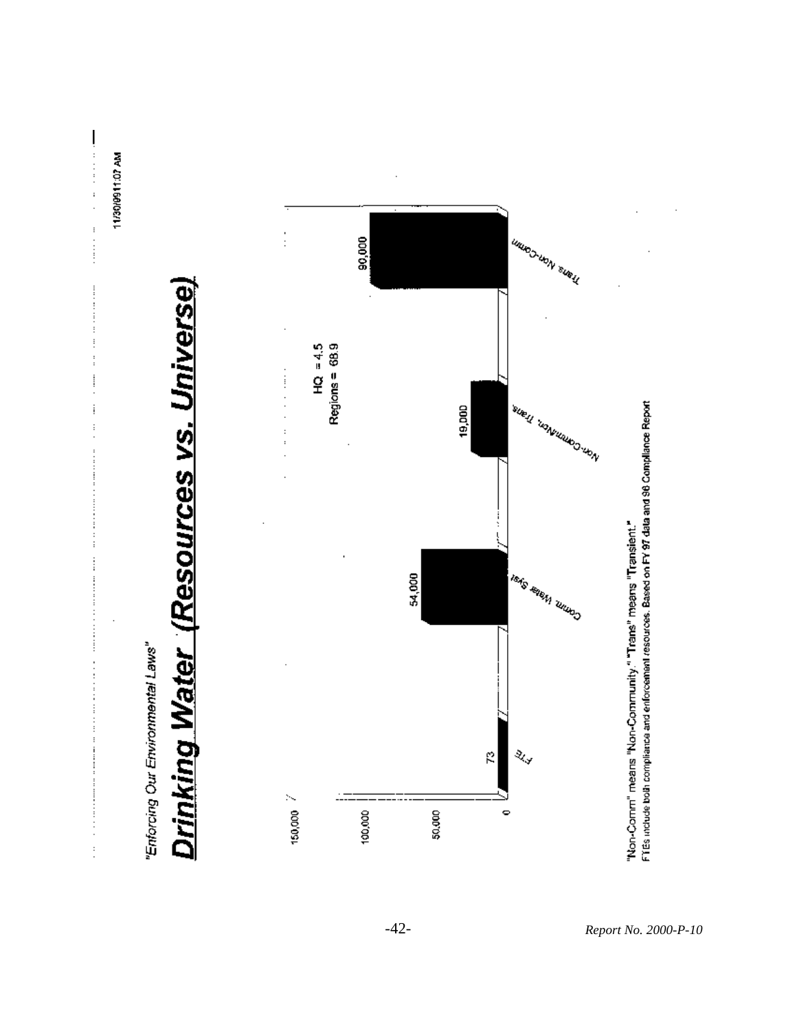11/30/9911:07 AM

*"Enforcing Our Environmental Laws"*

# Drinking Water (Resources vs. Universe)

HQ = 4.5
Regions = 68.9

| Category | Value |
| --- | --- |
| FTE | 73 |
| Comm. Water Syst. | 54,000 |
| Non-Comm/Non. Trans. | 19,000 |
| Trans. Non-Comm | 90,000 |

"Non-Comm" means "Non-Community." "Trans" means "Transient."
FTEs include both compliance and enforcement resources. Based on FY 97 data and 96 Compliance Report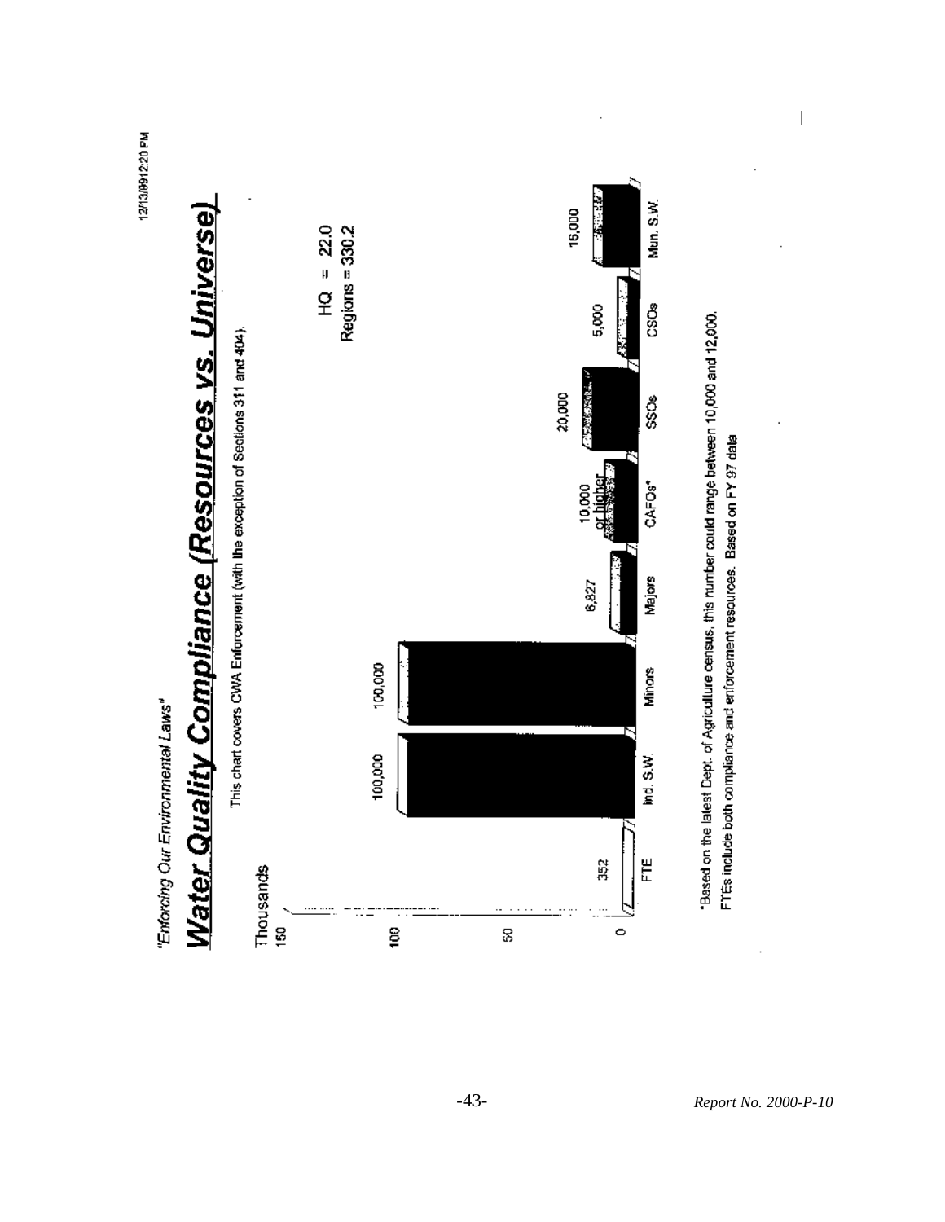"Enforcing Our Environmental Laws"

# Water Quality Compliance (Resources vs. Universe)

This chart covers CWA Enforcement (with the exception of Sections 311 and 404).

HQ = 22.0
Regions = 330.2

Thousands

| Category | Value |
|---|---|
| FTE | 352 |
| Ind. S.W. | 100,000 |
| Minors | 100,000 |
| Majors | 6,827 |
| CAFOs* | 10,000 or higher |
| SSOs | 20,000 |
| CSOs | 5,000 |
| Mun. S.W. | 16,000 |

*Based on the latest Dept. of Agriculture census, this number could range between 10,000 and 12,000.

FTEs include both compliance and enforcement resources. Based on FY 97 data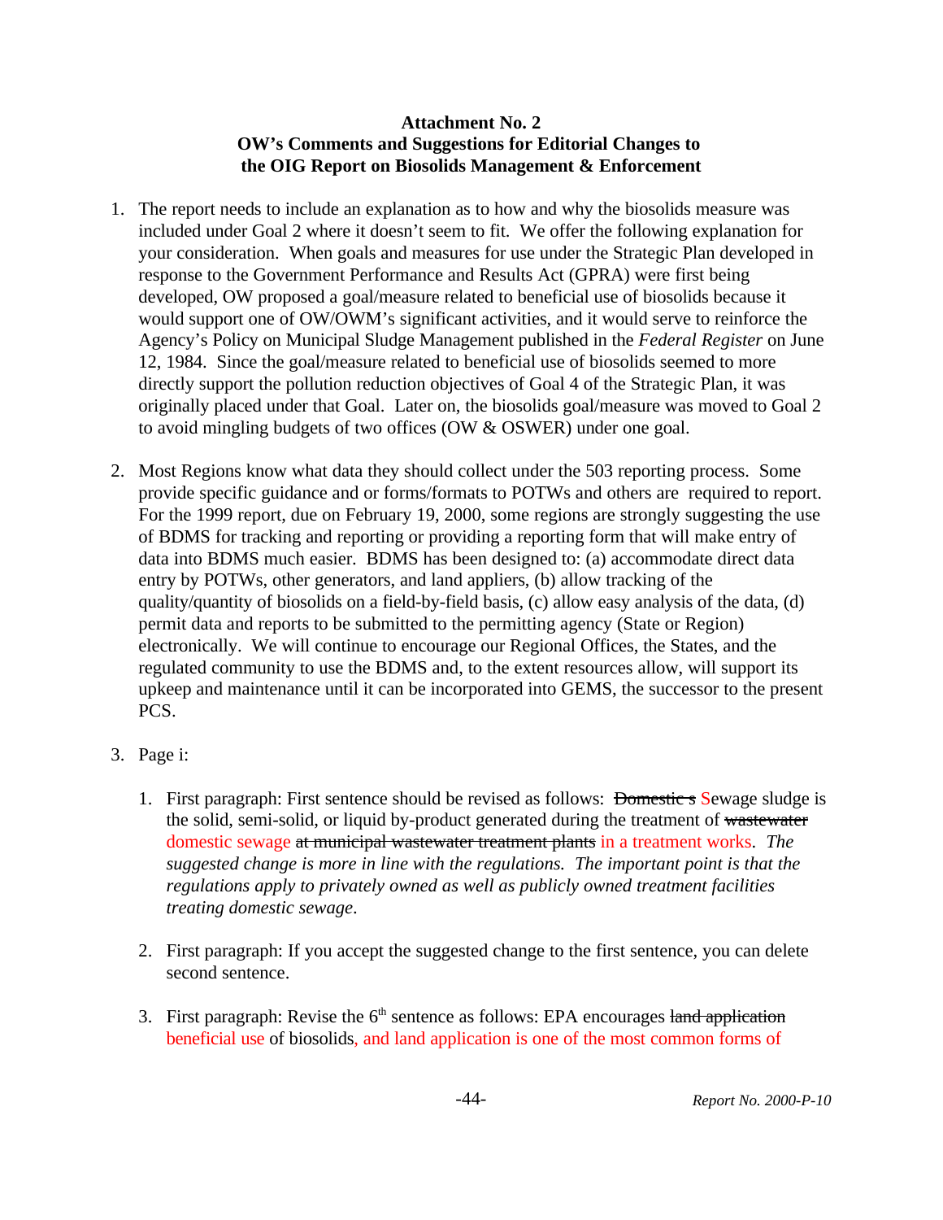**Attachment No. 2**
**OW's Comments and Suggestions for Editorial Changes to the OIG Report on Biosolids Management & Enforcement**

1. The report needs to include an explanation as to how and why the biosolids measure was included under Goal 2 where it doesn't seem to fit. We offer the following explanation for your consideration. When goals and measures for use under the Strategic Plan developed in response to the Government Performance and Results Act (GPRA) were first being developed, OW proposed a goal/measure related to beneficial use of biosolids because it would support one of OW/OWM's significant activities, and it would serve to reinforce the Agency's Policy on Municipal Sludge Management published in the *Federal Register* on June 12, 1984. Since the goal/measure related to beneficial use of biosolids seemed to more directly support the pollution reduction objectives of Goal 4 of the Strategic Plan, it was originally placed under that Goal. Later on, the biosolids goal/measure was moved to Goal 2 to avoid mingling budgets of two offices (OW & OSWER) under one goal.

2. Most Regions know what data they should collect under the 503 reporting process. Some provide specific guidance and or forms/formats to POTWs and others are required to report. For the 1999 report, due on February 19, 2000, some regions are strongly suggesting the use of BDMS for tracking and reporting or providing a reporting form that will make entry of data into BDMS much easier. BDMS has been designed to: (a) accommodate direct data entry by POTWs, other generators, and land appliers, (b) allow tracking of the quality/quantity of biosolids on a field-by-field basis, (c) allow easy analysis of the data, (d) permit data and reports to be submitted to the permitting agency (State or Region) electronically. We will continue to encourage our Regional Offices, the States, and the regulated community to use the BDMS and, to the extent resources allow, will support its upkeep and maintenance until it can be incorporated into GEMS, the successor to the present PCS.

3. Page i:

    1. First paragraph: First sentence should be revised as follows: ~~Domestic s~~ Sewage sludge is the solid, semi-solid, or liquid by-product generated during the treatment of ~~wastewater~~ domestic sewage ~~at municipal wastewater treatment plants~~ in a treatment works. *The suggested change is more in line with the regulations. The important point is that the regulations apply to privately owned as well as publicly owned treatment facilities treating domestic sewage*.

    2. First paragraph: If you accept the suggested change to the first sentence, you can delete second sentence.

    3. First paragraph: Revise the 6th sentence as follows: EPA encourages ~~land application~~ beneficial use of biosolids, and land application is one of the most common forms of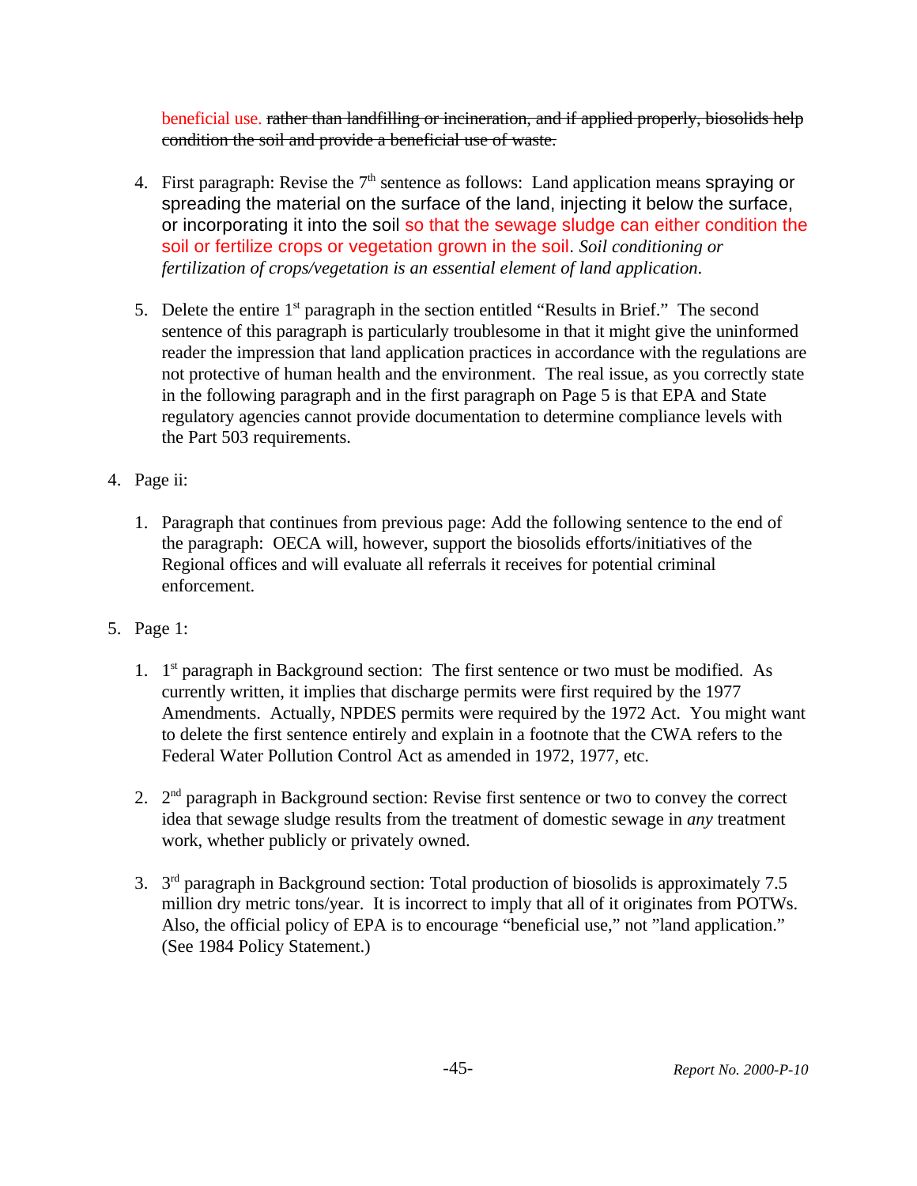beneficial use. ~~rather than landfilling or incineration, and if applied properly, biosolids help condition the soil and provide a beneficial use of waste.~~

4. First paragraph: Revise the 7th sentence as follows: Land application means spraying or spreading the material on the surface of the land, injecting it below the surface, or incorporating it into the soil so that the sewage sludge can either condition the soil or fertilize crops or vegetation grown in the soil. *Soil conditioning or fertilization of crops/vegetation is an essential element of land application.*

5. Delete the entire 1st paragraph in the section entitled "Results in Brief." The second sentence of this paragraph is particularly troublesome in that it might give the uninformed reader the impression that land application practices in accordance with the regulations are not protective of human health and the environment. The real issue, as you correctly state in the following paragraph and in the first paragraph on Page 5 is that EPA and State regulatory agencies cannot provide documentation to determine compliance levels with the Part 503 requirements.

4. Page ii:

   1. Paragraph that continues from previous page: Add the following sentence to the end of the paragraph: OECA will, however, support the biosolids efforts/initiatives of the Regional offices and will evaluate all referrals it receives for potential criminal enforcement.

5. Page 1:

   1. 1st paragraph in Background section: The first sentence or two must be modified. As currently written, it implies that discharge permits were first required by the 1977 Amendments. Actually, NPDES permits were required by the 1972 Act. You might want to delete the first sentence entirely and explain in a footnote that the CWA refers to the Federal Water Pollution Control Act as amended in 1972, 1977, etc.

   2. 2nd paragraph in Background section: Revise first sentence or two to convey the correct idea that sewage sludge results from the treatment of domestic sewage in *any* treatment work, whether publicly or privately owned.

   3. 3rd paragraph in Background section: Total production of biosolids is approximately 7.5 million dry metric tons/year. It is incorrect to imply that all of it originates from POTWs. Also, the official policy of EPA is to encourage "beneficial use," not "land application." (See 1984 Policy Statement.)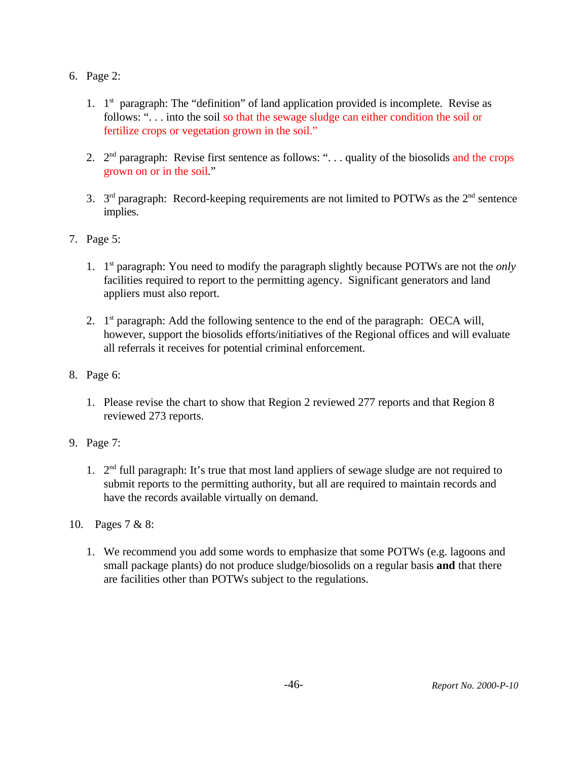6. Page 2:

    1. 1st paragraph: The "definition" of land application provided is incomplete. Revise as follows: ". . . into the soil so that the sewage sludge can either condition the soil or fertilize crops or vegetation grown in the soil."

    2. 2nd paragraph: Revise first sentence as follows: ". . . quality of the biosolids and the crops grown on or in the soil."

    3. 3rd paragraph: Record-keeping requirements are not limited to POTWs as the 2nd sentence implies.

7. Page 5:

    1. 1st paragraph: You need to modify the paragraph slightly because POTWs are not the *only* facilities required to report to the permitting agency. Significant generators and land appliers must also report.

    2. 1st paragraph: Add the following sentence to the end of the paragraph: OECA will, however, support the biosolids efforts/initiatives of the Regional offices and will evaluate all referrals it receives for potential criminal enforcement.

8. Page 6:

    1. Please revise the chart to show that Region 2 reviewed 277 reports and that Region 8 reviewed 273 reports.

9. Page 7:

    1. 2nd full paragraph: It's true that most land appliers of sewage sludge are not required to submit reports to the permitting authority, but all are required to maintain records and have the records available virtually on demand.

10. Pages 7 & 8:

    1. We recommend you add some words to emphasize that some POTWs (e.g. lagoons and small package plants) do not produce sludge/biosolids on a regular basis **and** that there are facilities other than POTWs subject to the regulations.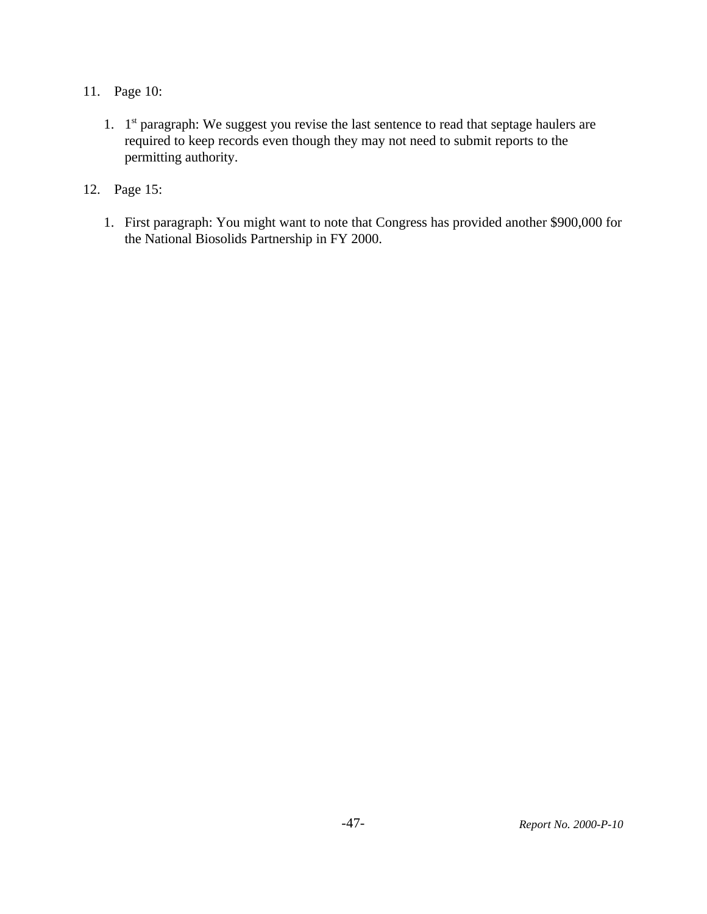11. Page 10:

    1. 1st paragraph: We suggest you revise the last sentence to read that septage haulers are required to keep records even though they may not need to submit reports to the permitting authority.

12. Page 15:

    1. First paragraph: You might want to note that Congress has provided another $900,000 for the National Biosolids Partnership in FY 2000.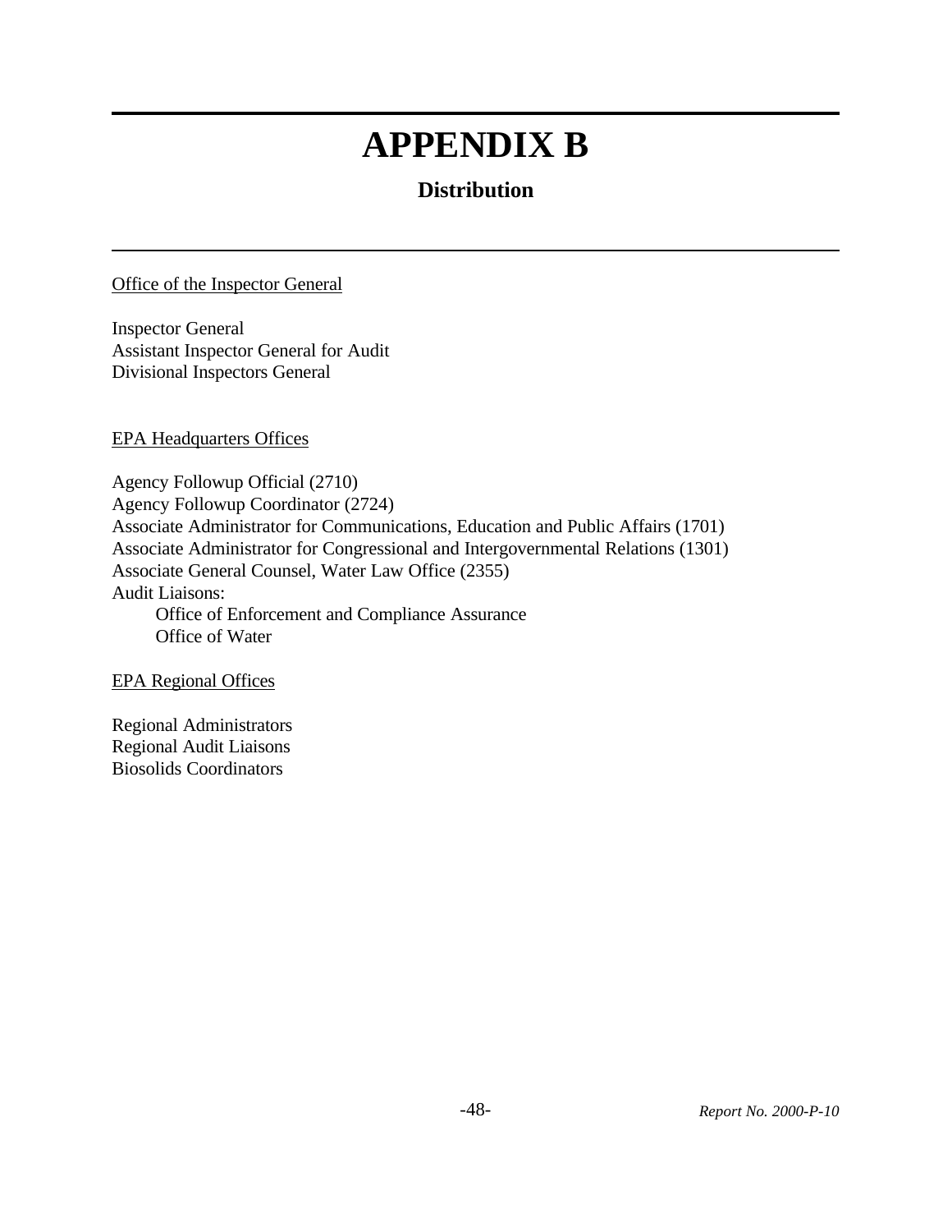# APPENDIX B

## Distribution

Office of the Inspector General

Inspector General
Assistant Inspector General for Audit
Divisional Inspectors General

EPA Headquarters Offices

Agency Followup Official (2710)
Agency Followup Coordinator (2724)
Associate Administrator for Communications, Education and Public Affairs (1701)
Associate Administrator for Congressional and Intergovernmental Relations (1301)
Associate General Counsel, Water Law Office (2355)
Audit Liaisons:
- Office of Enforcement and Compliance Assurance
- Office of Water

EPA Regional Offices

Regional Administrators
Regional Audit Liaisons
Biosolids Coordinators